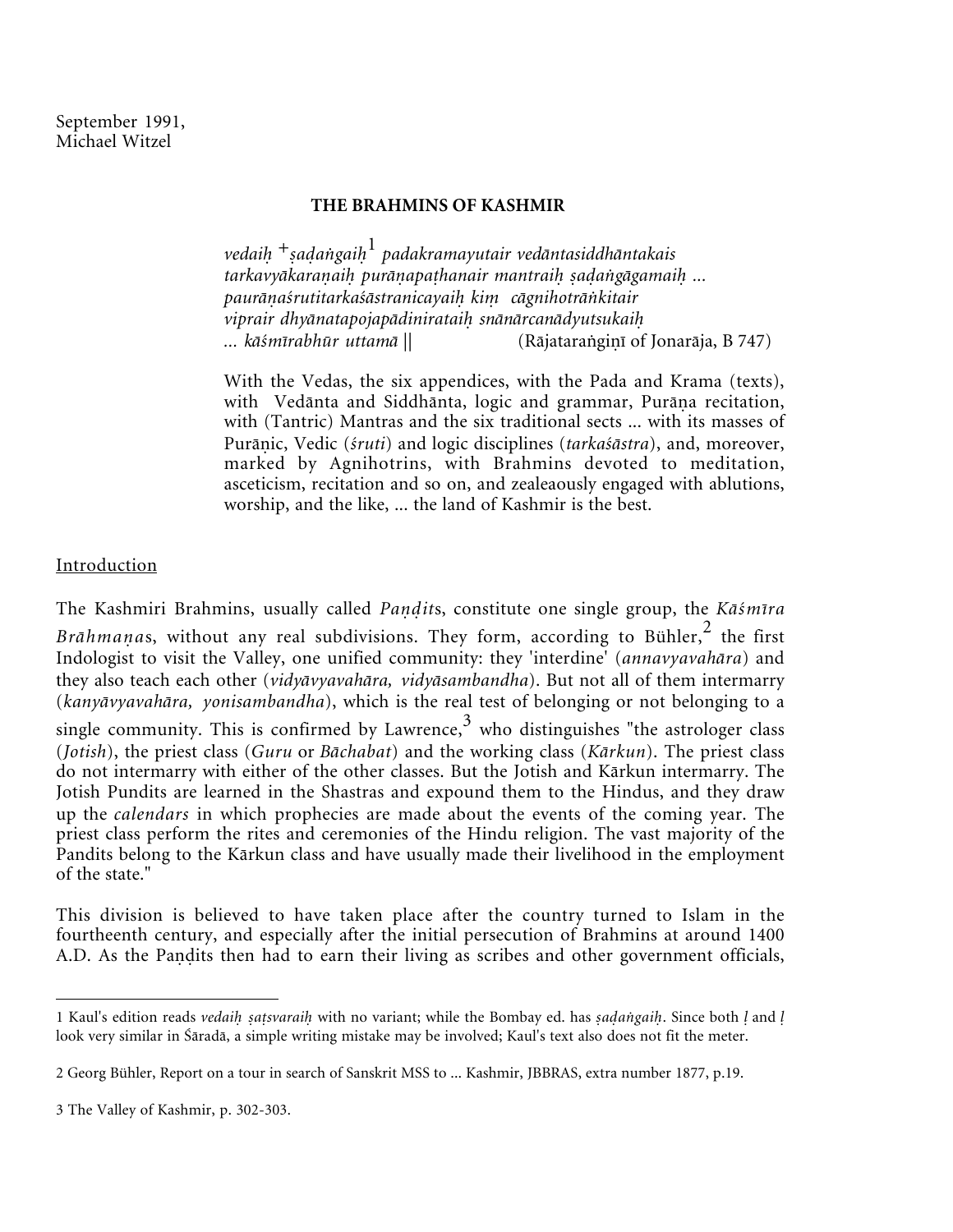September 1991,
Michael Witzel

# THE BRAHMINS OF KASHMIR

*vedaiḥ* +*ṣaḍaṅgaiḥ*[1] *padakramayutair vedāntasiddhāntakais*
*tarkavyākaraṇaiḥ purāṇapaṭhanair mantraiḥ ṣaḍaṅgāgamaiḥ ...*
*paurāṇaśrutitarkaśāstranicayaiḥ kiṃ cāgnihotrāṅkitair*
*viprair dhyānatapojapādiniratair snānārcanādyutsukaiḥ*
*... kāśmīrabhūr uttamā ||* (Rājataraṅgiṇī of Jonarāja, B 747)

With the Vedas, the six appendices, with the Pada and Krama (texts), with Vedānta and Siddhānta, logic and grammar, Purāṇa recitation, with (Tantric) Mantras and the six traditional sects ... with its masses of Purāṇic, Vedic (*śruti*) and logic disciplines (*tarkaśāstra*), and, moreover, marked by Agnihotrins, with Brahmins devoted to meditation, asceticism, recitation and so on, and zealeaously engaged with ablutions, worship, and the like, ... the land of Kashmir is the best.

## Introduction

The Kashmiri Brahmins, usually called *Paṇḍit*s, constitute one single group, the *Kāśmīra Brāhmaṇa*s, without any real subdivisions. They form, according to Bühler,[2] the first Indologist to visit the Valley, one unified community: they 'interdine' (*annavyavahāra*) and they also teach each other (*vidyāvyavahāra, vidyāsambandha*). But not all of them intermarry (*kanyāvyavahāra, yonisambandha*), which is the real test of belonging or not belonging to a single community. This is confirmed by Lawrence,[3] who distinguishes "the astrologer class (*Jotish*), the priest class (*Guru* or *Bāchabat*) and the working class (*Kārkun*). The priest class do not intermarry with either of the other classes. But the Jotish and Kārkun intermarry. The Jotish Pundits are learned in the Shastras and expound them to the Hindus, and they draw up the *calendars* in which prophecies are made about the events of the coming year. The priest class perform the rites and ceremonies of the Hindu religion. The vast majority of the Pandits belong to the Kārkun class and have usually made their livelihood in the employment of the state."

This division is believed to have taken place after the country turned to Islam in the fourtheenth century, and especially after the initial persecution of Brahmins at around 1400 A.D. As the Paṇḍits then had to earn their living as scribes and other government officials,

---

1 Kaul's edition reads *vedaiḥ ṣaṭsvaraiḥ* with no variant; while the Bombay ed. has *ṣaḍaṅgaiḥ*. Since both *ḷ* and *ḷ* look very similar in Śāradā, a simple writing mistake may be involved; Kaul's text also does not fit the meter.

2 Georg Bühler, Report on a tour in search of Sanskrit MSS to ... Kashmir, JBBRAS, extra number 1877, p.19.

3 The Valley of Kashmir, p. 302-303.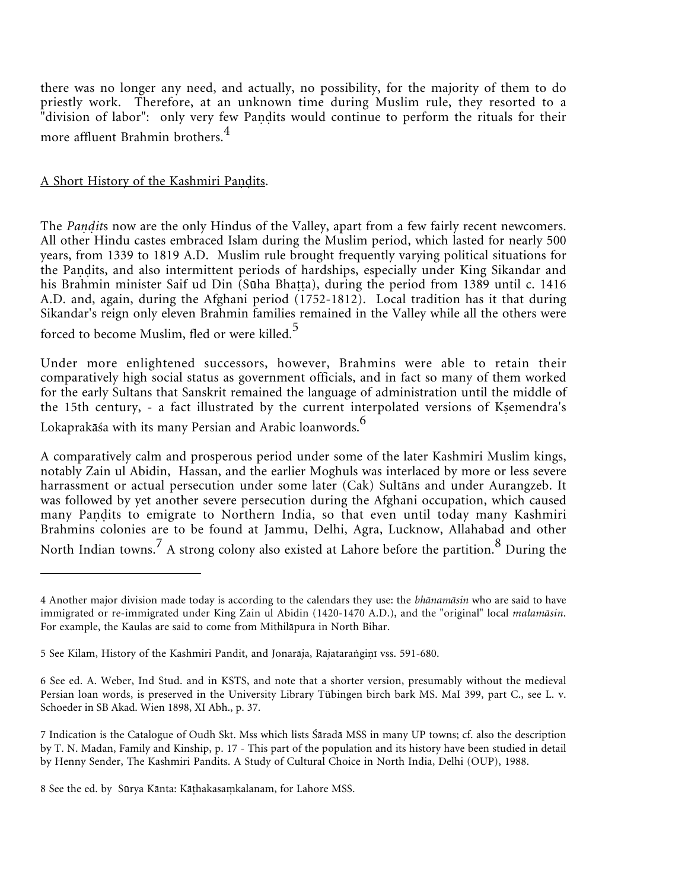there was no longer any need, and actually, no possibility, for the majority of them to do priestly work. Therefore, at an unknown time during Muslim rule, they resorted to a "division of labor": only very few Paṇḍits would continue to perform the rituals for their more affluent Brahmin brothers.[4]

## A Short History of the Kashmiri Paṇḍits.

The *Paṇḍit*s now are the only Hindus of the Valley, apart from a few fairly recent newcomers. All other Hindu castes embraced Islam during the Muslim period, which lasted for nearly 500 years, from 1339 to 1819 A.D. Muslim rule brought frequently varying political situations for the Paṇḍits, and also intermittent periods of hardships, especially under King Sikandar and his Brahmin minister Saif ud Din (Sūha Bhaṭṭa), during the period from 1389 until c. 1416 A.D. and, again, during the Afghani period (1752-1812). Local tradition has it that during Sikandar's reign only eleven Brahmin families remained in the Valley while all the others were forced to become Muslim, fled or were killed.[5]

Under more enlightened successors, however, Brahmins were able to retain their comparatively high social status as government officials, and in fact so many of them worked for the early Sultans that Sanskrit remained the language of administration until the middle of the 15th century, - a fact illustrated by the current interpolated versions of Kṣemendra's Lokaprakāśa with its many Persian and Arabic loanwords.[6]

A comparatively calm and prosperous period under some of the later Kashmiri Muslim kings, notably Zain ul Abidin, Hassan, and the earlier Moghuls was interlaced by more or less severe harrassment or actual persecution under some later (Cak) Sultāns and under Aurangzeb. It was followed by yet another severe persecution during the Afghani occupation, which caused many Paṇḍits to emigrate to Northern India, so that even until today many Kashmiri Brahmins colonies are to be found at Jammu, Delhi, Agra, Lucknow, Allahabad and other North Indian towns.[7] A strong colony also existed at Lahore before the partition.[8] During the

---

4 Another major division made today is according to the calendars they use: the *bhānamāsin* who are said to have immigrated or re-immigrated under King Zain ul Abidin (1420-1470 A.D.), and the "original" local *malamāsin*. For example, the Kaulas are said to come from Mithilāpura in North Bihar.

5 See Kilam, History of the Kashmiri Pandit, and Jonarāja, Rājataraṅgiṇī vss. 591-680.

6 See ed. A. Weber, Ind Stud. and in KSTS, and note that a shorter version, presumably without the medieval Persian loan words, is preserved in the University Library Tübingen birch bark MS. MaI 399, part C., see L. v. Schoeder in SB Akad. Wien 1898, XI Abh., p. 37.

7 Indication is the Catalogue of Oudh Skt. Mss which lists Śāradā MSS in many UP towns; cf. also the description by T. N. Madan, Family and Kinship, p. 17 - This part of the population and its history have been studied in detail by Henny Sender, The Kashmiri Pandits. A Study of Cultural Choice in North India, Delhi (OUP), 1988.

8 See the ed. by Sūrya Kānta: Kāṭhakasaṃkalanam, for Lahore MSS.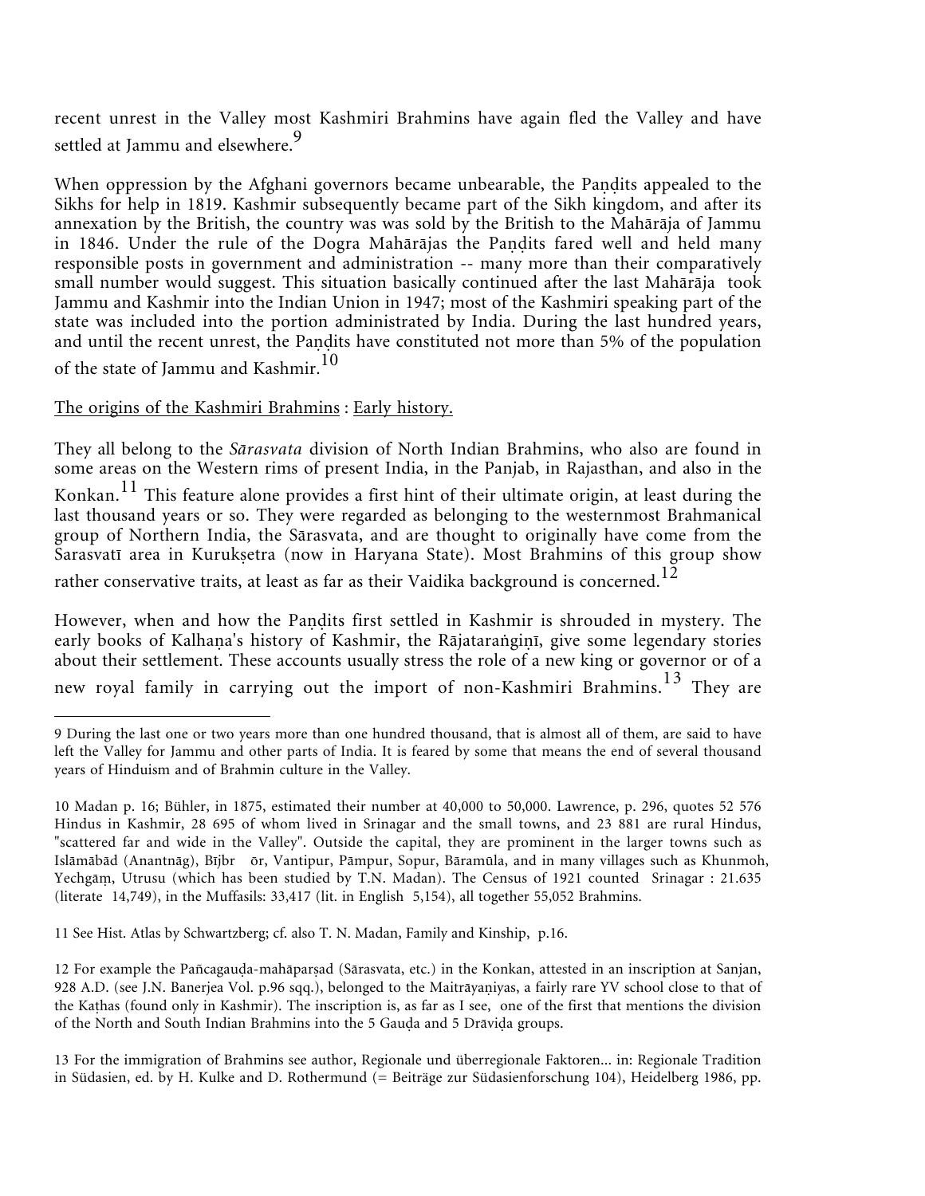recent unrest in the Valley most Kashmiri Brahmins have again fled the Valley and have settled at Jammu and elsewhere.[9]

When oppression by the Afghani governors became unbearable, the Paṇḍits appealed to the Sikhs for help in 1819. Kashmir subsequently became part of the Sikh kingdom, and after its annexation by the British, the country was was sold by the British to the Mahārāja of Jammu in 1846. Under the rule of the Dogra Mahārājas the Paṇḍits fared well and held many responsible posts in government and administration -- many more than their comparatively small number would suggest. This situation basically continued after the last Mahārāja took Jammu and Kashmir into the Indian Union in 1947; most of the Kashmiri speaking part of the state was included into the portion administrated by India. During the last hundred years, and until the recent unrest, the Paṇḍits have constituted not more than 5% of the population of the state of Jammu and Kashmir.[10]

<u>The origins of the Kashmiri Brahmins</u> : <u>Early history.</u>

They all belong to the *Sārasvata* division of North Indian Brahmins, who also are found in some areas on the Western rims of present India, in the Panjab, in Rajasthan, and also in the Konkan.[11] This feature alone provides a first hint of their ultimate origin, at least during the last thousand years or so. They were regarded as belonging to the westernmost Brahmanical group of Northern India, the Sārasvata, and are thought to originally have come from the Sarasvatī area in Kurukṣetra (now in Haryana State). Most Brahmins of this group show rather conservative traits, at least as far as their Vaidika background is concerned.[12]

However, when and how the Paṇḍits first settled in Kashmir is shrouded in mystery. The early books of Kalhaṇa's history of Kashmir, the Rājataraṅgiṇī, give some legendary stories about their settlement. These accounts usually stress the role of a new king or governor or of a new royal family in carrying out the import of non-Kashmiri Brahmins.[13] They are

---

9 During the last one or two years more than one hundred thousand, that is almost all of them, are said to have left the Valley for Jammu and other parts of India. It is feared by some that means the end of several thousand years of Hinduism and of Brahmin culture in the Valley.

10 Madan p. 16; Bühler, in 1875, estimated their number at 40,000 to 50,000. Lawrence, p. 296, quotes 52 576 Hindus in Kashmir, 28 695 of whom lived in Srinagar and the small towns, and 23 881 are rural Hindus, "scattered far and wide in the Valley". Outside the capital, they are prominent in the larger towns such as Islāmābād (Anantnāg), Bījbr ōr, Vantipur, Pāmpur, Sopur, Bārāmūla, and in many villages such as Khunmoh, Yechgāṃ, Utrusu (which has been studied by T.N. Madan). The Census of 1921 counted Srinagar : 21.635 (literate 14,749), in the Muffasils: 33,417 (lit. in English 5,154), all together 55,052 Brahmins.

11 See Hist. Atlas by Schwartzberg; cf. also T. N. Madan, Family and Kinship, p.16.

12 For example the Pañcagauḍa-mahāparṣad (Sārasvata, etc.) in the Konkan, attested in an inscription at Sanjan, 928 A.D. (see J.N. Banerjea Vol. p.96 sqq.), belonged to the Maitrāyaṇiyas, a fairly rare YV school close to that of the Kaṭhas (found only in Kashmir). The inscription is, as far as I see, one of the first that mentions the division of the North and South Indian Brahmins into the 5 Gauḍa and 5 Drāviḍa groups.

13 For the immigration of Brahmins see author, Regionale und überregionale Faktoren... in: Regionale Tradition in Südasien, ed. by H. Kulke and D. Rothermund (= Beiträge zur Südasienforschung 104), Heidelberg 1986, pp.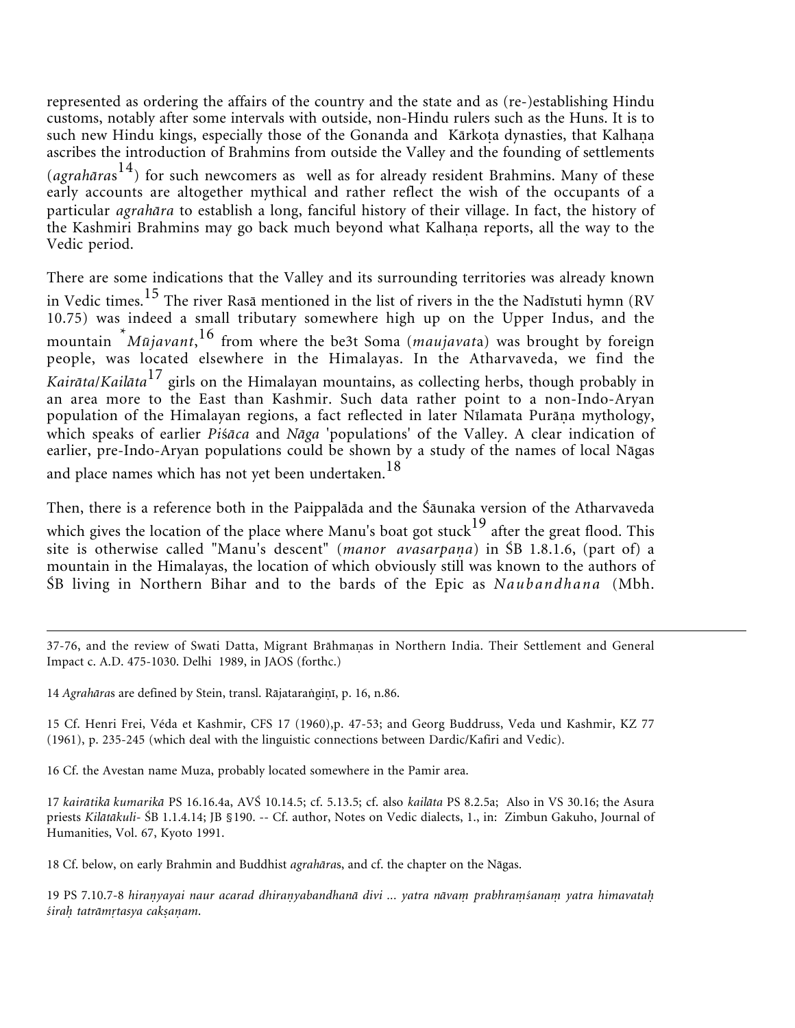represented as ordering the affairs of the country and the state and as (re-)establishing Hindu customs, notably after some intervals with outside, non-Hindu rulers such as the Huns. It is to such new Hindu kings, especially those of the Gonanda and Kārkoṭa dynasties, that Kalhaṇa ascribes the introduction of Brahmins from outside the Valley and the founding of settlements (*agrahāras*[14]) for such newcomers as well as for already resident Brahmins. Many of these early accounts are altogether mythical and rather reflect the wish of the occupants of a particular *agrahāra* to establish a long, fanciful history of their village. In fact, the history of the Kashmiri Brahmins may go back much beyond what Kalhaṇa reports, all the way to the Vedic period.

There are some indications that the Valley and its surrounding territories was already known in Vedic times.[15] The river Rasā mentioned in the list of rivers in the the Nadīstuti hymn (RV 10.75) was indeed a small tributary somewhere high up on the Upper Indus, and the mountain *\*Mūjavant*,[16] from where the be3t Soma (*maujavata*) was brought by foreign people, was located elsewhere in the Himalayas. In the Atharvaveda, we find the *Kairāta/Kailāta*[17] girls on the Himalayan mountains, as collecting herbs, though probably in an area more to the East than Kashmir. Such data rather point to a non-Indo-Aryan population of the Himalayan regions, a fact reflected in later Nīlamata Purāṇa mythology, which speaks of earlier *Piśāca* and *Nāga* 'populations' of the Valley. A clear indication of earlier, pre-Indo-Aryan populations could be shown by a study of the names of local Nāgas and place names which has not yet been undertaken.[18]

Then, there is a reference both in the Paippalāda and the Śāunaka version of the Atharvaveda which gives the location of the place where Manu's boat got stuck[19] after the great flood. This site is otherwise called "Manu's descent" (*manor avasarpaṇa*) in ŚB 1.8.1.6, (part of) a mountain in the Himalayas, the location of which obviously still was known to the authors of ŚB living in Northern Bihar and to the bards of the Epic as *Naubandhana* (Mbh.

---

37-76, and the review of Swati Datta, Migrant Brāhmaṇas in Northern India. Their Settlement and General Impact c. A.D. 475-1030. Delhi 1989, in JAOS (forthc.)

14 *Agrahāra*s are defined by Stein, transl. Rājataraṅgiṇī, p. 16, n.86.

15 Cf. Henri Frei, Véda et Kashmir, CFS 17 (1960),p. 47-53; and Georg Buddruss, Veda und Kashmir, KZ 77 (1961), p. 235-245 (which deal with the linguistic connections between Dardic/Kafiri and Vedic).

16 Cf. the Avestan name Muza, probably located somewhere in the Pamir area.

17 *kairātikā kumarikā* PS 16.16.4a, AVŚ 10.14.5; cf. 5.13.5; cf. also *kailāta* PS 8.2.5a; Also in VS 30.16; the Asura priests *Kilātākuli-* ŚB 1.1.4.14; JB §190. -- Cf. author, Notes on Vedic dialects, 1., in: Zimbun Gakuho, Journal of Humanities, Vol. 67, Kyoto 1991.

18 Cf. below, on early Brahmin and Buddhist *agrahāra*s, and cf. the chapter on the Nāgas.

19 PS 7.10.7-8 *hiraṇyayai naur acarad dhiraṇyabandhanā divi ... yatra nāvaṃ prabhraṃśanaṃ yatra himavataḥ śiraḥ tatrāmṛtasya cakṣaṇam.*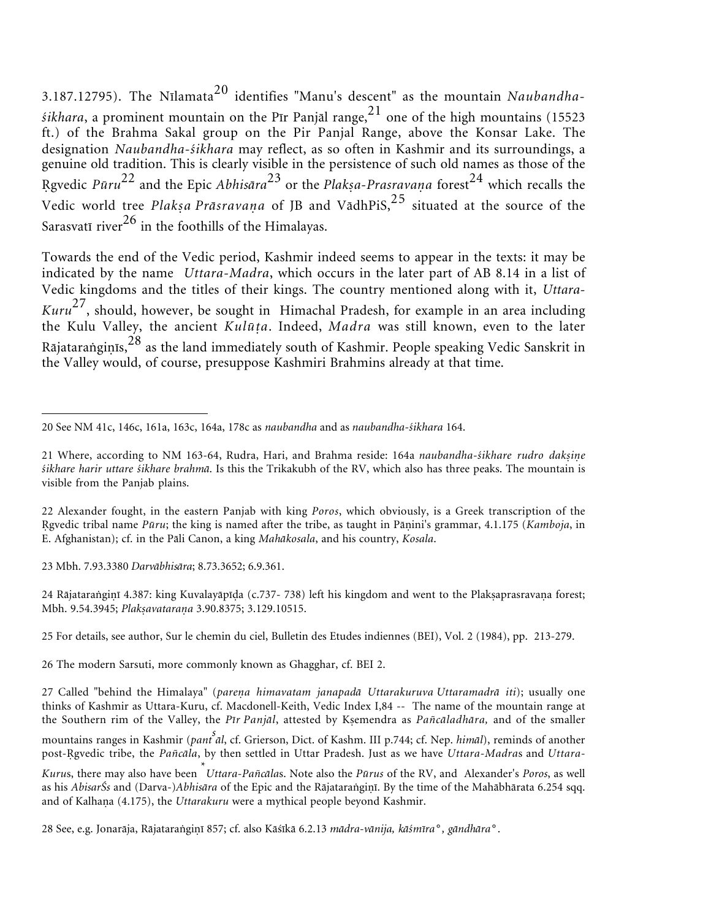3.187.12795). The Nīlamata[20] identifies "Manu's descent" as the mountain *Naubandha-śikhara*, a prominent mountain on the Pīr Panjāl range,[21] one of the high mountains (15523 ft.) of the Brahma Sakal group on the Pir Panjal Range, above the Konsar Lake. The designation *Naubandha-śikhara* may reflect, as so often in Kashmir and its surroundings, a genuine old tradition. This is clearly visible in the persistence of such old names as those of the Ṛgvedic *Pūru*[22] and the Epic *Abhisāra*[23] or the *Plakṣa-Prasravaṇa* forest[24] which recalls the Vedic world tree *Plakṣa Prāsravaṇa* of JB and VādhPiS,[25] situated at the source of the Sarasvatī river[26] in the foothills of the Himalayas.

Towards the end of the Vedic period, Kashmir indeed seems to appear in the texts: it may be indicated by the name *Uttara-Madra*, which occurs in the later part of AB 8.14 in a list of Vedic kingdoms and the titles of their kings. The country mentioned along with it, *Uttara-Kuru*[27], should, however, be sought in Himachal Pradesh, for example in an area including the Kulu Valley, the ancient *Kulūṭa*. Indeed, *Madra* was still known, even to the later Rājataraṅgiṇīs,[28] as the land immediately south of Kashmir. People speaking Vedic Sanskrit in the Valley would, of course, presuppose Kashmiri Brahmins already at that time.

---

20 See NM 41c, 146c, 161a, 163c, 164a, 178c as *naubandha* and as *naubandha-śikhara* 164.

21 Where, according to NM 163-64, Rudra, Hari, and Brahma reside: 164a *naubandha-śikhare rudro dakṣiṇe śikhare harir uttare śikhare brahmā*. Is this the Trikakubh of the RV, which also has three peaks. The mountain is visible from the Panjab plains.

22 Alexander fought, in the eastern Panjab with king *Poros*, which obviously, is a Greek transcription of the Ṛgvedic tribal name *Pūru*; the king is named after the tribe, as taught in Pāṇini's grammar, 4.1.175 (*Kamboja*, in E. Afghanistan); cf. in the Pāli Canon, a king *Mahākosala*, and his country, *Kosala*.

23 Mbh. 7.93.3380 *Darvābhisāra*; 8.73.3652; 6.9.361.

24 Rājataraṅgiṇī 4.387: king Kuvalayāpīḍa (c.737- 738) left his kingdom and went to the Plakṣaprasravaṇa forest; Mbh. 9.54.3945; *Plakṣavataraṇa* 3.90.8375; 3.129.10515.

25 For details, see author, Sur le chemin du ciel, Bulletin des Etudes indiennes (BEI), Vol. 2 (1984), pp. 213-279.

26 The modern Sarsuti, more commonly known as Ghagghar, cf. BEI 2.

27 Called "behind the Himalaya" (*pareṇa himavatam janapadā Uttarakuruva Uttaramadrā iti*); usually one thinks of Kashmir as Uttara-Kuru, cf. Macdonell-Keith, Vedic Index I,84 -- The name of the mountain range at the Southern rim of the Valley, the *Pīr Panjāl*, attested by Kṣemendra as *Pañcāladhāra,* and of the smaller mountains ranges in Kashmir (*panťsāl*, cf. Grierson, Dict. of Kashm. III p.744; cf. Nep. *himāl*), reminds of another post-Ṛgvedic tribe, the *Pañcāla*, by then settled in Uttar Pradesh. Just as we have *Uttara-Madra*s and *Uttara-Kuru*s, there may also have been *\*Uttara-Pañcāla*s. Note also the *Pūru*s of the RV, and Alexander's *Poros*, as well as his *AbisarŚs* and (Darva-)*Abhisāra* of the Epic and the Rājataraṅgiṇī. By the time of the Mahābhārata 6.254 sqq. and of Kalhaṇa (4.175), the *Uttarakuru* were a mythical people beyond Kashmir.

28 See, e.g. Jonarāja, Rājataraṅgiṇī 857; cf. also Kāśīkā 6.2.13 *mādra-vānija, kāśmīra°, gāndhāra°*.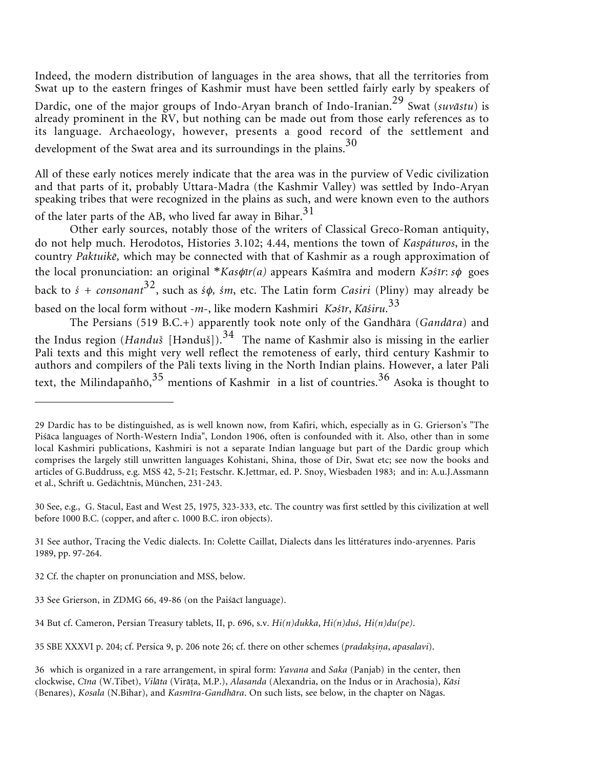Indeed, the modern distribution of languages in the area shows, that all the territories from Swat up to the eastern fringes of Kashmir must have been settled fairly early by speakers of Dardic, one of the major groups of Indo-Aryan branch of Indo-Iranian.[29] Swat (*suvāstu*) is already prominent in the RV, but nothing can be made out from those early references as to its language. Archaeology, however, presents a good record of the settlement and development of the Swat area and its surroundings in the plains.[30]

All of these early notices merely indicate that the area was in the purview of Vedic civilization and that parts of it, probably Uttara-Madra (the Kashmir Valley) was settled by Indo-Aryan speaking tribes that were recognized in the plains as such, and were known even to the authors of the later parts of the AB, who lived far away in Bihar.[31]

Other early sources, notably those of the writers of Classical Greco-Roman antiquity, do not help much. Herodotos, Histories 3.102; 4.44, mentions the town of *Kaspáturos*, in the country *Paktuikē,* which may be connected with that of Kashmir as a rough approximation of the local pronunciation: an original \**Kasϕīr(a)* appears Kaśmīra and modern *Kəśīr*: *sϕ* goes back to *ś + consonant*[32], such as *śϕ, śm*, etc. The Latin form *Casiri* (Pliny) may already be based on the local form without *-m-*, like modern Kashmiri *Kəśīr*, *Kāśiru*.[33]

The Persians (519 B.C.+) apparently took note only of the Gandhāra (*Gandāra*) and the Indus region (*Handuš* [Hənduš]).[34] The name of Kashmir also is missing in the earlier Pali texts and this might very well reflect the remoteness of early, third century Kashmir to authors and compilers of the Pāli texts living in the North Indian plains. However, a later Pāli text, the Milindapañhō,[35] mentions of Kashmir in a list of countries.[36] Asoka is thought to

---

29 Dardic has to be distinguished, as is well known now, from Kafiri, which, especially as in G. Grierson's "The Piśāca languages of North-Western India", London 1906, often is confounded with it. Also, other than in some local Kashmiri publications, Kashmiri is not a separate Indian language but part of the Dardic group which comprises the largely still unwritten languages Kohistani, Shina, those of Dir, Swat etc; see now the books and articles of G.Buddruss, e.g. MSS 42, 5-21; Festschr. K.Jettmar, ed. P. Snoy, Wiesbaden 1983; and in: A.u.J.Assmann et al., Schrift u. Gedächtnis, München, 231-243.

30 See, e.g., G. Stacul, East and West 25, 1975, 323-333, etc. The country was first settled by this civilization at well before 1000 B.C. (copper, and after c. 1000 B.C. iron objects).

31 See author, Tracing the Vedic dialects. In: Colette Caillat, Dialects dans les littératures indo-aryennes. Paris 1989, pp. 97-264.

32 Cf. the chapter on pronunciation and MSS, below.

33 See Grierson, in ZDMG 66, 49-86 (on the Paiśācī language).

34 But cf. Cameron, Persian Treasury tablets, II, p. 696, s.v. *Hi(n)dukka*, *Hi(n)duś, Hi(n)du(pe)*.

35 SBE XXXVI p. 204; cf. Persica 9, p. 206 note 26; cf. there on other schemes (*pradakṣiṇa*, *apasalavi*).

36 which is organized in a rare arrangement, in spiral form: *Yavana* and *Saka* (Panjab) in the center, then clockwise, *Cīna* (W.Tibet), *Vilāta* (Virāṭa, M.P.), *Alasanda* (Alexandria, on the Indus or in Arachosia), *Kāsi* (Benares), *Kosala* (N.Bihar), and *Kasmīra-Gandhāra*. On such lists, see below, in the chapter on Nāgas.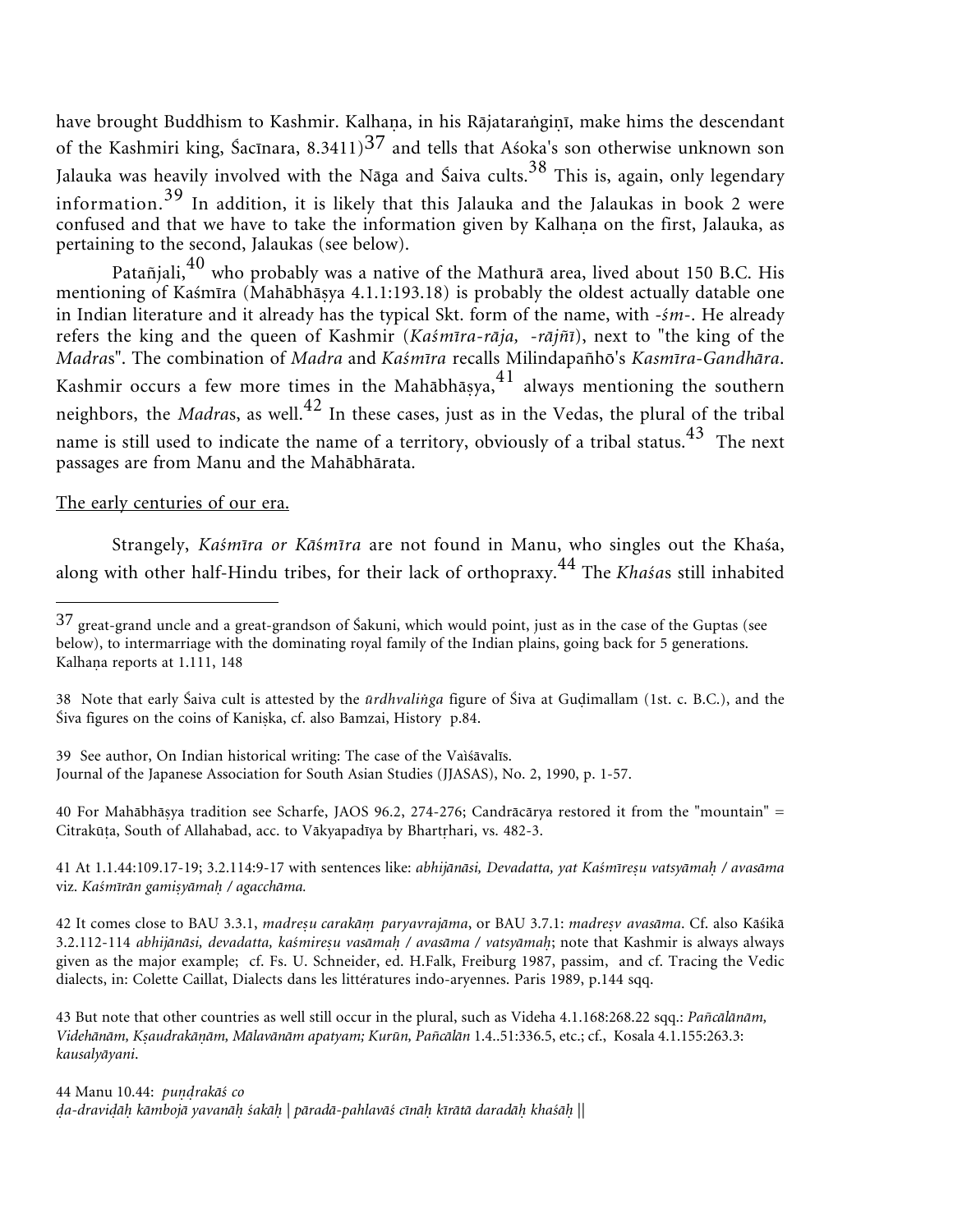have brought Buddhism to Kashmir. Kalhaṇa, in his Rājataraṅgiṇī, make hims the descendant of the Kashmiri king, Śacīnara, 8.3411)[37] and tells that Aśoka's son otherwise unknown son Jalauka was heavily involved with the Nāga and Śaiva cults.[38] This is, again, only legendary information.[39] In addition, it is likely that this Jalauka and the Jalaukas in book 2 were confused and that we have to take the information given by Kalhaṇa on the first, Jalauka, as pertaining to the second, Jalaukas (see below).

Patañjali,[40] who probably was a native of the Mathurā area, lived about 150 B.C. His mentioning of Kaśmīra (Mahābhāṣya 4.1.1:193.18) is probably the oldest actually datable one in Indian literature and it already has the typical Skt. form of the name, with *-śm-*. He already refers the king and the queen of Kashmir (*Kaśmīra-rāja, -rājñī*), next to "the king of the *Madra*s". The combination of *Madra* and *Kaśmīra* recalls Milindapañhō's *Kasmīra-Gandhāra*. Kashmir occurs a few more times in the Mahābhāṣya,[41] always mentioning the southern neighbors, the *Madra*s, as well.[42] In these cases, just as in the Vedas, the plural of the tribal name is still used to indicate the name of a territory, obviously of a tribal status.[43] The next passages are from Manu and the Mahābhārata.

<u>The early centuries of our era.</u>

Strangely, *Kaśmīra or Kāśmīra* are not found in Manu, who singles out the Khaśa, along with other half-Hindu tribes, for their lack of orthopraxy.[44] The *Khaśa*s still inhabited

---

37 great-grand uncle and a great-grandson of Śakuni, which would point, just as in the case of the Guptas (see below), to intermarriage with the dominating royal family of the Indian plains, going back for 5 generations. Kalhaṇa reports at 1.111, 148

38 Note that early Śaiva cult is attested by the *ūrdhvaliṅga* figure of Śiva at Guḍimallam (1st. c. B.C.), and the Śiva figures on the coins of Kaniṣka, cf. also Bamzai, History p.84.

39 See author, On Indian historical writing: The case of the Vaìśāvalīs. Journal of the Japanese Association for South Asian Studies (JJASAS), No. 2, 1990, p. 1-57.

40 For Mahābhāṣya tradition see Scharfe, JAOS 96.2, 274-276; Candrācārya restored it from the "mountain" = Citrakūṭa, South of Allahabad, acc. to Vākyapadīya by Bhartṛhari, vs. 482-3.

41 At 1.1.44:109.17-19; 3.2.114:9-17 with sentences like: *abhijānāsi, Devadatta, yat Kaśmīreṣu vatsyāmaḥ / avasāma* viz. *Kaśmīrān gamiṣyāmaḥ / agacchāma.*

42 It comes close to BAU 3.3.1, *madreṣu carakāṃ paryavrajāma*, or BAU 3.7.1: *madreṣv avasāma*. Cf. also Kāśikā 3.2.112-114 *abhijānāsi, devadatta, kaśmireṣu vasāmaḥ / avasāma / vatsyāmaḥ*; note that Kashmir is always always given as the major example; cf. Fs. U. Schneider, ed. H.Falk, Freiburg 1987, passim, and cf. Tracing the Vedic dialects, in: Colette Caillat, Dialects dans les littératures indo-aryennes. Paris 1989, p.144 sqq.

43 But note that other countries as well still occur in the plural, such as Videha 4.1.168:268.22 sqq.: *Pañcālānām, Videhānām, Kṣaudrakāṇām, Mālavānām apatyam; Kurūn, Pañcālān* 1.4..51:336.5, etc.; cf., Kosala 4.1.155:263.3: *kausalyāyani*.

44 Manu 10.44: *puṇḍrakāś co*
*ḍa-draviḍāḥ kāmbojā yavanāḥ śakāḥ | pāradā-pahlavāś cīnāḥ kīrātā daradāḥ khaśāḥ ||*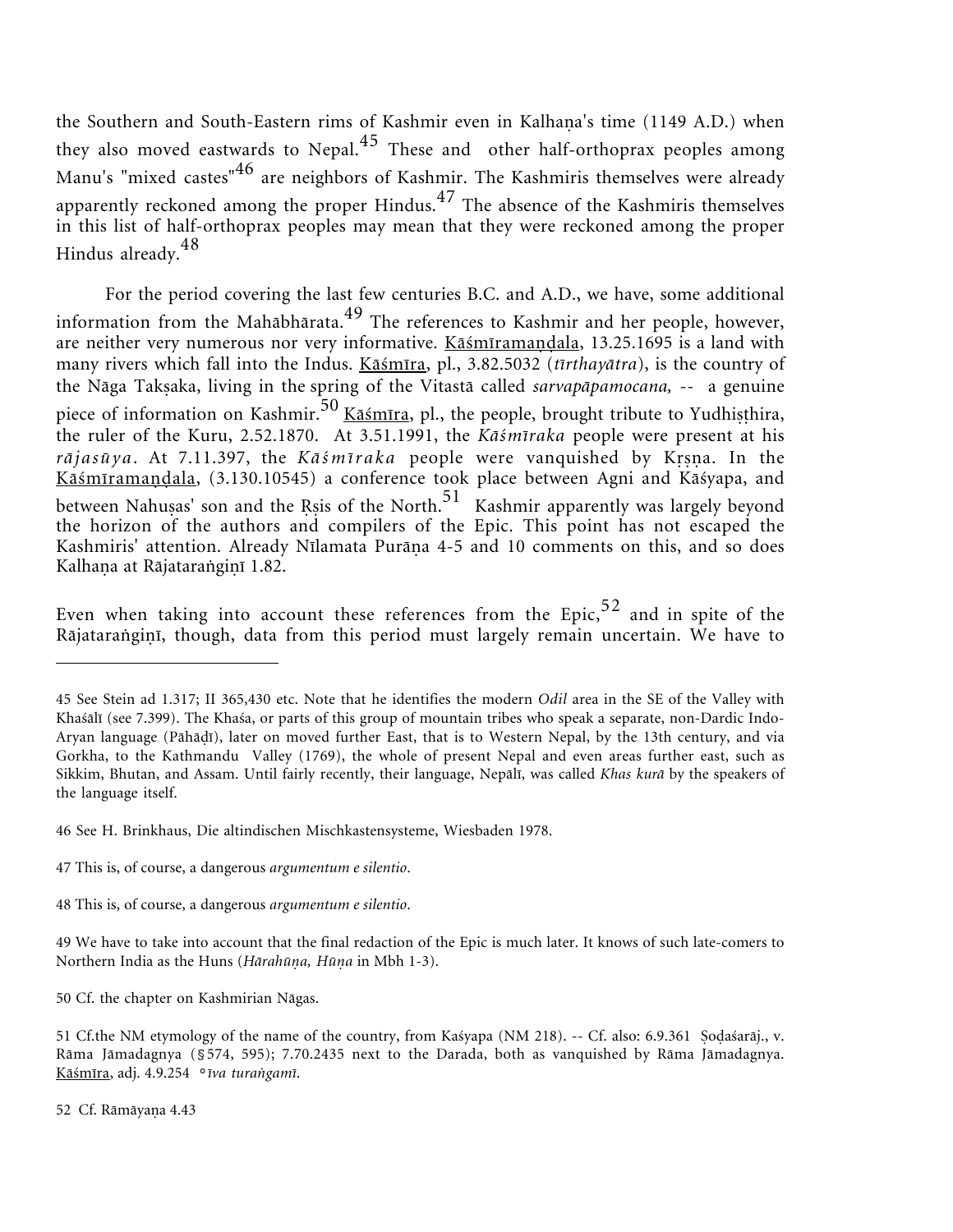the Southern and South-Eastern rims of Kashmir even in Kalhaṇa's time (1149 A.D.) when they also moved eastwards to Nepal.[45] These and other half-orthoprax peoples among Manu's "mixed castes"[46] are neighbors of Kashmir. The Kashmiris themselves were already apparently reckoned among the proper Hindus.[47] The absence of the Kashmiris themselves in this list of half-orthoprax peoples may mean that they were reckoned among the proper Hindus already.[48]

For the period covering the last few centuries B.C. and A.D., we have, some additional information from the Mahābhārata.[49] The references to Kashmir and her people, however, are neither very numerous nor very informative. Kāśmīramaṇḍala, 13.25.1695 is a land with many rivers which fall into the Indus. Kāśmīra, pl., 3.82.5032 (*tīrthayātra*), is the country of the Nāga Takṣaka, living in the spring of the Vitastā called *sarvapāpamocana,* -- a genuine piece of information on Kashmir.[50] Kāśmīra, pl., the people, brought tribute to Yudhiṣṭhira, the ruler of the Kuru, 2.52.1870. At 3.51.1991, the *Kāśmīraka* people were present at his *rājasūya*. At 7.11.397, the *Kāśmīraka* people were vanquished by Kṛṣṇa. In the Kāśmīramaṇḍala, (3.130.10545) a conference took place between Agni and Kāśyapa, and between Nahuṣas' son and the Ṛṣis of the North.[51] Kashmir apparently was largely beyond the horizon of the authors and compilers of the Epic. This point has not escaped the Kashmiris' attention. Already Nīlamata Purāṇa 4-5 and 10 comments on this, and so does Kalhaṇa at Rājataraṅgiṇī 1.82.

Even when taking into account these references from the Epic,[52] and in spite of the Rājataraṅgiṇī, though, data from this period must largely remain uncertain. We have to

---

45 See Stein ad 1.317; II 365,430 etc. Note that he identifies the modern *Odil* area in the SE of the Valley with Khaśālī (see 7.399). The Khaśa, or parts of this group of mountain tribes who speak a separate, non-Dardic Indo-Aryan language (Pāhāḍī), later on moved further East, that is to Western Nepal, by the 13th century, and via Gorkha, to the Kathmandu Valley (1769), the whole of present Nepal and even areas further east, such as Sikkim, Bhutan, and Assam. Until fairly recently, their language, Nepālī, was called *Khas kurā* by the speakers of the language itself.

46 See H. Brinkhaus, Die altindischen Mischkastensysteme, Wiesbaden 1978.

47 This is, of course, a dangerous *argumentum e silentio*.

48 This is, of course, a dangerous *argumentum e silentio*.

49 We have to take into account that the final redaction of the Epic is much later. It knows of such late-comers to Northern India as the Huns (*Hārahūṇa, Hūṇa* in Mbh 1-3).

50 Cf. the chapter on Kashmirian Nāgas.

51 Cf.the NM etymology of the name of the country, from Kaśyapa (NM 218). -- Cf. also: 6.9.361 Ṣoḍaśarāj., v. Rāma Jāmadagnya (§574, 595); 7.70.2435 next to the Darada, both as vanquished by Rāma Jāmadagnya. Kāśmīra, adj. 4.9.254 °*īva turaṅgamī.*

52 Cf. Rāmāyaṇa 4.43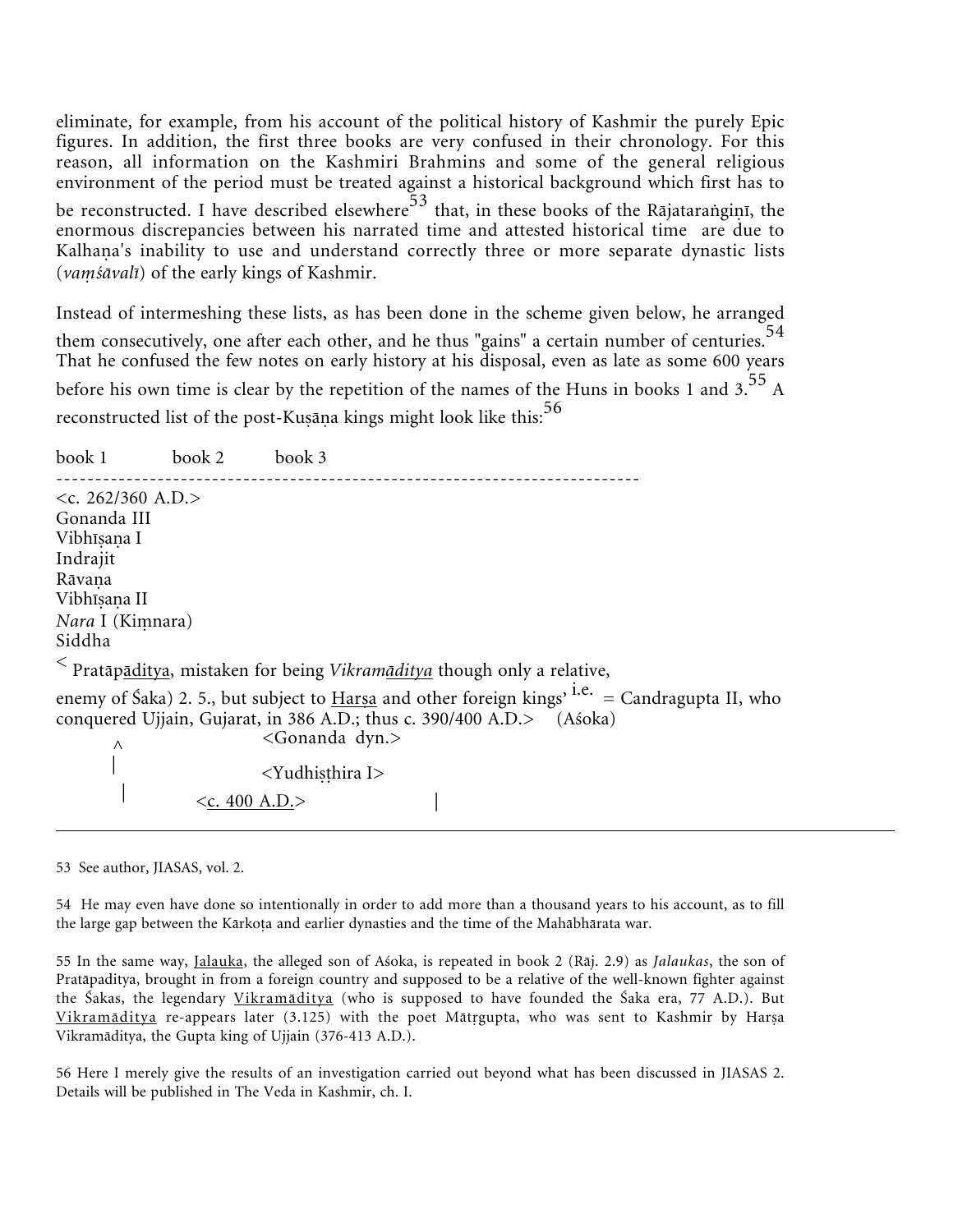eliminate, for example, from his account of the political history of Kashmir the purely Epic figures. In addition, the first three books are very confused in their chronology. For this reason, all information on the Kashmiri Brahmins and some of the general religious environment of the period must be treated against a historical background which first has to be reconstructed. I have described elsewhere[53] that, in these books of the Rājataraṅgiṇī, the enormous discrepancies between his narrated time and attested historical time are due to Kalhaṇa's inability to use and understand correctly three or more separate dynastic lists (*vaṃśāvalī*) of the early kings of Kashmir.

Instead of intermeshing these lists, as has been done in the scheme given below, he arranged them consecutively, one after each other, and he thus "gains" a certain number of centuries.[54] That he confused the few notes on early history at his disposal, even as late as some 600 years before his own time is clear by the repetition of the names of the Huns in books 1 and 3.[55] A reconstructed list of the post-Kuṣāṇa kings might look like this:[56]

```
book 1          book 2          book 3
--------------------------------------------------------------------------
<c. 262/360 A.D.>
Gonanda III
Vibhīṣaṇa I
Indrajit
Rāvaṇa
Vibhīṣaṇa II
Nara I (Kiṃnara)
Siddha
< Pratāpāditya, mistaken for being Vikramāditya though only a relative,
enemy of Śaka) 2. 5., but subject to Harṣa and other foreign kings' i.e. = Candragupta II, who
conquered Ujjain, Gujarat, in 386 A.D.; thus c. 390/400 A.D.>    (Aśoka)
   ^                      <Gonanda dyn.>
   |                      <Yudhiṣṭhira I>
   |           <c. 400 A.D.>                 |
```

53 See author, JIASAS, vol. 2.

54 He may even have done so intentionally in order to add more than a thousand years to his account, as to fill the large gap between the Kārkoṭa and earlier dynasties and the time of the Mahābhārata war.

55 In the same way, Jalauka, the alleged son of Aśoka, is repeated in book 2 (Rāj. 2.9) as *Jalaukas*, the son of Pratāpaditya, brought in from a foreign country and supposed to be a relative of the well-known fighter against the Śakas, the legendary Vikramāditya (who is supposed to have founded the Śaka era, 77 A.D.). But Vikramāditya re-appears later (3.125) with the poet Mātṛgupta, who was sent to Kashmir by Harṣa Vikramāditya, the Gupta king of Ujjain (376-413 A.D.).

56 Here I merely give the results of an investigation carried out beyond what has been discussed in JIASAS 2. Details will be published in The Veda in Kashmir, ch. I.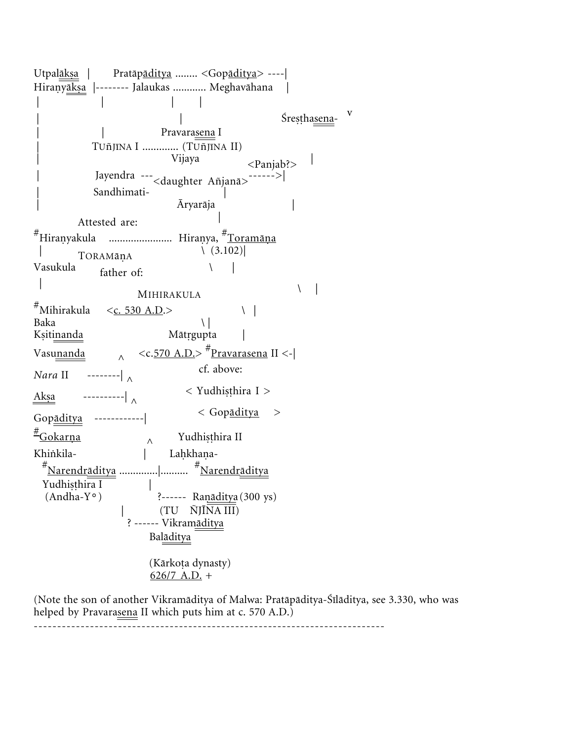```
Utpalākṣa   |       Pratāpāditya ........ <Gopāditya> ----|
Hiraṇyākṣa  |-------- Jalaukas ............ Meghavāhana    |
 |                 |                   |        |
 |                                        |                          Śreṣṭhasena-    v
 |                 |                Pravarasena I
 |               TUÑJĪNA I ............. (TUÑJĪNA II)
 |                                 Vijaya                                    |
                                                        <Panjab?>
 |               Jayendra  ---<daughter  Añjanā>------>|
 |               Sandhimati-                       |
 |                                 Āryarāja                        |
           Attested are:                          |
#Hiraṇyakula    ....................... Hiraṇya, #Toramāṇa
 |                                          \  (3.102)|
           TORAMĀṆA
Vasukula                                       \       |
            father of:
 |                                                                          \     |
                          MIHIRAKULA
#Mihirakula     <c. 530 A.D.>                    \   |
Baka                                          \ |
Kṣitinanda                     Mātṛgupta        |
Vasunanda          ^     <c.570 A.D.> #Pravarasena II <-|
                                    cf. above:
Nara II     --------| ^
                               < Yudhiṣṭhira I >
Akṣa         ----------| ^
                                 < Gopāditya     >
Gopāditya    ------------|
#Gokarṇa                  ^          Yudhiṣṭhira II
Khiṅkila-                    |        Laḥkhaṇa-
  #Narendrāditya ..............|.......... #Narendrāditya
   Yudhiṣṭhira I                |
   (Andha-Y°)               ?------  Raṇāditya (300 ys)
                       |          (TUÑJĪNA III)
                        ? ------ Vikramāditya
                              Balāditya

                              (Kārkoṭa dynasty)
                              626/7 A.D. +
```

(Note the son of another Vikramāditya of Malwa: Pratāpāditya-Śīlāditya, see 3.330, who was helped by Pravarasena II which puts him at c. 570 A.D.)

---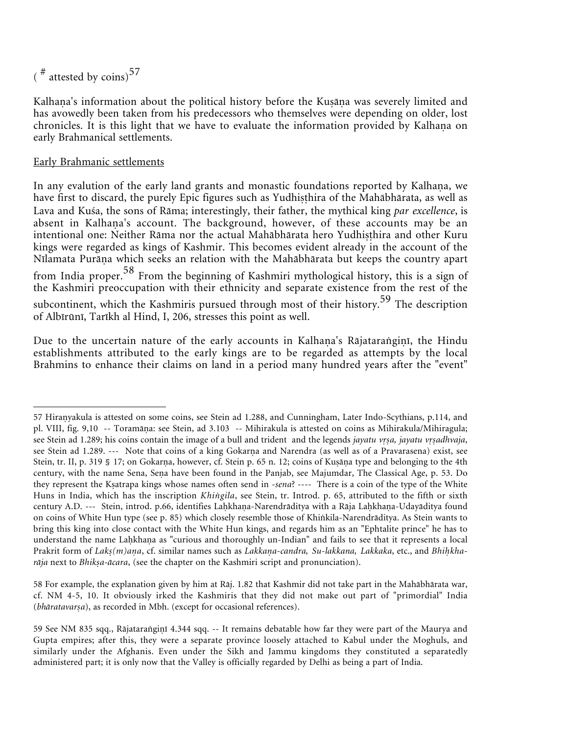( # attested by coins)[57]

Kalhaṇa's information about the political history before the Kuṣāṇa was severely limited and has avowedly been taken from his predecessors who themselves were depending on older, lost chronicles. It is this light that we have to evaluate the information provided by Kalhaṇa on early Brahmanical settlements.

<u>Early Brahmanic settlements</u>

In any evalution of the early land grants and monastic foundations reported by Kalhaṇa, we have first to discard, the purely Epic figures such as Yudhiṣṭhira of the Mahābhārata, as well as Lava and Kuśa, the sons of Rāma; interestingly, their father, the mythical king *par excellence*, is absent in Kalhaṇa's account. The background, however, of these accounts may be an intentional one: Neither Rāma nor the actual Mahābhārata hero Yudhiṣṭhira and other Kuru kings were regarded as kings of Kashmir. This becomes evident already in the account of the Nīlamata Purāṇa which seeks an relation with the Mahābhārata but keeps the country apart from India proper.[58] From the beginning of Kashmiri mythological history, this is a sign of the Kashmiri preoccupation with their ethnicity and separate existence from the rest of the subcontinent, which the Kashmiris pursued through most of their history.[59] The description of Albīrūnī, Tarīkh al Hind, I, 206, stresses this point as well.

Due to the uncertain nature of the early accounts in Kalhaṇa's Rājataraṅgiṇī, the Hindu establishments attributed to the early kings are to be regarded as attempts by the local Brahmins to enhance their claims on land in a period many hundred years after the "event"

---

57 Hiraṇyakula is attested on some coins, see Stein ad 1.288, and Cunningham, Later Indo-Scythians, p.114, and pl. VIII, fig. 9,10 -- Toramāṇa: see Stein, ad 3.103 -- Mihirakula is attested on coins as Mihirakula/Mihiragula; see Stein ad 1.289; his coins contain the image of a bull and trident and the legends *jayatu vṛṣa, jayatu vṛṣadhvaja*, see Stein ad 1.289. --- Note that coins of a king Gokarṇa and Narendra (as well as of a Pravarasena) exist, see Stein, tr. II, p. 319 § 17; on Gokarṇa, however, cf. Stein p. 65 n. 12; coins of Kuṣāṇa type and belonging to the 4th century, with the name Sena, Seṇa have been found in the Panjab, see Majumdar, The Classical Age, p. 53. Do they represent the Kṣatrapa kings whose names often send in *-sena*? ---- There is a coin of the type of the White Huns in India, which has the inscription *Khiṅgila*, see Stein, tr. Introd. p. 65, attributed to the fifth or sixth century A.D. --- Stein, introd. p.66, identifies Laḥkhaṇa-Narendrāditya with a Rāja Laḥkhaṇa-Udayāditya found on coins of White Hun type (see p. 85) which closely resemble those of Khiṅkila-Narendrāditya. As Stein wants to bring this king into close contact with the White Hun kings, and regards him as an "Ephtalite prince" he has to understand the name Laḥkhaṇa as "curious and thoroughly un-Indian" and fails to see that it represents a local Prakrit form of *Lakṣ(m)aṇa*, cf. similar names such as *Lakkaṇa-candra, Su-lakkana, Lakkaka*, etc., and *Bhiḥkha-rāja* next to *Bhikṣa-ācara*, (see the chapter on the Kashmiri script and pronunciation).

58 For example, the explanation given by him at Rāj. 1.82 that Kashmir did not take part in the Mahābhārata war, cf. NM 4-5, 10. It obviously irked the Kashmiris that they did not make out part of "primordial" India (*bhāratavarṣa*), as recorded in Mbh. (except for occasional references).

59 See NM 835 sqq., Rājataraṅgiṇī 4.344 sqq. -- It remains debatable how far they were part of the Maurya and Gupta empires; after this, they were a separate province loosely attached to Kabul under the Moghuls, and similarly under the Afghanis. Even under the Sikh and Jammu kingdoms they constituted a separatedly administered part; it is only now that the Valley is officially regarded by Delhi as being a part of India.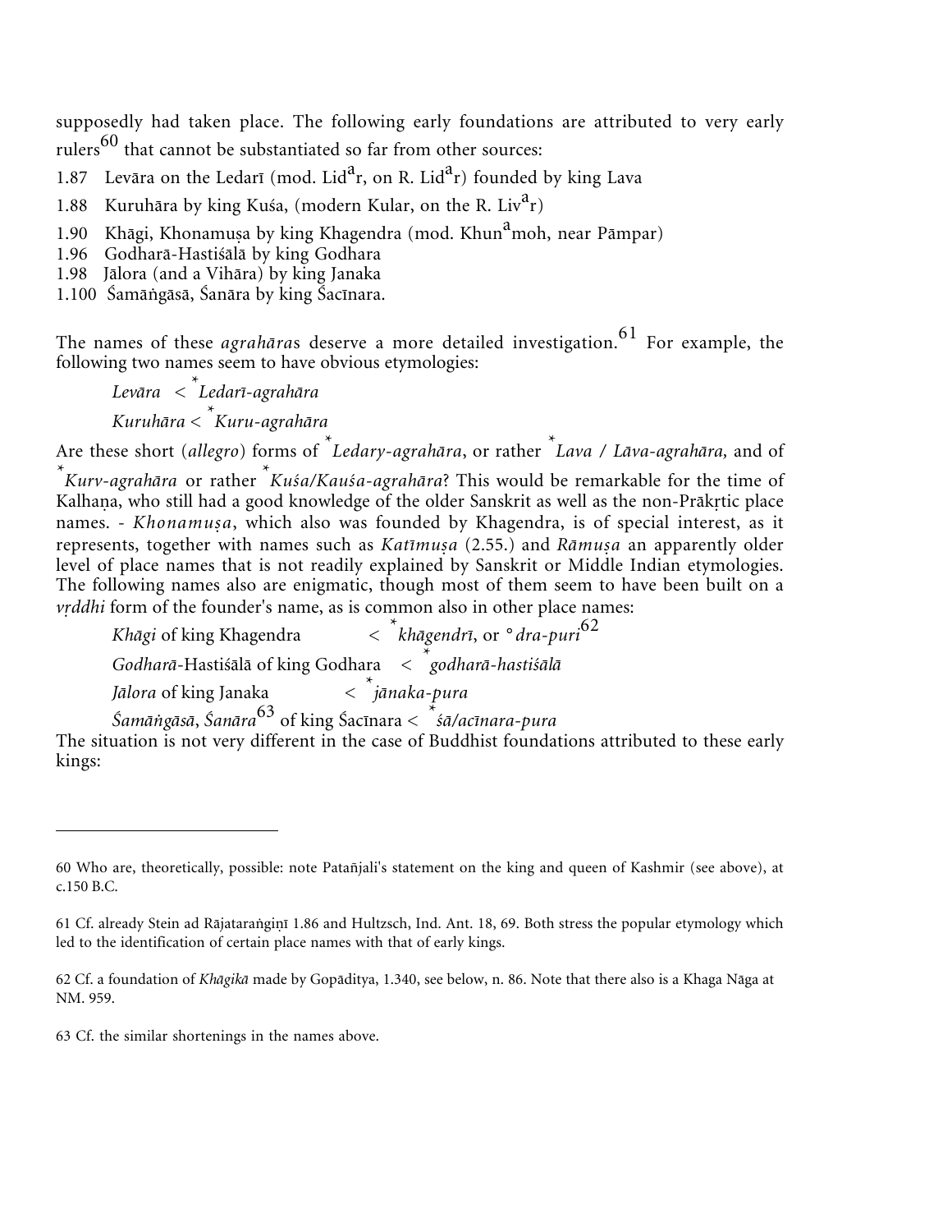supposedly had taken place. The following early foundations are attributed to very early rulers[60] that cannot be substantiated so far from other sources:

1.87 Levāra on the Ledarī (mod. Lid$^{a}$r, on R. Lid$^{a}$r) founded by king Lava
1.88 Kuruhāra by king Kuśa, (modern Kular, on the R. Liv$^{a}$r)
1.90 Khāgi, Khonamuṣa by king Khagendra (mod. Khun$^{a}$moh, near Pāmpar)
1.96 Godharā-Hastiśālā by king Godhara
1.98 Jālora (and a Vihāra) by king Janaka
1.100 Śamāṅgāsā, Śanāra by king Śacīnara.

The names of these *agrahāra*s deserve a more detailed investigation.[61] For example, the following two names seem to have obvious etymologies:

*Levāra* < \**Ledarī-agrahāra*
*Kuruhāra* < \**Kuru-agrahāra*

Are these short (*allegro*) forms of \**Ledary-agrahāra*, or rather \**Lava / Lāva-agrahāra,* and of \**Kurv-agrahāra* or rather \**Kuśa/Kauśa-agrahāra*? This would be remarkable for the time of Kalhaṇa, who still had a good knowledge of the older Sanskrit as well as the non-Prākṛtic place names. - *Khonamuṣa*, which also was founded by Khagendra, is of special interest, as it represents, together with names such as *Katīmuṣa* (2.55.) and *Rāmuṣa* an apparently older level of place names that is not readily explained by Sanskrit or Middle Indian etymologies. The following names also are enigmatic, though most of them seem to have been built on a *vṛddhi* form of the founder's name, as is common also in other place names:

*Khāgi* of king Khagendra < \**khāgendrī*, or °*dra-puri*[62]
*Godharā*-Hastiśālā of king Godhara < \**godharā-hastiśālā*
*Jālora* of king Janaka < \**jānaka-pura*
*Śamāṅgāsā*, *Śanāra*[63] of king Śacīnara < \**śā/acīnara-pura*

The situation is not very different in the case of Buddhist foundations attributed to these early kings:

---

60 Who are, theoretically, possible: note Patañjali's statement on the king and queen of Kashmir (see above), at c.150 B.C.

61 Cf. already Stein ad Rājataraṅgiṇī 1.86 and Hultzsch, Ind. Ant. 18, 69. Both stress the popular etymology which led to the identification of certain place names with that of early kings.

62 Cf. a foundation of *Khāgikā* made by Gopāditya, 1.340, see below, n. 86. Note that there also is a Khaga Nāga at NM. 959.

63 Cf. the similar shortenings in the names above.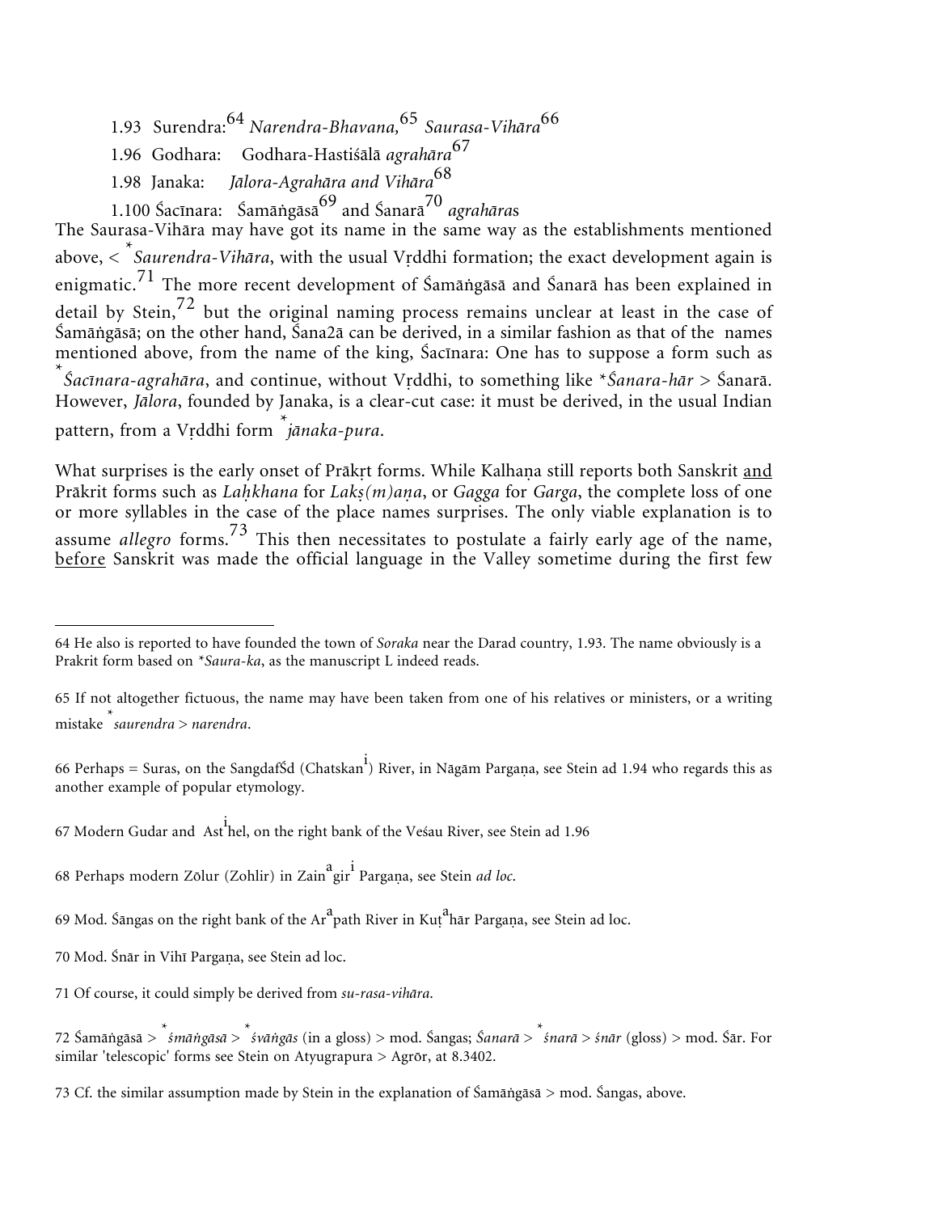1.93 Surendra:[64] *Narendra-Bhavana,*[65] *Saurasa-Vihāra*[66]

1.96 Godhara: Godhara-Hastiśālā *agrahāra*[67]

1.98 Janaka: *Jālora-Agrahāra and Vihāra*[68]

1.100 Śacīnara: Śamāṅgāsā[69] and Śanarā[70] *agrahāra*s

The Saurasa-Vihāra may have got its name in the same way as the establishments mentioned above, < *\*Saurendra-Vihāra*, with the usual Vṛddhi formation; the exact development again is enigmatic.[71] The more recent development of Śamāṅgāsā and Śanarā has been explained in detail by Stein,[72] but the original naming process remains unclear at least in the case of Śamāṅgāsā; on the other hand, Śana2ā can be derived, in a similar fashion as that of the names mentioned above, from the name of the king, Śacīnara: One has to suppose a form such as *\*Śacīnara-agrahāra*, and continue, without Vṛddhi, to something like *\*Śanara-hār* > Śanarā. However, *Jālora*, founded by Janaka, is a clear-cut case: it must be derived, in the usual Indian pattern, from a Vṛddhi form *\*jānaka-pura*.

What surprises is the early onset of Prākṛt forms. While Kalhaṇa still reports both Sanskrit <u>and</u> Prākrit forms such as *Laḥkhana* for *Lakṣ(m)aṇa*, or *Gagga* for *Garga*, the complete loss of one or more syllables in the case of the place names surprises. The only viable explanation is to assume *allegro* forms.[73] This then necessitates to postulate a fairly early age of the name, <u>before</u> Sanskrit was made the official language in the Valley sometime during the first few

---

64 He also is reported to have founded the town of *Soraka* near the Darad country, 1.93. The name obviously is a Prakrit form based on *\*Saura-ka*, as the manuscript L indeed reads.

65 If not altogether fictuous, the name may have been taken from one of his relatives or ministers, or a writing mistake *\*saurendra > narendra*.

66 Perhaps = Suras, on the SangdafŚd (Chatskan$^{i}$) River, in Nāgām Pargaṇa, see Stein ad 1.94 who regards this as another example of popular etymology.

67 Modern Gudar and Ast$^{i}$hel, on the right bank of the Veśau River, see Stein ad 1.96

68 Perhaps modern Zōlur (Zohlir) in Zain$^{a}$gir$^{i}$ Pargaṇa, see Stein *ad loc.*

69 Mod. Śāngas on the right bank of the Ar$^{a}$path River in Kuṭ$^{a}$hār Pargaṇa, see Stein ad loc.

70 Mod. Śnār in Vihī Pargaṇa, see Stein ad loc.

71 Of course, it could simply be derived from *su-rasa-vihāra*.

72 Śamāṅgāsā > *\*śmāṅgāsā* > *\*śvāṅgās* (in a gloss) > mod. Śangas; *Śanarā* > *\*śnarā* > *śnār* (gloss) > mod. Śār. For similar 'telescopic' forms see Stein on Atyugrapura > Agrōr, at 8.3402.

73 Cf. the similar assumption made by Stein in the explanation of Śamāṅgāsā > mod. Śangas, above.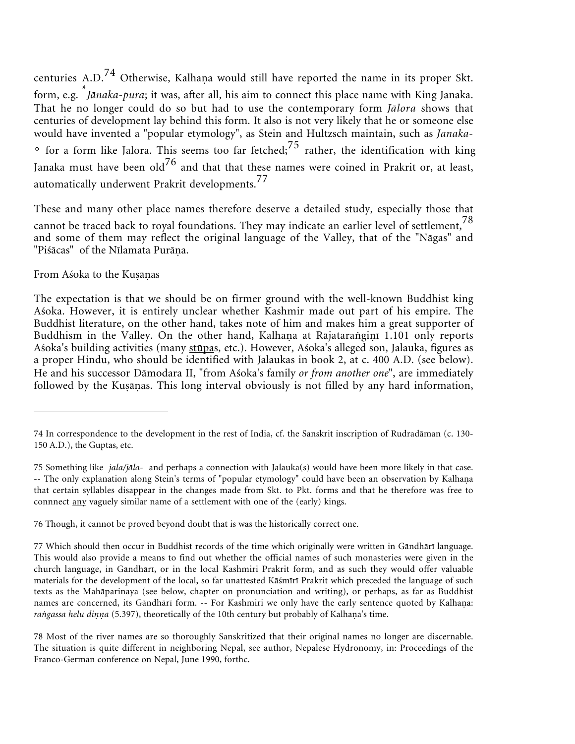centuries A.D.[74] Otherwise, Kalhaṇa would still have reported the name in its proper Skt. form, e.g. **Jānaka-pura*; it was, after all, his aim to connect this place name with King Janaka. That he no longer could do so but had to use the contemporary form *Jālora* shows that centuries of development lay behind this form. It also is not very likely that he or someone else would have invented a "popular etymology", as Stein and Hultzsch maintain, such as *Janaka-°* for a form like Jalora. This seems too far fetched;[75] rather, the identification with king Janaka must have been old[76] and that that these names were coined in Prakrit or, at least, automatically underwent Prakrit developments.[77]

These and many other place names therefore deserve a detailed study, especially those that cannot be traced back to royal foundations. They may indicate an earlier level of settlement,[78] and some of them may reflect the original language of the Valley, that of the "Nāgas" and "Piśācas" of the Nīlamata Purāṇa.

<u>From Aśoka to the Kuṣāṇas</u>

The expectation is that we should be on firmer ground with the well-known Buddhist king Aśoka. However, it is entirely unclear whether Kashmir made out part of his empire. The Buddhist literature, on the other hand, takes note of him and makes him a great supporter of Buddhism in the Valley. On the other hand, Kalhaṇa at Rājataraṅgiṇī 1.101 only reports Aśoka's building activities (many <u>stūpa</u>s, etc.). However, Aśoka's alleged son, Jalauka, figures as a proper Hindu, who should be identified with Jalaukas in book 2, at c. 400 A.D. (see below). He and his successor Dāmodara II, "from Aśoka's family *or from another one*", are immediately followed by the Kuṣāṇas. This long interval obviously is not filled by any hard information,

---

74 In correspondence to the development in the rest of India, cf. the Sanskrit inscription of Rudradāman (c. 130-150 A.D.), the Guptas, etc.

75 Something like *jala/jāla-* and perhaps a connection with Jalauka(s) would have been more likely in that case. -- The only explanation along Stein's terms of "popular etymology" could have been an observation by Kalhaṇa that certain syllables disappear in the changes made from Skt. to Pkt. forms and that he therefore was free to connnect <u>any</u> vaguely similar name of a settlement with one of the (early) kings.

76 Though, it cannot be proved beyond doubt that is was the historically correct one.

77 Which should then occur in Buddhist records of the time which originally were written in Gāndhārī language. This would also provide a means to find out whether the official names of such monasteries were given in the church language, in Gāndhārī, or in the local Kashmiri Prakrit form, and as such they would offer valuable materials for the development of the local, so far unattested Kāśmīrī Prakrit which preceded the language of such texts as the Mahāparinaya (see below, chapter on pronunciation and writing), or perhaps, as far as Buddhist names are concerned, its Gāndhārī form. -- For Kashmiri we only have the early sentence quoted by Kalhaṇa: *raṅgassa helu diṇṇa* (5.397), theoretically of the 10th century but probably of Kalhaṇa's time.

78 Most of the river names are so thoroughly Sanskritized that their original names no longer are discernable. The situation is quite different in neighboring Nepal, see author, Nepalese Hydronomy, in: Proceedings of the Franco-German conference on Nepal, June 1990, forthc.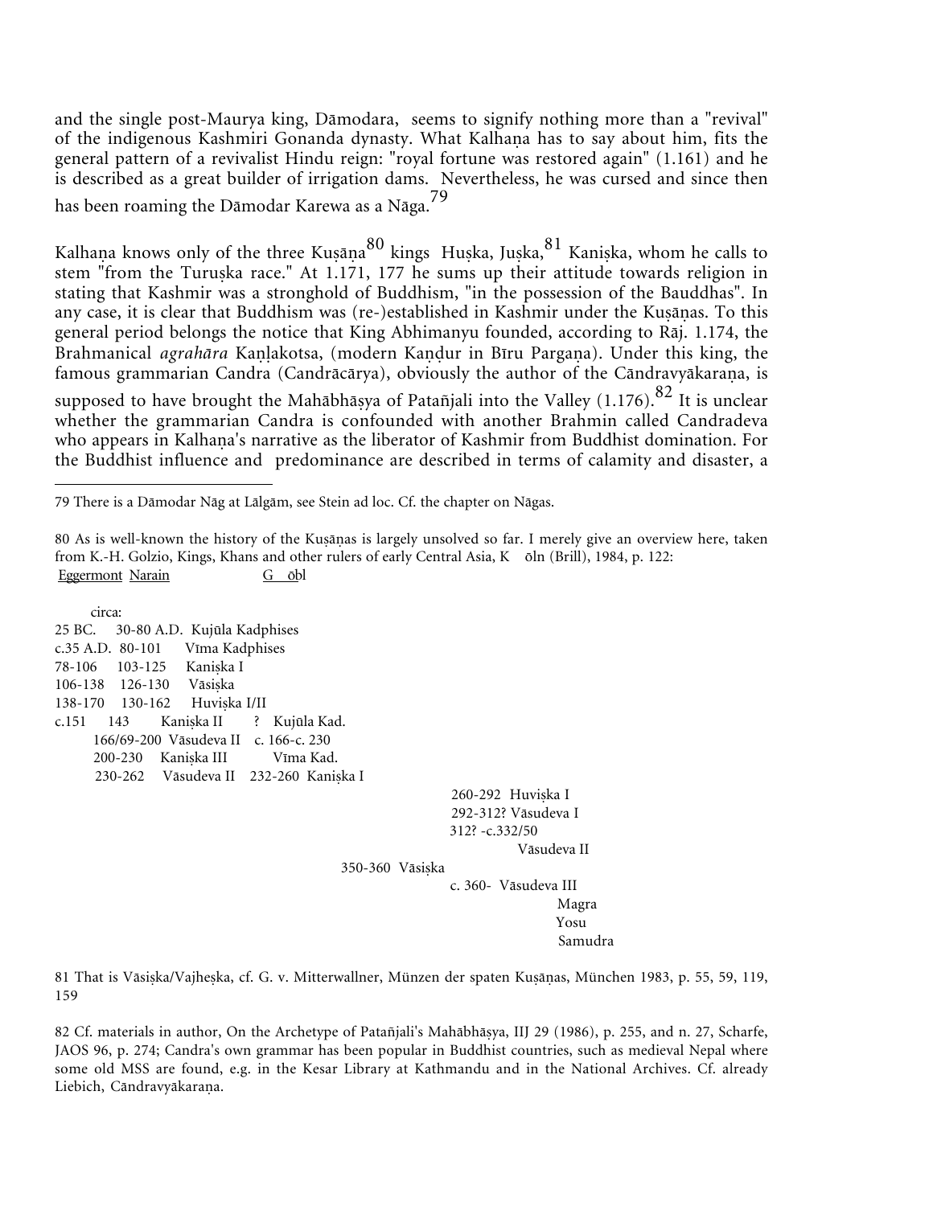and the single post-Maurya king, Dāmodara, seems to signify nothing more than a "revival" of the indigenous Kashmiri Gonanda dynasty. What Kalhaṇa has to say about him, fits the general pattern of a revivalist Hindu reign: "royal fortune was restored again" (1.161) and he is described as a great builder of irrigation dams. Nevertheless, he was cursed and since then has been roaming the Dāmodar Karewa as a Nāga.[79]

Kalhaṇa knows only of the three Kuṣāṇa[80] kings Huṣka, Juṣka,[81] Kaniṣka, whom he calls to stem "from the Turuṣka race." At 1.171, 177 he sums up their attitude towards religion in stating that Kashmir was a stronghold of Buddhism, "in the possession of the Bauddhas". In any case, it is clear that Buddhism was (re-)established in Kashmir under the Kuṣāṇas. To this general period belongs the notice that King Abhimanyu founded, according to Rāj. 1.174, the Brahmanical *agrahāra* Kaṇḷakotsa, (modern Kaṇḍur in Bīru Parganạ). Under this king, the famous grammarian Candra (Candrācārya), obviously the author of the Cāndravyākaraṇa, is supposed to have brought the Mahābhāṣya of Patañjali into the Valley (1.176).[82] It is unclear whether the grammarian Candra is confounded with another Brahmin called Candradeva who appears in Kalhaṇa's narrative as the liberator of Kashmir from Buddhist domination. For the Buddhist influence and predominance are described in terms of calamity and disaster, a

---

79 There is a Dāmodar Nāg at Lālgām, see Stein ad loc. Cf. the chapter on Nāgas.

80 As is well-known the history of the Kuṣāṇas is largely unsolved so far. I merely give an overview here, taken from K.-H. Golzio, Kings, Khans and other rulers of early Central Asia, Köln (Brill), 1984, p. 122:

| Eggermont | Narain | | Göbl | |
|---|---|---|---|---|
| circa: | | | | |
| 25 BC. | 30-80 A.D. | Kujūla Kadphises | | |
| c.35 A.D. | 80-101 | Vīma Kadphises | | |
| 78-106 | 103-125 | Kaniṣka I | | |
| 106-138 | 126-130 | Vāsiṣka | | |
| 138-170 | 130-162 | Huviṣka I/II | | |
| c.151 | 143 | Kaniṣka II | ? | Kujūla Kad. |
| | 166/69-200 | Vāsudeva II | c. 166-c. 230 | |
| | 200-230 | Kaniṣka III | | Vīma Kad. |
| | 230-262 | Vāsudeva II | 232-260 | Kaniṣka I |
| | | | 260-292 | Huviṣka I |
| | | | 292-312? | Vāsudeva I |
| | | | 312? -c.332/50 | Vāsudeva II |
| | 350-360 | Vāsiṣka | | |
| | | | c. 360- | Vāsudeva III |
| | | | | Magra |
| | | | | Yosu |
| | | | | Samudra |

81 That is Vāsiṣka/Vajheṣka, cf. G. v. Mitterwallner, Münzen der spaten Kuṣāṇas, München 1983, p. 55, 59, 119, 159

82 Cf. materials in author, On the Archetype of Patañjali's Mahābhāṣya, IIJ 29 (1986), p. 255, and n. 27, Scharfe, JAOS 96, p. 274; Candra's own grammar has been popular in Buddhist countries, such as medieval Nepal where some old MSS are found, e.g. in the Kesar Library at Kathmandu and in the National Archives. Cf. already Liebich, Cāndravyākaraṇa.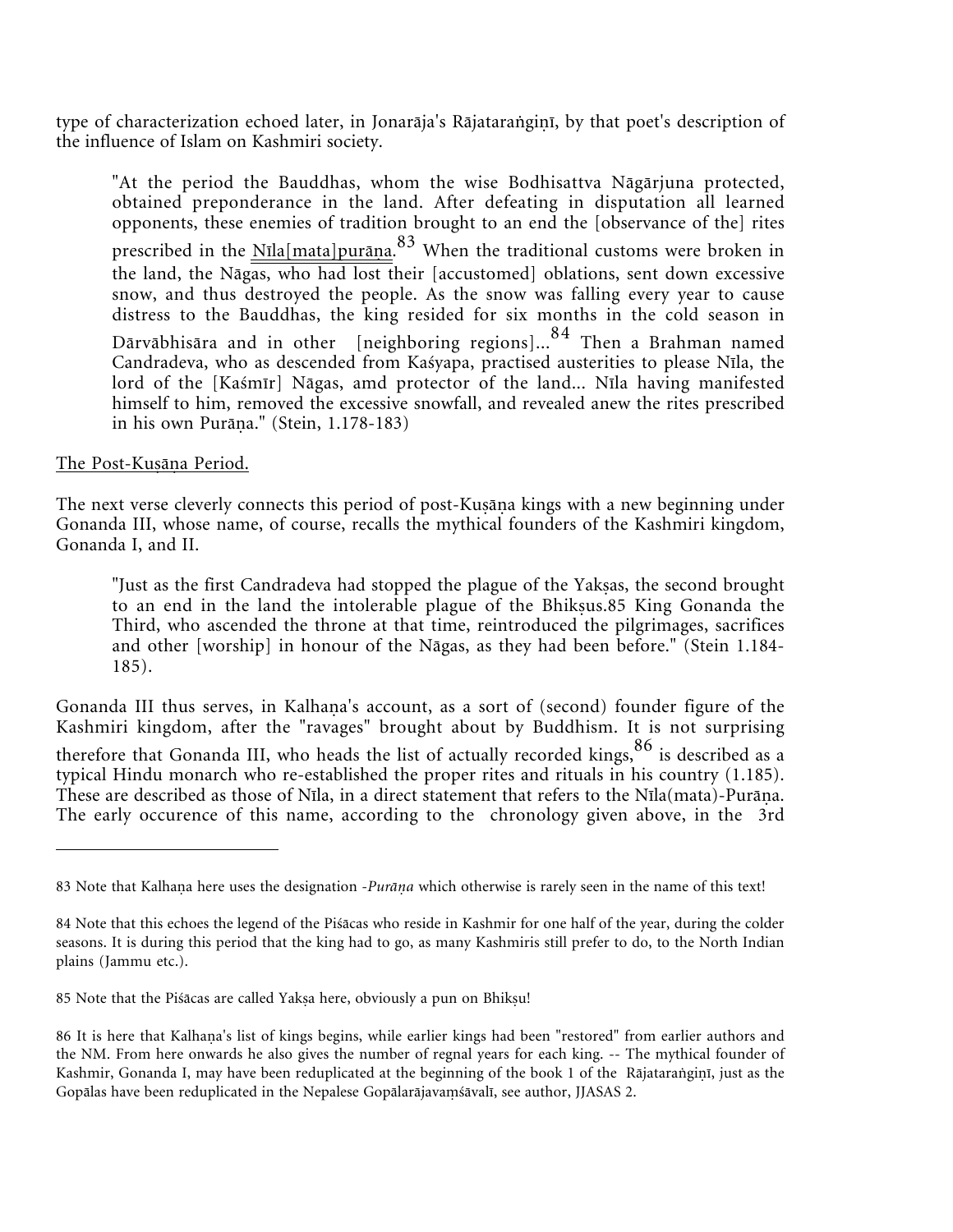type of characterization echoed later, in Jonarāja's Rājataraṅgiṇī, by that poet's description of the influence of Islam on Kashmiri society.

> "At the period the Bauddhas, whom the wise Bodhisattva Nāgārjuna protected, obtained preponderance in the land. After defeating in disputation all learned opponents, these enemies of tradition brought to an end the [observance of the] rites prescribed in the Nīla[mata]purāṇa.[83] When the traditional customs were broken in the land, the Nāgas, who had lost their [accustomed] oblations, sent down excessive snow, and thus destroyed the people. As the snow was falling every year to cause distress to the Bauddhas, the king resided for six months in the cold season in Dārvābhisāra and in other [neighboring regions]...[84] Then a Brahman named Candradeva, who as descended from Kaśyapa, practised austerities to please Nīla, the lord of the [Kaśmīr] Nāgas, amd protector of the land... Nīla having manifested himself to him, removed the excessive snowfall, and revealed anew the rites prescribed in his own Purāṇa." (Stein, 1.178-183)

The Post-Kuṣāṇa Period.

The next verse cleverly connects this period of post-Kuṣāṇa kings with a new beginning under Gonanda III, whose name, of course, recalls the mythical founders of the Kashmiri kingdom, Gonanda I, and II.

> "Just as the first Candradeva had stopped the plague of the Yakṣas, the second brought to an end in the land the intolerable plague of the Bhikṣus.85 King Gonanda the Third, who ascended the throne at that time, reintroduced the pilgrimages, sacrifices and other [worship] in honour of the Nāgas, as they had been before." (Stein 1.184-185).

Gonanda III thus serves, in Kalhaṇa's account, as a sort of (second) founder figure of the Kashmiri kingdom, after the "ravages" brought about by Buddhism. It is not surprising therefore that Gonanda III, who heads the list of actually recorded kings,[86] is described as a typical Hindu monarch who re-established the proper rites and rituals in his country (1.185). These are described as those of Nīla, in a direct statement that refers to the Nīla(mata)-Purāṇa. The early occurence of this name, according to the chronology given above, in the 3rd

---

83 Note that Kalhaṇa here uses the designation *-Purāṇa* which otherwise is rarely seen in the name of this text!

84 Note that this echoes the legend of the Piśācas who reside in Kashmir for one half of the year, during the colder seasons. It is during this period that the king had to go, as many Kashmiris still prefer to do, to the North Indian plains (Jammu etc.).

85 Note that the Piśācas are called Yakṣa here, obviously a pun on Bhikṣu!

86 It is here that Kalhaṇa's list of kings begins, while earlier kings had been "restored" from earlier authors and the NM. From here onwards he also gives the number of regnal years for each king. -- The mythical founder of Kashmir, Gonanda I, may have been reduplicated at the beginning of the book 1 of the Rājataraṅgiṇī, just as the Gopālas have been reduplicated in the Nepalese Gopālarājavaṃśāvalī, see author, JJASAS 2.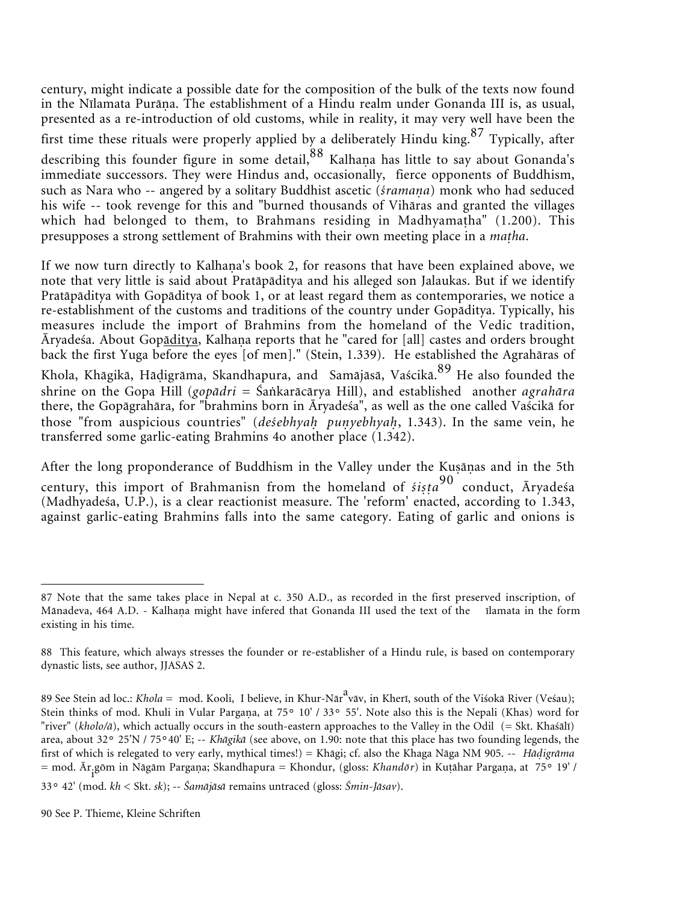century, might indicate a possible date for the composition of the bulk of the texts now found in the Nīlamata Purāṇa. The establishment of a Hindu realm under Gonanda III is, as usual, presented as a re-introduction of old customs, while in reality, it may very well have been the first time these rituals were properly applied by a deliberately Hindu king.[87] Typically, after describing this founder figure in some detail,[88] Kalhaṇa has little to say about Gonanda's immediate successors. They were Hindus and, occasionally, fierce opponents of Buddhism, such as Nara who -- angered by a solitary Buddhist ascetic (*śramaṇa*) monk who had seduced his wife -- took revenge for this and "burned thousands of Vihāras and granted the villages which had belonged to them, to Brahmans residing in Madhyamaṭha" (1.200). This presupposes a strong settlement of Brahmins with their own meeting place in a *maṭha*.

If we now turn directly to Kalhaṇa's book 2, for reasons that have been explained above, we note that very little is said about Pratāpāditya and his alleged son Jalaukas. But if we identify Pratāpāditya with Gopāditya of book 1, or at least regard them as contemporaries, we notice a re-establishment of the customs and traditions of the country under Gopāditya. Typically, his measures include the import of Brahmins from the homeland of the Vedic tradition, Āryadeśa. About Gopāditya, Kalhaṇa reports that he "cared for [all] castes and orders brought back the first Yuga before the eyes [of men]." (Stein, 1.339). He established the Agrahāras of Khola, Khāgikā, Hāḍigrāma, Skandhapura, and Samājāsā, Vaścikā.[89] He also founded the shrine on the Gopa Hill (*gopādri* = Śaṅkarācārya Hill), and established another *agrahāra* there, the Gopāgrahāra, for "brahmins born in Āryadeśa", as well as the one called Vaścikā for those "from auspicious countries" (*deśebhyaḥ puṇyebhyaḥ*, 1.343). In the same vein, he transferred some garlic-eating Brahmins 4o another place (1.342).

After the long proponderance of Buddhism in the Valley under the Kuṣāṇas and in the 5th century, this import of Brahmanisn from the homeland of *śiṣṭa*[90] conduct, Āryadeśa (Madhyadeśa, U.P.), is a clear reactionist measure. The 'reform' enacted, according to 1.343, against garlic-eating Brahmins falls into the same category. Eating of garlic and onions is

---

87 Note that the same takes place in Nepal at c. 350 A.D., as recorded in the first preserved inscription, of Mānadeva, 464 A.D. - Kalhaṇa might have infered that Gonanda III used the text of the īlamata in the form existing in his time.

88 This feature, which always stresses the founder or re-establisher of a Hindu rule, is based on contemporary dynastic lists, see author, JJASAS 2.

89 See Stein ad loc.: *Khola* = mod. Kooli, I believe, in Khur-När[a]vāv, in Kherī, south of the Viśokā River (Veśau); Stein thinks of mod. Khuli in Vular Pargaṇa, at 75° 10' / 33° 55'. Note also this is the Nepali (Khas) word for "river" (*kholo/ā*), which actually occurs in the south-eastern approaches to the Valley in the Odil (= Skt. Khaśālī) area, about 32° 25'N / 75°40' E; -- *Khāgikā* (see above, on 1.90: note that this place has two founding legends, the first of which is relegated to very early, mythical times!) = Khāgi; cf. also the Khaga Nāga NM 905. -- *Hāḍigrāma* = mod. Ār[i]gōm in Nāgām Pargaṇa; Skandhapura = Khondur, (gloss: *Khandōr*) in Kuṭāhar Pargaṇa, at 75° 19' / 33° 42' (mod. *kh* < Skt. *sk*); -- *Śamājāsā* remains untraced (gloss: *Śmin-Jāsav*).

90 See P. Thieme, Kleine Schriften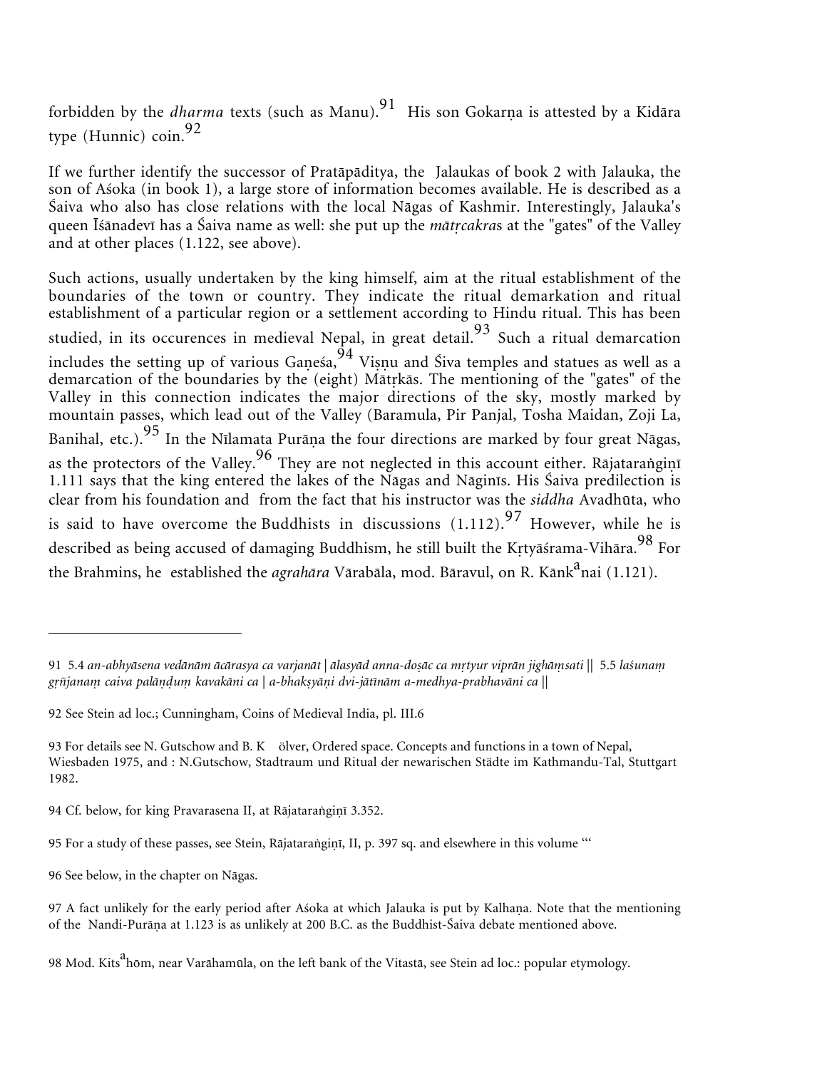forbidden by the *dharma* texts (such as Manu).[91] His son Gokarṇa is attested by a Kidāra type (Hunnic) coin.[92]

If we further identify the successor of Pratāpāditya, the Jalaukas of book 2 with Jalauka, the son of Aśoka (in book 1), a large store of information becomes available. He is described as a Śaiva who also has close relations with the local Nāgas of Kashmir. Interestingly, Jalauka's queen Īśānadevī has a Śaiva name as well: she put up the *mātṛcakra*s at the "gates" of the Valley and at other places (1.122, see above).

Such actions, usually undertaken by the king himself, aim at the ritual establishment of the boundaries of the town or country. They indicate the ritual demarkation and ritual establishment of a particular region or a settlement according to Hindu ritual. This has been studied, in its occurences in medieval Nepal, in great detail.[93] Such a ritual demarcation includes the setting up of various Gaṇeśa,[94] Viṣṇu and Śiva temples and statues as well as a demarcation of the boundaries by the (eight) Mātṛkās. The mentioning of the "gates" of the Valley in this connection indicates the major directions of the sky, mostly marked by mountain passes, which lead out of the Valley (Baramula, Pir Panjal, Tosha Maidan, Zoji La, Banihal, etc.).[95] In the Nīlamata Purāṇa the four directions are marked by four great Nāgas, as the protectors of the Valley.[96] They are not neglected in this account either. Rājataraṅgiṇī 1.111 says that the king entered the lakes of the Nāgas and Nāginīs. His Śaiva predilection is clear from his foundation and from the fact that his instructor was the *siddha* Avadhūta, who is said to have overcome the Buddhists in discussions (1.112).[97] However, while he is described as being accused of damaging Buddhism, he still built the Kṛtyāśrama-Vihāra.[98] For the Brahmins, he established the *agrahāra* Vārabāla, mod. Bāravul, on R. Kānk$^{a}$nai (1.121).

---

91 5.4 *an-abhyāsena vedānām ācārasya ca varjanāt | ālasyād anna-doṣāc ca mṛtyur viprān jighāṃsati ||* 5.5 *laśunaṃ gṛñjanaṃ caiva palāṇḍuṃ kavakāni ca | a-bhakṣyāṇi dvi-jātīnām a-medhya-prabhavāni ca ||*

92 See Stein ad loc.; Cunningham, Coins of Medieval India, pl. III.6

93 For details see N. Gutschow and B. K ölver, Ordered space. Concepts and functions in a town of Nepal, Wiesbaden 1975, and : N.Gutschow, Stadtraum und Ritual der newarischen Städte im Kathmandu-Tal, Stuttgart 1982.

94 Cf. below, for king Pravarasena II, at Rājataraṅgiṇī 3.352.

95 For a study of these passes, see Stein, Rājataraṅgiṇī, II, p. 397 sq. and elsewhere in this volume "'

96 See below, in the chapter on Nāgas.

97 A fact unlikely for the early period after Aśoka at which Jalauka is put by Kalhaṇa. Note that the mentioning of the Nandi-Purāṇa at 1.123 is as unlikely at 200 B.C. as the Buddhist-Śaiva debate mentioned above.

98 Mod. Kits$^{a}$hōm, near Varāhamūla, on the left bank of the Vitastā, see Stein ad loc.: popular etymology.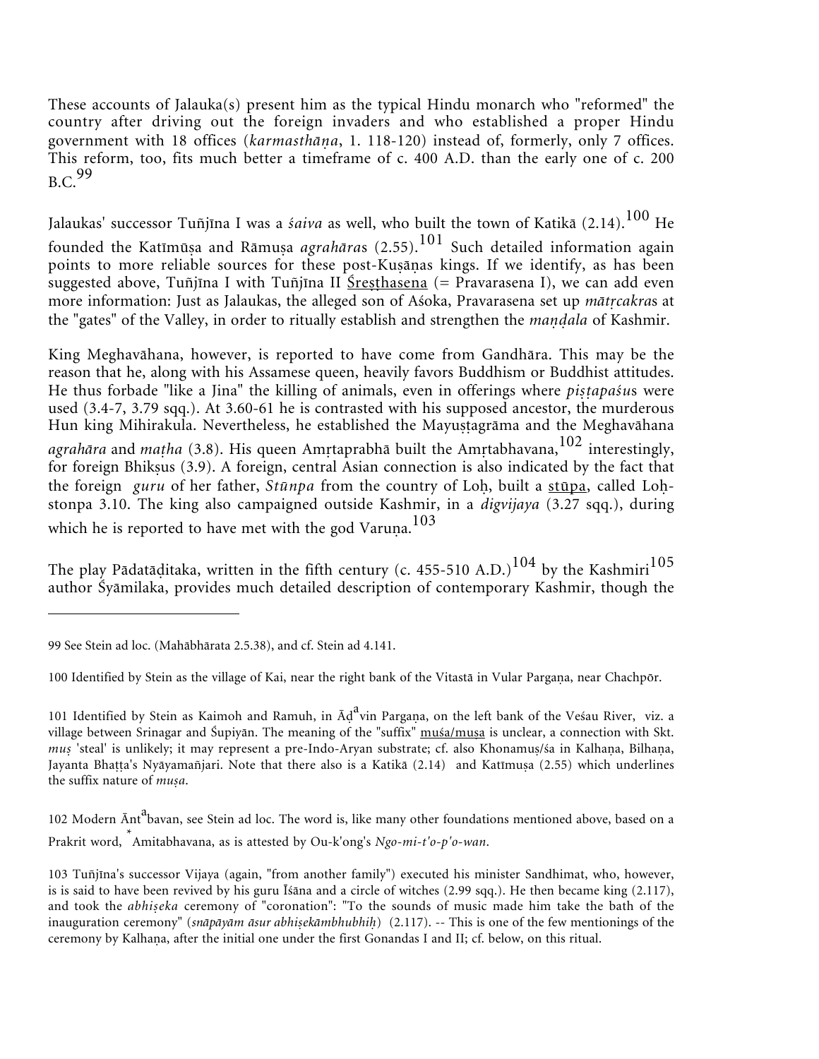These accounts of Jalauka(s) present him as the typical Hindu monarch who "reformed" the country after driving out the foreign invaders and who established a proper Hindu government with 18 offices (*karmasthāṇa*, 1. 118-120) instead of, formerly, only 7 offices. This reform, too, fits much better a timeframe of c. 400 A.D. than the early one of c. 200 B.C.[99]

Jalaukas' successor Tuñjīna I was a *śaiva* as well, who built the town of Katikā (2.14).[100] He founded the Katīmūṣa and Rāmuṣa *agrahāra*s (2.55).[101] Such detailed information again points to more reliable sources for these post-Kuṣāṇas kings. If we identify, as has been suggested above, Tuñjīna I with Tuñjīna II Śreṣṭhasena (= Pravarasena I), we can add even more information: Just as Jalaukas, the alleged son of Aśoka, Pravarasena set up *mātṛcakra*s at the "gates" of the Valley, in order to ritually establish and strengthen the *maṇḍala* of Kashmir.

King Meghavāhana, however, is reported to have come from Gandhāra. This may be the reason that he, along with his Assamese queen, heavily favors Buddhism or Buddhist attitudes. He thus forbade "like a Jina" the killing of animals, even in offerings where *piṣṭapaśu*s were used (3.4-7, 3.79 sqq.). At 3.60-61 he is contrasted with his supposed ancestor, the murderous Hun king Mihirakula. Nevertheless, he established the Mayuṣṭagrāma and the Meghavāhana *agrahāra* and *maṭha* (3.8). His queen Amṛtaprabhā built the Amṛtabhavana,[102] interestingly, for foreign Bhikṣus (3.9). A foreign, central Asian connection is also indicated by the fact that the foreign *guru* of her father, *Stūnpa* from the country of Loḥ, built a stūpa, called Loḥ-stonpa 3.10. The king also campaigned outside Kashmir, in a *digvijaya* (3.27 sqq.), during which he is reported to have met with the god Varuṇa.[103]

The play Pādatāḍitaka, written in the fifth century (c. 455-510 A.D.)[104] by the Kashmiri[105] author Śyāmilaka, provides much detailed description of contemporary Kashmir, though the

---

99 See Stein ad loc. (Mahābhārata 2.5.38), and cf. Stein ad 4.141.

100 Identified by Stein as the village of Kai, near the right bank of the Vitastā in Vular Pargaṇa, near Chachpōr.

101 Identified by Stein as Kaimoh and Ramuh, in Āḍ[a]vin Pargaṇa, on the left bank of the Veśau River, viz. a village between Srinagar and Śupiyān. The meaning of the "suffix" muśa/muṣa is unclear, a connection with Skt. *muṣ* 'steal' is unlikely; it may represent a pre-Indo-Aryan substrate; cf. also Khonamuṣ/śa in Kalhaṇa, Bilhaṇa, Jayanta Bhaṭṭa's Nyāyamañjari. Note that there also is a Katikā (2.14) and Katīmuṣa (2.55) which underlines the suffix nature of *muṣa*.

102 Modern Ānt[a]bavan, see Stein ad loc. The word is, like many other foundations mentioned above, based on a Prakrit word, *Amitabhavana, as is attested by Ou-k'ong's *Ngo-mi-t'o-p'o-wan*.

103 Tuñjīna's successor Vijaya (again, "from another family") executed his minister Sandhimat, who, however, is is said to have been revived by his guru Īśāna and a circle of witches (2.99 sqq.). He then became king (2.117), and took the *abhiṣeka* ceremony of "coronation": "To the sounds of music made him take the bath of the inauguration ceremony" (*snāpāyām āsur abhiṣekāmbhubhiḥ*) (2.117). -- This is one of the few mentionings of the ceremony by Kalhaṇa, after the initial one under the first Gonandas I and II; cf. below, on this ritual.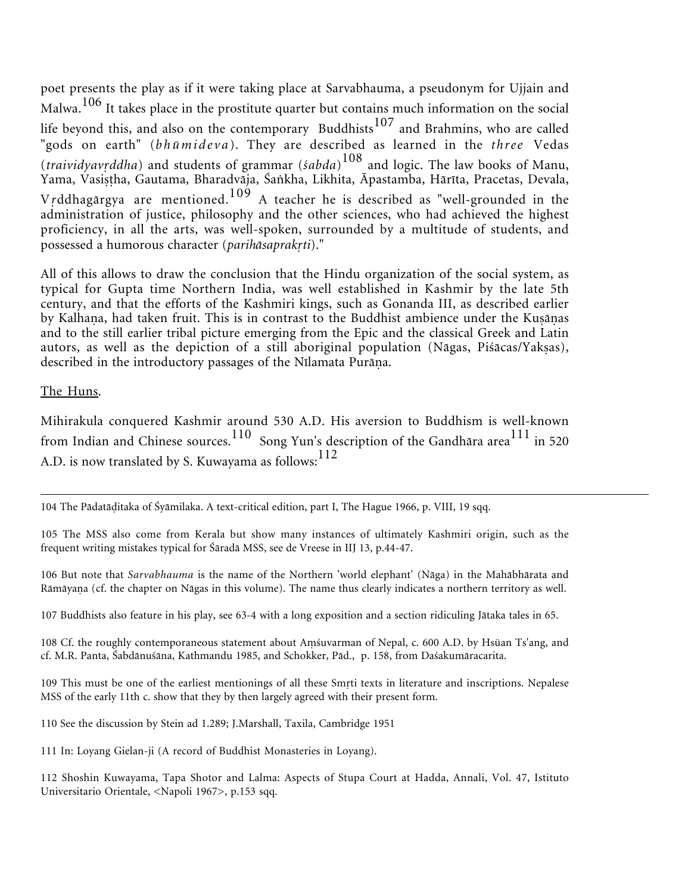poet presents the play as if it were taking place at Sarvabhauma, a pseudonym for Ujjain and Malwa.[106] It takes place in the prostitute quarter but contains much information on the social life beyond this, and also on the contemporary Buddhists[107] and Brahmins, who are called "gods on earth" (*bhūmideva*). They are described as learned in the *three* Vedas (*traividyavṛddha*) and students of grammar (*śabda*)[108] and logic. The law books of Manu, Yama, Vasiṣṭha, Gautama, Bharadvāja, Śaṅkha, Likhita, Āpastamba, Hārīta, Pracetas, Devala, Vṛddhagārgya are mentioned.[109] A teacher he is described as "well-grounded in the administration of justice, philosophy and the other sciences, who had achieved the highest proficiency, in all the arts, was well-spoken, surrounded by a multitude of students, and possessed a humorous character (*parihāsaprakṛti*)."

All of this allows to draw the conclusion that the Hindu organization of the social system, as typical for Gupta time Northern India, was well established in Kashmir by the late 5th century, and that the efforts of the Kashmiri kings, such as Gonanda III, as described earlier by Kalhaṇa, had taken fruit. This is in contrast to the Buddhist ambience under the Kuṣāṇas and to the still earlier tribal picture emerging from the Epic and the classical Greek and Latin autors, as well as the depiction of a still aboriginal population (Nāgas, Piśācas/Yakṣas), described in the introductory passages of the Nīlamata Purāṇa.

The Huns.

Mihirakula conquered Kashmir around 530 A.D. His aversion to Buddhism is well-known from Indian and Chinese sources.[110] Song Yun's description of the Gandhāra area[111] in 520 A.D. is now translated by S. Kuwayama as follows:[112]

---

104 The Pādatāḍitaka of Śyāmilaka. A text-critical edition, part I, The Hague 1966, p. VIII, 19 sqq.

105 The MSS also come from Kerala but show many instances of ultimately Kashmiri origin, such as the frequent writing mistakes typical for Śāradā MSS, see de Vreese in IIJ 13, p.44-47.

106 But note that *Sarvabhauma* is the name of the Northern 'world elephant' (Nāga) in the Mahābhārata and Rāmāyaṇa (cf. the chapter on Nāgas in this volume). The name thus clearly indicates a northern territory as well.

107 Buddhists also feature in his play, see 63-4 with a long exposition and a section ridiculing Jātaka tales in 65.

108 Cf. the roughly contemporaneous statement about Aṃśuvarman of Nepal, c. 600 A.D. by Hsüan Ts'ang, and cf. M.R. Panta, Śabdānuśāna, Kathmandu 1985, and Schokker, Pād., p. 158, from Daśakumāracarita.

109 This must be one of the earliest mentionings of all these Smṛti texts in literature and inscriptions. Nepalese MSS of the early 11th c. show that they by then largely agreed with their present form.

110 See the discussion by Stein ad 1.289; J.Marshall, Taxila, Cambridge 1951

111 In: Loyang Gielan-ji (A record of Buddhist Monasteries in Loyang).

112 Shoshin Kuwayama, Tapa Shotor and Lalma: Aspects of Stupa Court at Hadda, Annali, Vol. 47, Istituto Universitario Orientale, <Napoli 1967>, p.153 sqq.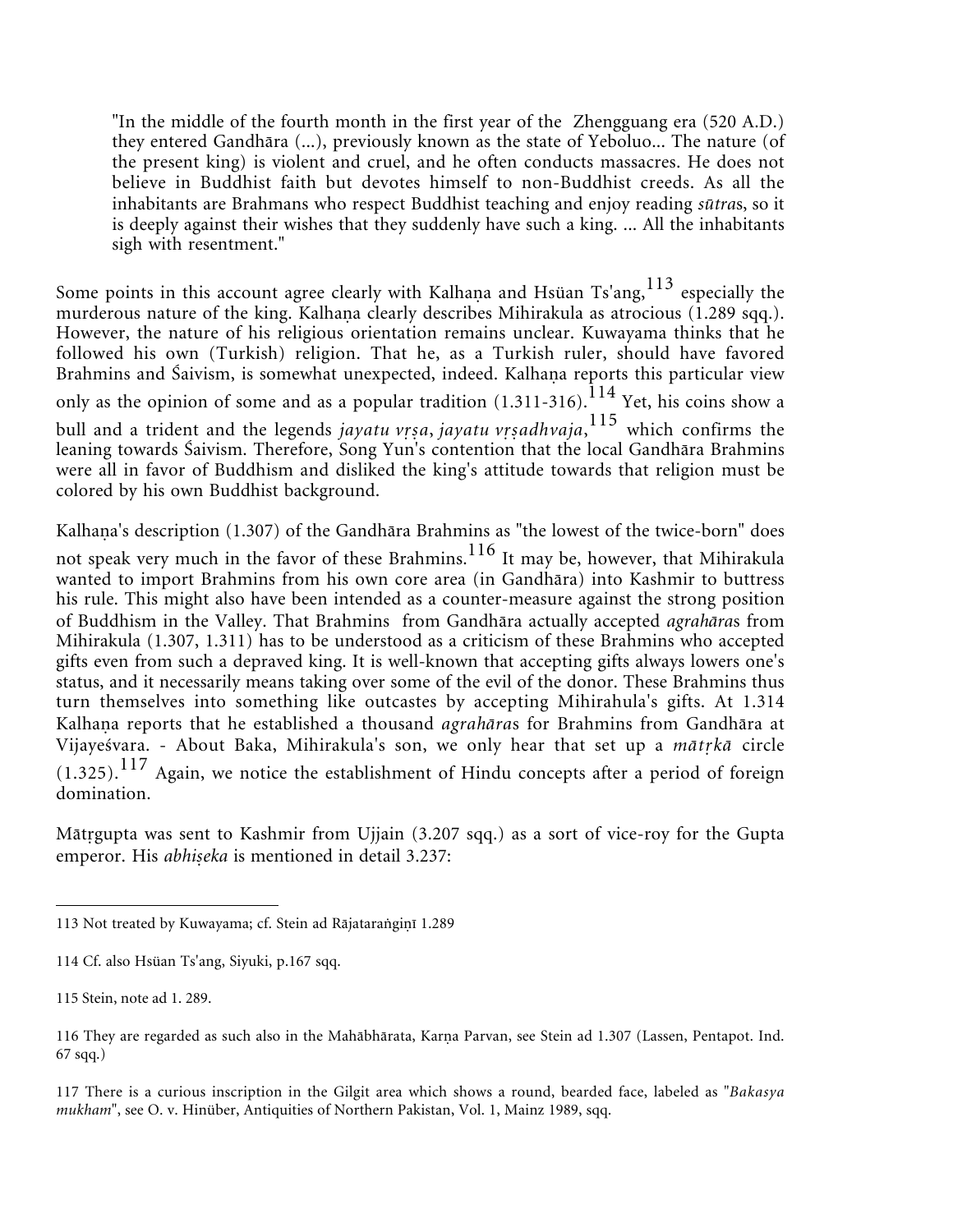> "In the middle of the fourth month in the first year of the Zhengguang era (520 A.D.) they entered Gandhāra (...), previously known as the state of Yeboluo... The nature (of the present king) is violent and cruel, and he often conducts massacres. He does not believe in Buddhist faith but devotes himself to non-Buddhist creeds. As all the inhabitants are Brahmans who respect Buddhist teaching and enjoy reading *sūtra*s, so it is deeply against their wishes that they suddenly have such a king. ... All the inhabitants sigh with resentment."

Some points in this account agree clearly with Kalhaṇa and Hsüan Ts'ang,[113] especially the murderous nature of the king. Kalhaṇa clearly describes Mihirakula as atrocious (1.289 sqq.). However, the nature of his religious orientation remains unclear. Kuwayama thinks that he followed his own (Turkish) religion. That he, as a Turkish ruler, should have favored Brahmins and Śaivism, is somewhat unexpected, indeed. Kalhaṇa reports this particular view only as the opinion of some and as a popular tradition (1.311-316).[114] Yet, his coins show a bull and a trident and the legends *jayatu vṛṣa*, *jayatu vṛṣadhvaja*,[115] which confirms the leaning towards Śaivism. Therefore, Song Yun's contention that the local Gandhāra Brahmins were all in favor of Buddhism and disliked the king's attitude towards that religion must be colored by his own Buddhist background.

Kalhaṇa's description (1.307) of the Gandhāra Brahmins as "the lowest of the twice-born" does not speak very much in the favor of these Brahmins.[116] It may be, however, that Mihirakula wanted to import Brahmins from his own core area (in Gandhāra) into Kashmir to buttress his rule. This might also have been intended as a counter-measure against the strong position of Buddhism in the Valley. That Brahmins from Gandhāra actually accepted *agrahāra*s from Mihirakula (1.307, 1.311) has to be understood as a criticism of these Brahmins who accepted gifts even from such a depraved king. It is well-known that accepting gifts always lowers one's status, and it necessarily means taking over some of the evil of the donor. These Brahmins thus turn themselves into something like outcastes by accepting Mihirahula's gifts. At 1.314 Kalhaṇa reports that he established a thousand *agrahāra*s for Brahmins from Gandhāra at Vijayeśvara. - About Baka, Mihirakula's son, we only hear that set up a *mātṛkā* circle (1.325).[117] Again, we notice the establishment of Hindu concepts after a period of foreign domination.

Mātṛgupta was sent to Kashmir from Ujjain (3.207 sqq.) as a sort of vice-roy for the Gupta emperor. His *abhiṣeka* is mentioned in detail 3.237:

---

113 Not treated by Kuwayama; cf. Stein ad Rājataraṅgiṇī 1.289

114 Cf. also Hsüan Ts'ang, Siyuki, p.167 sqq.

115 Stein, note ad 1. 289.

116 They are regarded as such also in the Mahābhārata, Karṇa Parvan, see Stein ad 1.307 (Lassen, Pentapot. Ind. 67 sqq.)

117 There is a curious inscription in the Gilgit area which shows a round, bearded face, labeled as "*Bakasya mukham*", see O. v. Hinüber, Antiquities of Northern Pakistan, Vol. 1, Mainz 1989, sqq.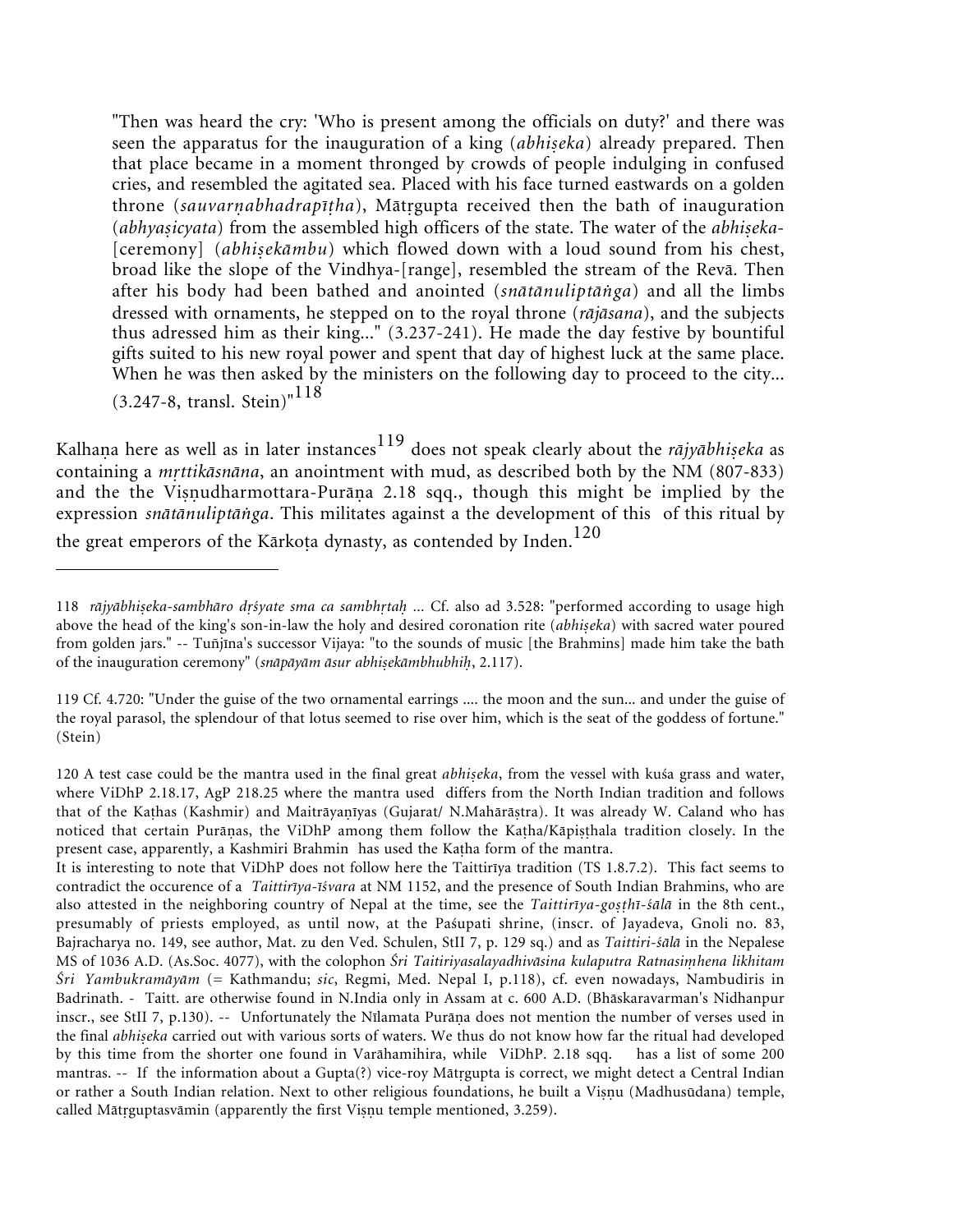"Then was heard the cry: 'Who is present among the officials on duty?' and there was seen the apparatus for the inauguration of a king (*abhiṣeka*) already prepared. Then that place became in a moment thronged by crowds of people indulging in confused cries, and resembled the agitated sea. Placed with his face turned eastwards on a golden throne (*sauvarṇabhadrapīṭha*), Mātṛgupta received then the bath of inauguration (*abhyaṣicyata*) from the assembled high officers of the state. The water of the *abhiṣeka*-[ceremony] (*abhiṣekāmbu*) which flowed down with a loud sound from his chest, broad like the slope of the Vindhya-[range], resembled the stream of the Revā. Then after his body had been bathed and anointed (*snātānuliptāṅga*) and all the limbs dressed with ornaments, he stepped on to the royal throne (*rājāsana*), and the subjects thus adressed him as their king..." (3.237-241). He made the day festive by bountiful gifts suited to his new royal power and spent that day of highest luck at the same place. When he was then asked by the ministers on the following day to proceed to the city... (3.247-8, transl. Stein)"[118]

Kalhaṇa here as well as in later instances[119] does not speak clearly about the *rājyābhiṣeka* as containing a *mṛttikāsnāna*, an anointment with mud, as described both by the NM (807-833) and the the Viṣṇudharmottara-Purāṇa 2.18 sqq., though this might be implied by the expression *snātānuliptāṅga*. This militates against a the development of this of this ritual by the great emperors of the Kārkoṭa dynasty, as contended by Inden.[120]

---

118 *rājyābhiṣeka-sambhāro dṛśyate sma ca sambhṛtaḥ* ... Cf. also ad 3.528: "performed according to usage high above the head of the king's son-in-law the holy and desired coronation rite (*abhiṣeka*) with sacred water poured from golden jars." -- Tuñjīna's successor Vijaya: "to the sounds of music [the Brahmins] made him take the bath of the inauguration ceremony" (*snāpāyām āsur abhiṣekāmbhubhiḥ*, 2.117).

119 Cf. 4.720: "Under the guise of the two ornamental earrings .... the moon and the sun... and under the guise of the royal parasol, the splendour of that lotus seemed to rise over him, which is the seat of the goddess of fortune." (Stein)

120 A test case could be the mantra used in the final great *abhiṣeka*, from the vessel with kuśa grass and water, where ViDhP 2.18.17, AgP 218.25 where the mantra used differs from the North Indian tradition and follows that of the Kaṭhas (Kashmir) and Maitrāyaṇīyas (Gujarat/ N.Mahārāṣṭra). It was already W. Caland who has noticed that certain Purāṇas, the ViDhP among them follow the Kaṭha/Kāpiṣṭhala tradition closely. In the present case, apparently, a Kashmiri Brahmin has used the Kaṭha form of the mantra.
It is interesting to note that ViDhP does not follow here the Taittirīya tradition (TS 1.8.7.2). This fact seems to contradict the occurence of a *Taittirīya-īśvara* at NM 1152, and the presence of South Indian Brahmins, who are also attested in the neighboring country of Nepal at the time, see the *Taittirīya-goṣṭhī-śālā* in the 8th cent., presumably of priests employed, as until now, at the Paśupati shrine, (inscr. of Jayadeva, Gnoli no. 83, Bajracharya no. 149, see author, Mat. zu den Ved. Schulen, StII 7, p. 129 sq.) and as *Taittiri-śālā* in the Nepalese MS of 1036 A.D. (As.Soc. 4077), with the colophon *Śri Taitiriyasalayadhivāsina kulaputra Ratnasiṃhena likhitam Śri Yambukramāyām* (= Kathmandu; *sic*, Regmi, Med. Nepal I, p.118), cf. even nowadays, Nambudiris in Badrinath. - Taitt. are otherwise found in N.India only in Assam at c. 600 A.D. (Bhāskaravarman's Nidhanpur inscr., see StII 7, p.130). -- Unfortunately the Nīlamata Purāṇa does not mention the number of verses used in the final *abhiṣeka* carried out with various sorts of waters. We thus do not know how far the ritual had developed by this time from the shorter one found in Varāhamihira, while ViDhP. 2.18 sqq. has a list of some 200 mantras. -- If the information about a Gupta(?) vice-roy Mātṛgupta is correct, we might detect a Central Indian or rather a South Indian relation. Next to other religious foundations, he built a Viṣṇu (Madhusūdana) temple, called Mātṛguptasvāmin (apparently the first Viṣṇu temple mentioned, 3.259).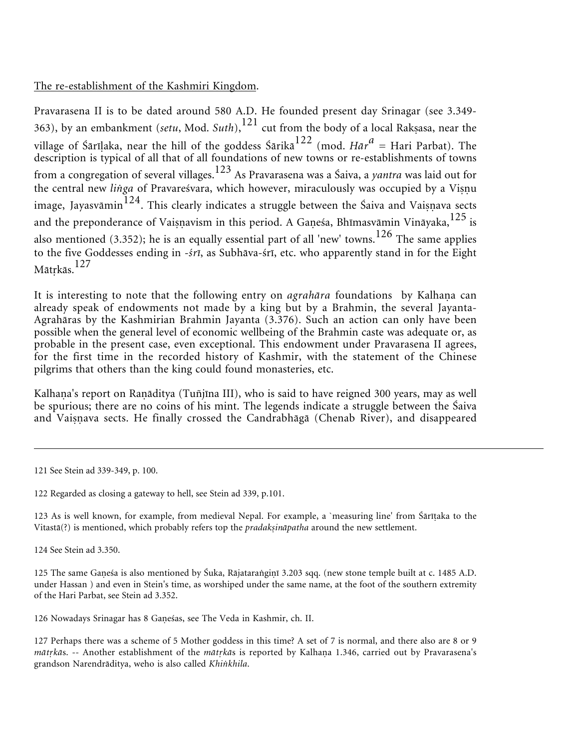The re-establishment of the Kashmiri Kingdom.

Pravarasena II is to be dated around 580 A.D. He founded present day Srinagar (see 3.349-363), by an embankment (*setu*, Mod. *Suth*),[121] cut from the body of a local Rakṣasa, near the village of Śārīḷaka, near the hill of the goddess Śārikā[122] (mod. *Hār*[a] = Hari Parbat). The description is typical of all that of all foundations of new towns or re-establishments of towns from a congregation of several villages.[123] As Pravarasena was a Śaiva, a *yantra* was laid out for the central new *liṅga* of Pravareśvara, which however, miraculously was occupied by a Viṣṇu image, Jayasvāmin[124]. This clearly indicates a struggle between the Śaiva and Vaiṣṇava sects and the preponderance of Vaiṣṇavism in this period. A Gaṇeśa, Bhīmasvāmin Vināyaka,[125] is also mentioned (3.352); he is an equally essential part of all 'new' towns.[126] The same applies to the five Goddesses ending in *-śrī*, as Subhāva-śrī, etc. who apparently stand in for the Eight Mātṛkās.[127]

It is interesting to note that the following entry on *agrahāra* foundations by Kalhaṇa can already speak of endowments not made by a king but by a Brahmin, the several Jayanta-Agrahāras by the Kashmirian Brahmin Jayanta (3.376). Such an action can only have been possible when the general level of economic wellbeing of the Brahmin caste was adequate or, as probable in the present case, even exceptional. This endowment under Pravarasena II agrees, for the first time in the recorded history of Kashmir, with the statement of the Chinese pilgrims that others than the king could found monasteries, etc.

Kalhaṇa's report on Raṇāditya (Tuñjīna III), who is said to have reigned 300 years, may as well be spurious; there are no coins of his mint. The legends indicate a struggle between the Śaiva and Vaiṣṇava sects. He finally crossed the Candrabhāgā (Chenab River), and disappeared

---

121 See Stein ad 339-349, p. 100.

122 Regarded as closing a gateway to hell, see Stein ad 339, p.101.

123 As is well known, for example, from medieval Nepal. For example, a `measuring line' from Śārīṭaka to the Vitastā(?) is mentioned, which probably refers top the *pradakṣināpatha* around the new settlement.

124 See Stein ad 3.350.

125 The same Gaṇeśa is also mentioned by Śuka, Rājataraṅgiṇī 3.203 sqq. (new stone temple built at c. 1485 A.D. under Hassan ) and even in Stein's time, as worshiped under the same name, at the foot of the southern extremity of the Hari Parbat, see Stein ad 3.352.

126 Nowadays Srinagar has 8 Gaṇeśas, see The Veda in Kashmir, ch. II.

127 Perhaps there was a scheme of 5 Mother goddess in this time? A set of 7 is normal, and there also are 8 or 9 *mātṛkā*s. -- Another establishment of the *mātṛkā*s is reported by Kalhaṇa 1.346, carried out by Pravarasena's grandson Narendrāditya, weho is also called *Khiṅkhila*.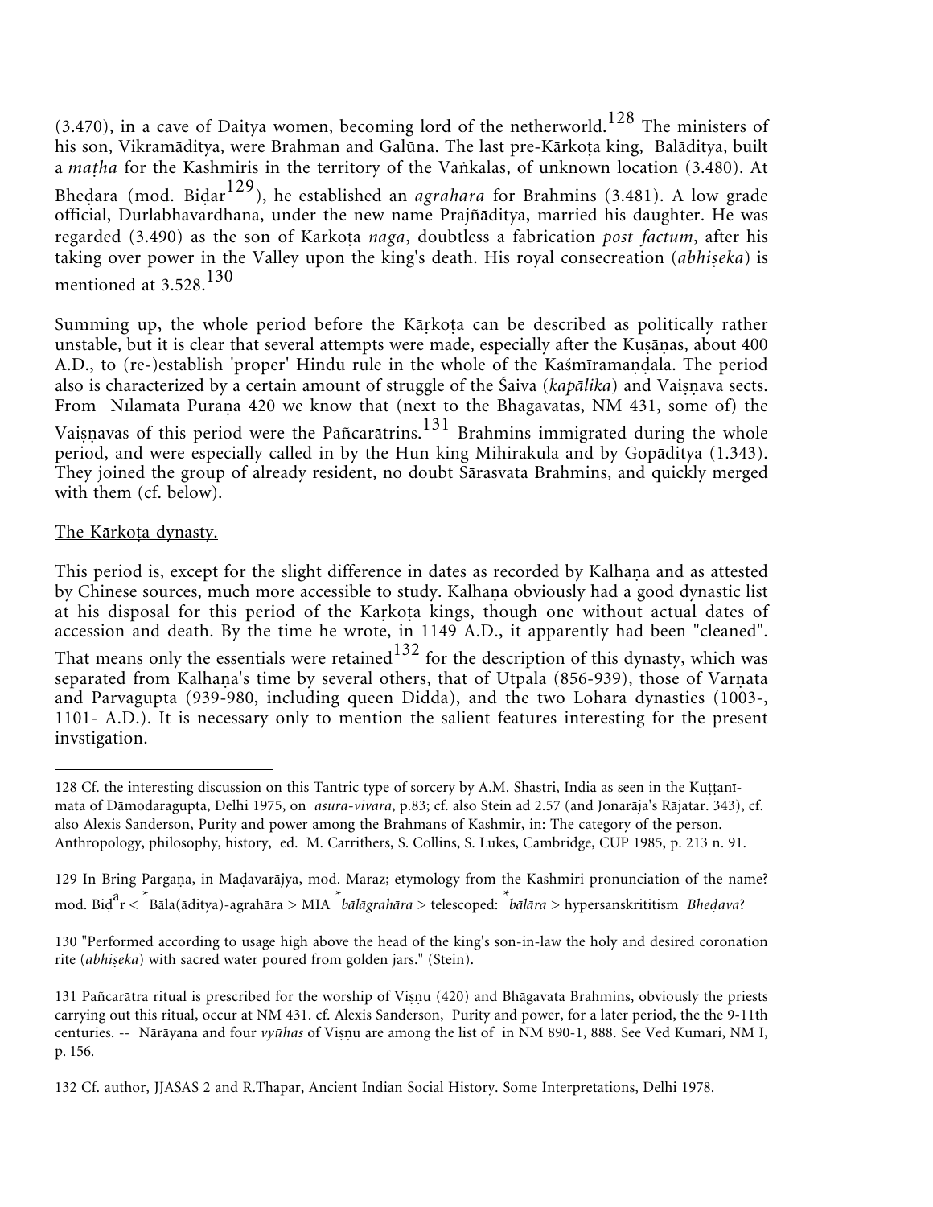(3.470), in a cave of Daitya women, becoming lord of the netherworld.[128] The ministers of his son, Vikramāditya, were Brahman and Galūna. The last pre-Kārkoṭa king, Balāditya, built a *maṭha* for the Kashmiris in the territory of the Vaṅkalas, of unknown location (3.480). At Bheḍara (mod. Biḍar[129]), he established an *agrahāra* for Brahmins (3.481). A low grade official, Durlabhavardhana, under the new name Prajñāditya, married his daughter. He was regarded (3.490) as the son of Kārkoṭa *nāga*, doubtless a fabrication *post factum*, after his taking over power in the Valley upon the king's death. His royal consecreation (*abhiṣeka*) is mentioned at 3.528.[130]

Summing up, the whole period before the Kāṛkoṭa can be described as politically rather unstable, but it is clear that several attempts were made, especially after the Kuṣāṇas, about 400 A.D., to (re-)establish 'proper' Hindu rule in the whole of the Kaśmīramaṇḍala. The period also is characterized by a certain amount of struggle of the Śaiva (*kapālika*) and Vaiṣṇava sects. From Nīlamata Purāṇa 420 we know that (next to the Bhāgavatas, NM 431, some of) the Vaiṣṇavas of this period were the Pañcarātrins.[131] Brahmins immigrated during the whole period, and were especially called in by the Hun king Mihirakula and by Gopāditya (1.343). They joined the group of already resident, no doubt Sārasvata Brahmins, and quickly merged with them (cf. below).

The Kārkoṭa dynasty.

This period is, except for the slight difference in dates as recorded by Kalhaṇa and as attested by Chinese sources, much more accessible to study. Kalhaṇa obviously had a good dynastic list at his disposal for this period of the Kāṛkoṭa kings, though one without actual dates of accession and death. By the time he wrote, in 1149 A.D., it apparently had been "cleaned". That means only the essentials were retained[132] for the description of this dynasty, which was separated from Kalhaṇa's time by several others, that of Utpala (856-939), those of Varṇata and Parvagupta (939-980, including queen Diddā), and the two Lohara dynasties (1003-, 1101- A.D.). It is necessary only to mention the salient features interesting for the present invstigation.

---

128 Cf. the interesting discussion on this Tantric type of sorcery by A.M. Shastri, India as seen in the Kuṭṭanīmata of Dāmodaragupta, Delhi 1975, on *asura-vivara*, p.83; cf. also Stein ad 2.57 (and Jonarāja's Rājatar. 343), cf. also Alexis Sanderson, Purity and power among the Brahmans of Kashmir, in: The category of the person. Anthropology, philosophy, history, ed. M. Carrithers, S. Collins, S. Lukes, Cambridge, CUP 1985, p. 213 n. 91.

129 In Bring Pargaṇa, in Maḍavarājya, mod. Maraz; etymology from the Kashmiri pronunciation of the name? mod. Biḍ$^{a}$r < $^{*}$Bāla(āditya)-agrahāra > MIA $^{*}$*bālāgrahāra* > telescoped: $^{*}$*bālāra* > hypersanskrititism *Bheḍava*?

130 "Performed according to usage high above the head of the king's son-in-law the holy and desired coronation rite (*abhiṣeka*) with sacred water poured from golden jars." (Stein).

131 Pañcarātra ritual is prescribed for the worship of Viṣṇu (420) and Bhāgavata Brahmins, obviously the priests carrying out this ritual, occur at NM 431. cf. Alexis Sanderson, Purity and power, for a later period, the the 9-11th centuries. -- Nārāyaṇa and four *vyūhas* of Viṣṇu are among the list of in NM 890-1, 888. See Ved Kumari, NM I, p. 156.

132 Cf. author, JJASAS 2 and R.Thapar, Ancient Indian Social History. Some Interpretations, Delhi 1978.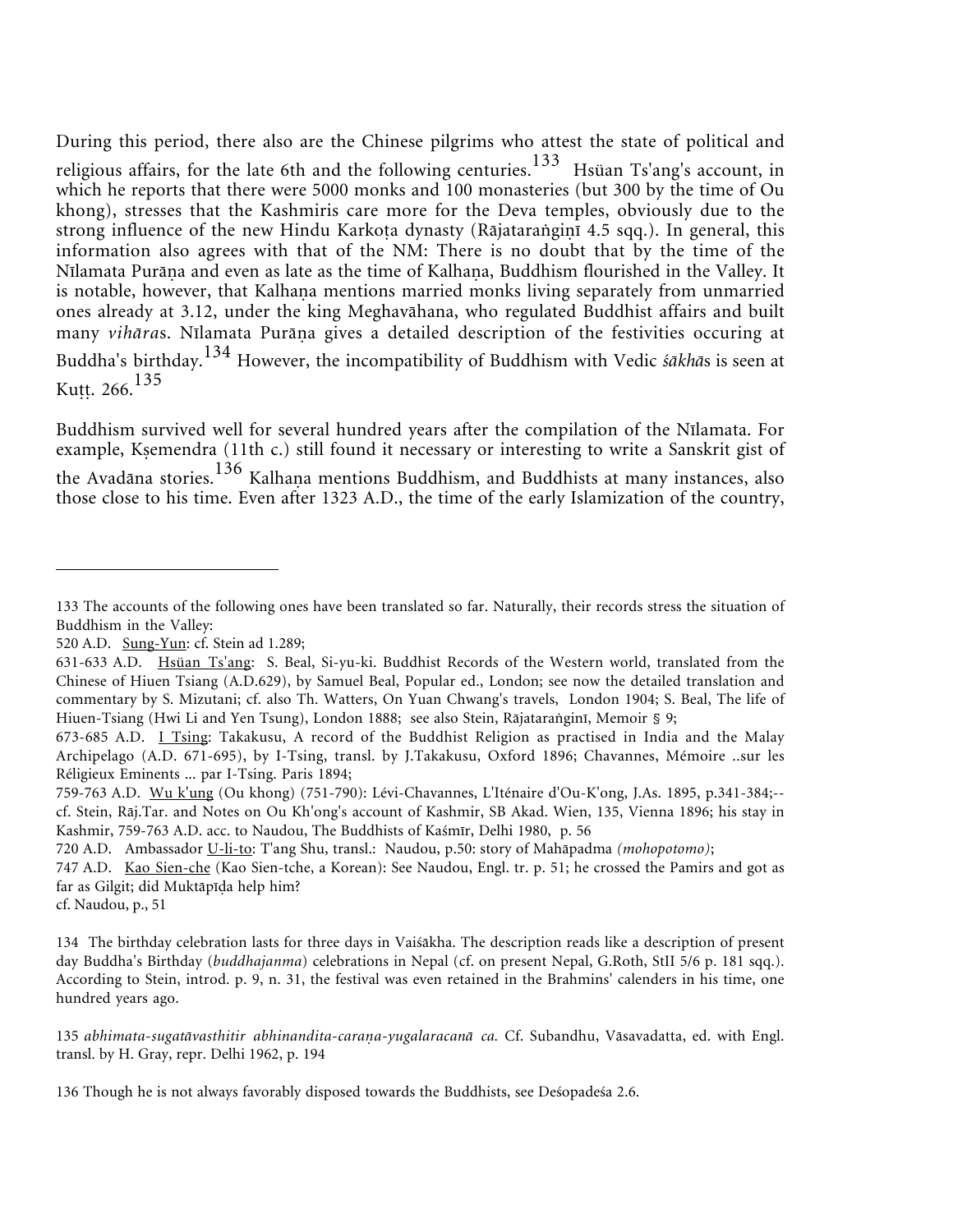During this period, there also are the Chinese pilgrims who attest the state of political and religious affairs, for the late 6th and the following centuries.[133] Hsüan Ts'ang's account, in which he reports that there were 5000 monks and 100 monasteries (but 300 by the time of Ou khong), stresses that the Kashmiris care more for the Deva temples, obviously due to the strong influence of the new Hindu Karkoṭa dynasty (Rājataraṅgiṇī 4.5 sqq.). In general, this information also agrees with that of the NM: There is no doubt that by the time of the Nīlamata Purāṇa and even as late as the time of Kalhaṇa, Buddhism flourished in the Valley. It is notable, however, that Kalhaṇa mentions married monks living separately from unmarried ones already at 3.12, under the king Meghavāhana, who regulated Buddhist affairs and built many *vihāra*s. Nīlamata Purāṇa gives a detailed description of the festivities occuring at Buddha's birthday.[134] However, the incompatibility of Buddhism with Vedic *śākhā*s is seen at Kuṭṭ. 266.[135]

Buddhism survived well for several hundred years after the compilation of the Nīlamata. For example, Kṣemendra (11th c.) still found it necessary or interesting to write a Sanskrit gist of the Avadāna stories.[136] Kalhaṇa mentions Buddhism, and Buddhists at many instances, also those close to his time. Even after 1323 A.D., the time of the early Islamization of the country,

---

133 The accounts of the following ones have been translated so far. Naturally, their records stress the situation of Buddhism in the Valley:

520 A.D. Sung-Yun: cf. Stein ad 1.289;

631-633 A.D. Hsüan Ts'ang: S. Beal, Si-yu-ki. Buddhist Records of the Western world, translated from the Chinese of Hiuen Tsiang (A.D.629), by Samuel Beal, Popular ed., London; see now the detailed translation and commentary by S. Mizutani; cf. also Th. Watters, On Yuan Chwang's travels, London 1904; S. Beal, The life of Hiuen-Tsiang (Hwi Li and Yen Tsung), London 1888; see also Stein, Rājataraṅginī, Memoir § 9;

673-685 A.D. I Tsing: Takakusu, A record of the Buddhist Religion as practised in India and the Malay Archipelago (A.D. 671-695), by I-Tsing, transl. by J.Takakusu, Oxford 1896; Chavannes, Mémoire ..sur les Réligieux Eminents ... par I-Tsing. Paris 1894;

759-763 A.D. Wu k'ung (Ou khong) (751-790): Lévi-Chavannes, L'Iténaire d'Ou-K'ong, J.As. 1895, p.341-384;--cf. Stein, Rāj.Tar. and Notes on Ou Kh'ong's account of Kashmir, SB Akad. Wien, 135, Vienna 1896; his stay in Kashmir, 759-763 A.D. acc. to Naudou, The Buddhists of Kaśmīr, Delhi 1980, p. 56

720 A.D. Ambassador U-li-to: T'ang Shu, transl.: Naudou, p.50: story of Mahāpadma *(mohopotomo)*;

747 A.D. Kao Sien-che (Kao Sien-tche, a Korean): See Naudou, Engl. tr. p. 51; he crossed the Pamirs and got as far as Gilgit; did Muktāpīḍa help him?

cf. Naudou, p., 51

134 The birthday celebration lasts for three days in Vaiśākha. The description reads like a description of present day Buddha's Birthday (*buddhajanma*) celebrations in Nepal (cf. on present Nepal, G.Roth, StII 5/6 p. 181 sqq.). According to Stein, introd. p. 9, n. 31, the festival was even retained in the Brahmins' calenders in his time, one hundred years ago.

135 *abhimata-sugatāvasthitir abhinandita-caraṇa-yugalaracanā ca.* Cf. Subandhu, Vāsavadatta, ed. with Engl. transl. by H. Gray, repr. Delhi 1962, p. 194

136 Though he is not always favorably disposed towards the Buddhists, see Deśopadeśa 2.6.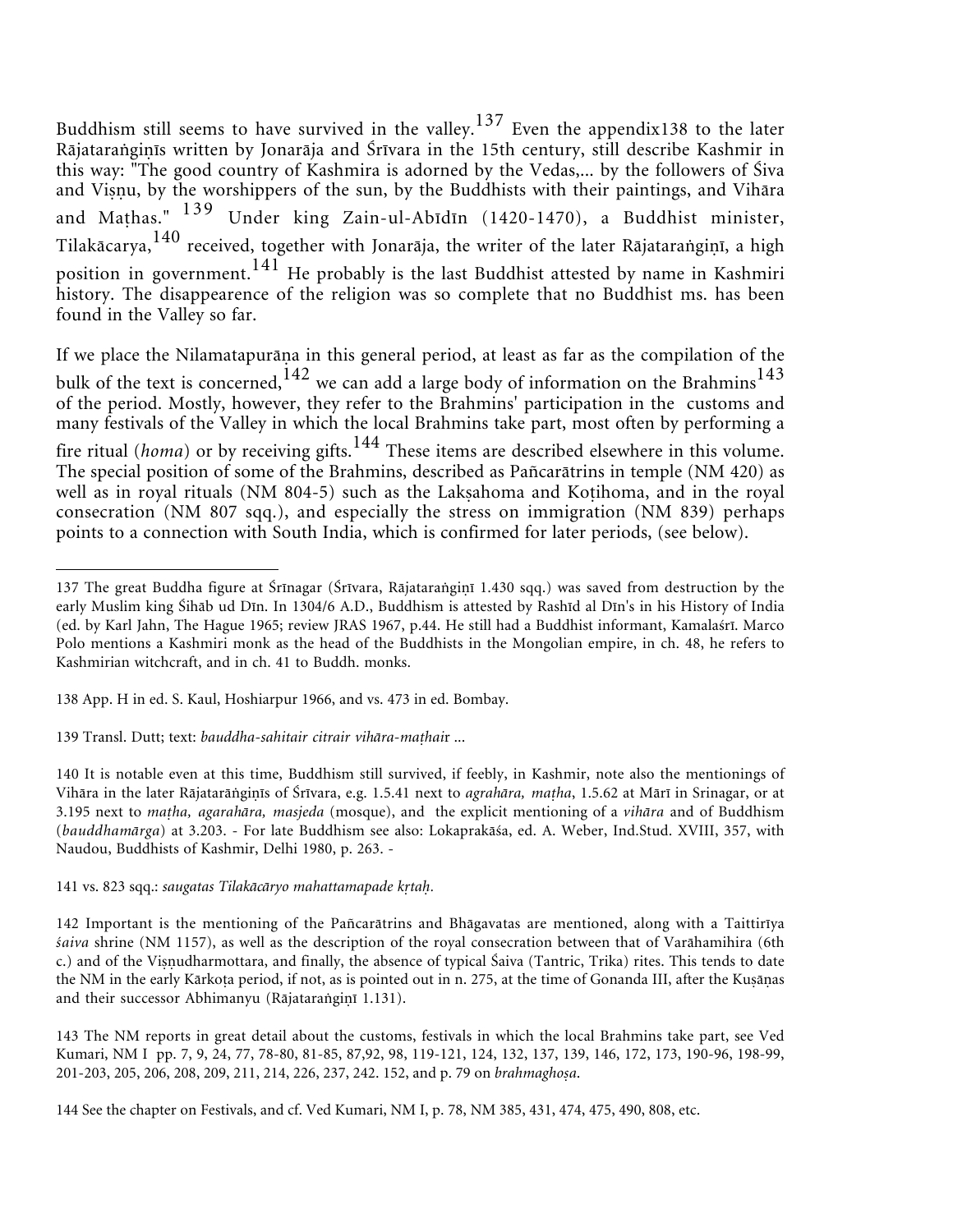Buddhism still seems to have survived in the valley.[137] Even the appendix138 to the later Rājataraṅgiṇīs written by Jonarāja and Śrīvara in the 15th century, still describe Kashmir in this way: "The good country of Kashmira is adorned by the Vedas,... by the followers of Śiva and Viṣṇu, by the worshippers of the sun, by the Buddhists with their paintings, and Vihāra and Maṭhas." [139] Under king Zain-ul-Abīdīn (1420-1470), a Buddhist minister, Tilakācarya,[140] received, together with Jonarāja, the writer of the later Rājataraṅgiṇī, a high position in government.[141] He probably is the last Buddhist attested by name in Kashmiri history. The disappearence of the religion was so complete that no Buddhist ms. has been found in the Valley so far.

If we place the Nilamatapurāṇa in this general period, at least as far as the compilation of the bulk of the text is concerned,[142] we can add a large body of information on the Brahmins[143] of the period. Mostly, however, they refer to the Brahmins' participation in the customs and many festivals of the Valley in which the local Brahmins take part, most often by performing a fire ritual (*homa*) or by receiving gifts.[144] These items are described elsewhere in this volume. The special position of some of the Brahmins, described as Pañcarātrins in temple (NM 420) as well as in royal rituals (NM 804-5) such as the Lakṣahoma and Koṭihoma, and in the royal consecration (NM 807 sqq.), and especially the stress on immigration (NM 839) perhaps points to a connection with South India, which is confirmed for later periods, (see below).

---

137 The great Buddha figure at Śrīnagar (Śrīvara, Rājataraṅgiṇī 1.430 sqq.) was saved from destruction by the early Muslim king Śihāb ud Dīn. In 1304/6 A.D., Buddhism is attested by Rashīd al Dīn's in his History of India (ed. by Karl Jahn, The Hague 1965; review JRAS 1967, p.44. He still had a Buddhist informant, Kamalaśrī. Marco Polo mentions a Kashmiri monk as the head of the Buddhists in the Mongolian empire, in ch. 48, he refers to Kashmirian witchcraft, and in ch. 41 to Buddh. monks.

138 App. H in ed. S. Kaul, Hoshiarpur 1966, and vs. 473 in ed. Bombay.

139 Transl. Dutt; text: *bauddha-sahitair citrair vihāra-maṭhai*r ...

140 It is notable even at this time, Buddhism still survived, if feebly, in Kashmir, note also the mentionings of Vihāra in the later Rājatarāṅgiṇīs of Śrīvara, e.g. 1.5.41 next to *agrahāra, maṭha*, 1.5.62 at Mārī in Srinagar, or at 3.195 next to *maṭha, agarahāra, masjeda* (mosque), and the explicit mentioning of a *vihāra* and of Buddhism (*bauddhamārga*) at 3.203. - For late Buddhism see also: Lokaprakāśa, ed. A. Weber, Ind.Stud. XVIII, 357, with Naudou, Buddhists of Kashmir, Delhi 1980, p. 263. -

141 vs. 823 sqq.: *saugatas Tilakācāryo mahattamapade kṛtaḥ*.

142 Important is the mentioning of the Pañcarātrins and Bhāgavatas are mentioned, along with a Taittirīya *śaiva* shrine (NM 1157), as well as the description of the royal consecration between that of Varāhamihira (6th c.) and of the Viṣṇudharmottara, and finally, the absence of typical Śaiva (Tantric, Trika) rites. This tends to date the NM in the early Kārkoṭa period, if not, as is pointed out in n. 275, at the time of Gonanda III, after the Kuṣāṇas and their successor Abhimanyu (Rājataraṅgiṇī 1.131).

143 The NM reports in great detail about the customs, festivals in which the local Brahmins take part, see Ved Kumari, NM I pp. 7, 9, 24, 77, 78-80, 81-85, 87,92, 98, 119-121, 124, 132, 137, 139, 146, 172, 173, 190-96, 198-99, 201-203, 205, 206, 208, 209, 211, 214, 226, 237, 242. 152, and p. 79 on *brahmaghoṣa*.

144 See the chapter on Festivals, and cf. Ved Kumari, NM I, p. 78, NM 385, 431, 474, 475, 490, 808, etc.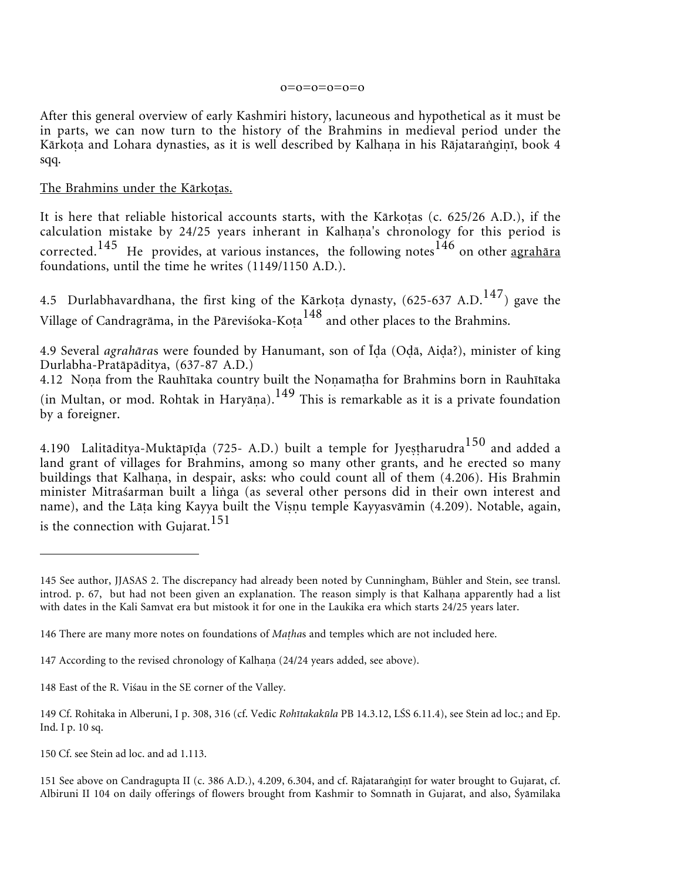o=o=o=o=o=o

After this general overview of early Kashmiri history, lacuneous and hypothetical as it must be in parts, we can now turn to the history of the Brahmins in medieval period under the Kārkoṭa and Lohara dynasties, as it is well described by Kalhaṇa in his Rājataraṅgiṇī, book 4 sqq.

<u>The Brahmins under the Kārkoṭas.</u>

It is here that reliable historical accounts starts, with the Kārkoṭas (c. 625/26 A.D.), if the calculation mistake by 24/25 years inherant in Kalhaṇa's chronology for this period is corrected.[145] He provides, at various instances, the following notes[146] on other <u>agrahāra</u> foundations, until the time he writes (1149/1150 A.D.).

4.5 Durlabhavardhana, the first king of the Kārkoṭa dynasty, (625-637 A.D.[147]) gave the Village of Candragrāma, in the Pāreviśoka-Koṭa[148] and other places to the Brahmins.

4.9 Several *agrahāra*s were founded by Hanumant, son of Īḍa (Oḍā, Aiḍa?), minister of king Durlabha-Pratāpāditya, (637-87 A.D.)
4.12 Noṇa from the Rauhītaka country built the Noṇamaṭha for Brahmins born in Rauhītaka (in Multan, or mod. Rohtak in Haryāṇa).[149] This is remarkable as it is a private foundation by a foreigner.

4.190 Lalitāditya-Muktāpīḍa (725- A.D.) built a temple for Jyeṣṭharudra[150] and added a land grant of villages for Brahmins, among so many other grants, and he erected so many buildings that Kalhaṇa, in despair, asks: who could count all of them (4.206). His Brahmin minister Mitraśarman built a liṅga (as several other persons did in their own interest and name), and the Lāṭa king Kayya built the Viṣṇu temple Kayyasvāmin (4.209). Notable, again, is the connection with Gujarat.[151]

---

145 See author, JJASAS 2. The discrepancy had already been noted by Cunningham, Bühler and Stein, see transl. introd. p. 67, but had not been given an explanation. The reason simply is that Kalhaṇa apparently had a list with dates in the Kali Samvat era but mistook it for one in the Laukika era which starts 24/25 years later.

146 There are many more notes on foundations of *Maṭha*s and temples which are not included here.

147 According to the revised chronology of Kalhaṇa (24/24 years added, see above).

148 East of the R. Viśau in the SE corner of the Valley.

149 Cf. Rohitaka in Alberuni, I p. 308, 316 (cf. Vedic *Rohītakakūla* PB 14.3.12, LŚS 6.11.4), see Stein ad loc.; and Ep. Ind. I p. 10 sq.

150 Cf. see Stein ad loc. and ad 1.113.

151 See above on Candragupta II (c. 386 A.D.), 4.209, 6.304, and cf. Rājataraṅgiṇī for water brought to Gujarat, cf. Albiruni II 104 on daily offerings of flowers brought from Kashmir to Somnath in Gujarat, and also, Śyāmilaka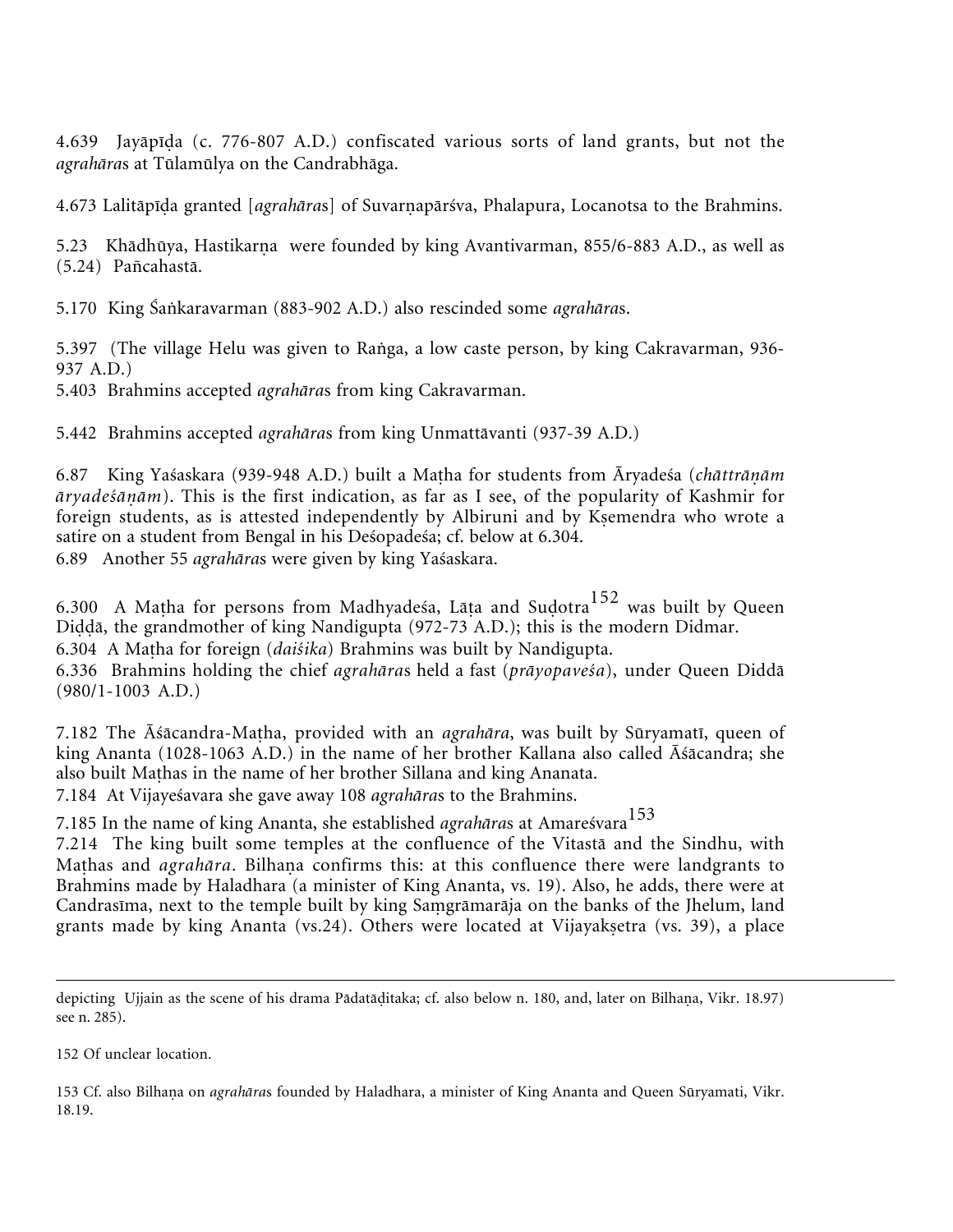4.639 Jayāpīḍa (c. 776-807 A.D.) confiscated various sorts of land grants, but not the *agrahāra*s at Tūlamūlya on the Candrabhāga.

4.673 Lalitāpīḍa granted [*agrahāra*s] of Suvarṇapārśva, Phalapura, Locanotsa to the Brahmins.

5.23 Khādhūya, Hastikarṇa were founded by king Avantivarman, 855/6-883 A.D., as well as (5.24) Pañcahastā.

5.170 King Śaṅkaravarman (883-902 A.D.) also rescinded some *agrahāra*s.

5.397 (The village Helu was given to Raṅga, a low caste person, by king Cakravarman, 936-937 A.D.)
5.403 Brahmins accepted *agrahāra*s from king Cakravarman.

5.442 Brahmins accepted *agrahāra*s from king Unmattāvanti (937-39 A.D.)

6.87 King Yaśaskara (939-948 A.D.) built a Maṭha for students from Āryadeśa (*chāttrāṇām āryadeśāṇām*). This is the first indication, as far as I see, of the popularity of Kashmir for foreign students, as is attested independently by Albiruni and by Kṣemendra who wrote a satire on a student from Bengal in his Deśopadeśa; cf. below at 6.304.
6.89 Another 55 *agrahāra*s were given by king Yaśaskara.

6.300 A Maṭha for persons from Madhyadeśa, Lāṭa and Suḍotra[152] was built by Queen Diḍḍā, the grandmother of king Nandigupta (972-73 A.D.); this is the modern Didmar.
6.304 A Maṭha for foreign (*daiśika*) Brahmins was built by Nandigupta.
6.336 Brahmins holding the chief *agrahāra*s held a fast (*prāyopaveśa*), under Queen Diddā (980/1-1003 A.D.)

7.182 The Āśācandra-Maṭha, provided with an *agrahāra*, was built by Sūryamatī, queen of king Ananta (1028-1063 A.D.) in the name of her brother Kallana also called Āśācandra; she also built Maṭhas in the name of her brother Sillana and king Ananata.
7.184 At Vijayeśavara she gave away 108 *agrahāra*s to the Brahmins.
7.185 In the name of king Ananta, she established *agrahāra*s at Amareśvara[153]
7.214 The king built some temples at the confluence of the Vitastā and the Sindhu, with Maṭhas and *agrahāra*. Bilhaṇa confirms this: at this confluence there were landgrants to Brahmins made by Haladhara (a minister of King Ananta, vs. 19). Also, he adds, there were at Candrasīma, next to the temple built by king Saṃgrāmarāja on the banks of the Jhelum, land grants made by king Ananta (vs.24). Others were located at Vijayakṣetra (vs. 39), a place

---

depicting Ujjain as the scene of his drama Pādatāḍitaka; cf. also below n. 180, and, later on Bilhaṇa, Vikr. 18.97) see n. 285).

152 Of unclear location.

153 Cf. also Bilhaṇa on *agrahāra*s founded by Haladhara, a minister of King Ananta and Queen Sūryamati, Vikr. 18.19.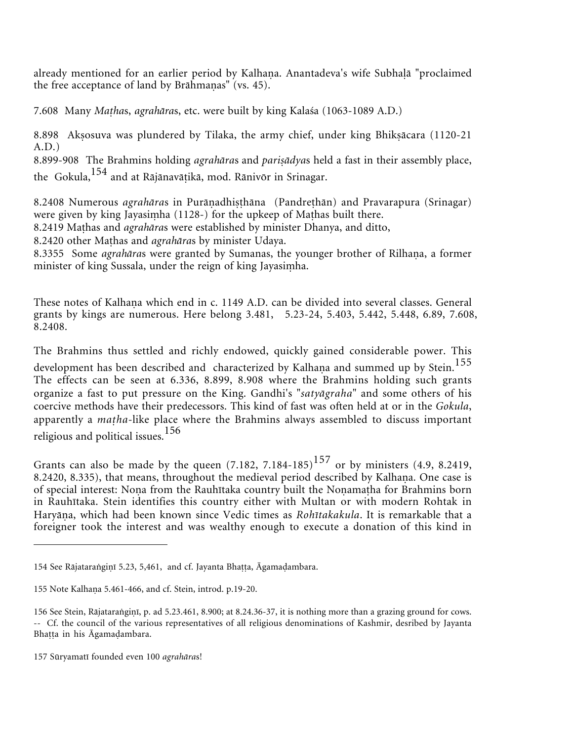already mentioned for an earlier period by Kalhaṇa. Anantadeva's wife Subhaḷā "proclaimed the free acceptance of land by Brāhmaṇas" (vs. 45).

7.608 Many *Maṭha*s, *agrahāra*s, etc. were built by king Kalaśa (1063-1089 A.D.)

8.898 Akṣosuva was plundered by Tilaka, the army chief, under king Bhikṣācara (1120-21 A.D.)
8.899-908 The Brahmins holding *agrahāra*s and *pariṣādya*s held a fast in their assembly place, the Gokula,[154] and at Rājānavāṭikā, mod. Rānivōr in Srinagar.

8.2408 Numerous *agrahāra*s in Purāṇadhiṣṭhāna (Pandreṭhān) and Pravarapura (Srinagar) were given by king Jayasiṃha (1128-) for the upkeep of Maṭhas built there.
8.2419 Maṭhas and *agrahāra*s were established by minister Dhanya, and ditto,
8.2420 other Maṭhas and *agrahāra*s by minister Udaya.
8.3355 Some *agrahāra*s were granted by Sumanas, the younger brother of Rilhaṇa, a former minister of king Sussala, under the reign of king Jayasiṃha.

These notes of Kalhaṇa which end in c. 1149 A.D. can be divided into several classes. General grants by kings are numerous. Here belong 3.481, 5.23-24, 5.403, 5.442, 5.448, 6.89, 7.608, 8.2408.

The Brahmins thus settled and richly endowed, quickly gained considerable power. This development has been described and characterized by Kalhaṇa and summed up by Stein.[155] The effects can be seen at 6.336, 8.899, 8.908 where the Brahmins holding such grants organize a fast to put pressure on the King. Gandhi's "*satyāgraha*" and some others of his coercive methods have their predecessors. This kind of fast was often held at or in the *Gokula*, apparently a *maṭha*-like place where the Brahmins always assembled to discuss important religious and political issues.[156]

Grants can also be made by the queen (7.182, 7.184-185)[157] or by ministers (4.9, 8.2419, 8.2420, 8.335), that means, throughout the medieval period described by Kalhaṇa. One case is of special interest: Noṇa from the Rauhītaka country built the Noṇamaṭha for Brahmins born in Rauhītaka. Stein identifies this country either with Multan or with modern Rohtak in Haryāṇa, which had been known since Vedic times as *Rohītakakula*. It is remarkable that a foreigner took the interest and was wealthy enough to execute a donation of this kind in

---

154 See Rājataraṅgiṇī 5.23, 5,461, and cf. Jayanta Bhaṭṭa, Āgamaḍambara.

155 Note Kalhaṇa 5.461-466, and cf. Stein, introd. p.19-20.

156 See Stein, Rājataraṅgiṇī, p. ad 5.23.461, 8.900; at 8.24.36-37, it is nothing more than a grazing ground for cows. -- Cf. the council of the various representatives of all religious denominations of Kashmir, desribed by Jayanta Bhaṭṭa in his Āgamaḍambara.

157 Sūryamatī founded even 100 *agrahāra*s!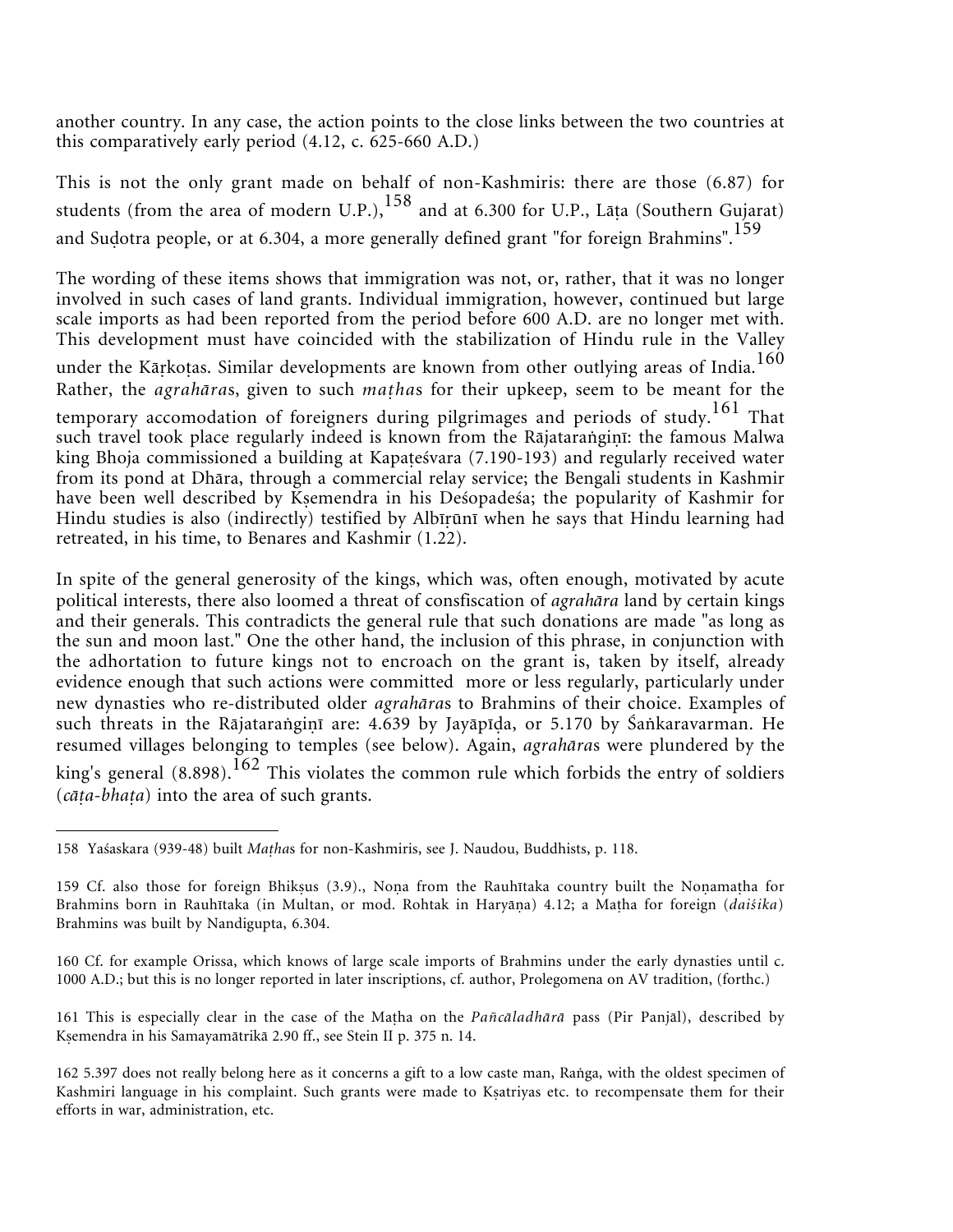another country. In any case, the action points to the close links between the two countries at this comparatively early period (4.12, c. 625-660 A.D.)

This is not the only grant made on behalf of non-Kashmiris: there are those (6.87) for students (from the area of modern U.P.),[158] and at 6.300 for U.P., Lāṭa (Southern Gujarat) and Suḍotra people, or at 6.304, a more generally defined grant "for foreign Brahmins".[159]

The wording of these items shows that immigration was not, or, rather, that it was no longer involved in such cases of land grants. Individual immigration, however, continued but large scale imports as had been reported from the period before 600 A.D. are no longer met with. This development must have coincided with the stabilization of Hindu rule in the Valley under the Kārkoṭas. Similar developments are known from other outlying areas of India.[160] Rather, the *agrahāra*s, given to such *maṭha*s for their upkeep, seem to be meant for the temporary accomodation of foreigners during pilgrimages and periods of study.[161] That such travel took place regularly indeed is known from the Rājataraṅgiṇī: the famous Malwa king Bhoja commissioned a building at Kapaṭeśvara (7.190-193) and regularly received water from its pond at Dhāra, through a commercial relay service; the Bengali students in Kashmir have been well described by Kṣemendra in his Deśopadeśa; the popularity of Kashmir for Hindu studies is also (indirectly) testified by Albīṛūnī when he says that Hindu learning had retreated, in his time, to Benares and Kashmir (1.22).

In spite of the general generosity of the kings, which was, often enough, motivated by acute political interests, there also loomed a threat of consfiscation of *agrahāra* land by certain kings and their generals. This contradicts the general rule that such donations are made "as long as the sun and moon last." One the other hand, the inclusion of this phrase, in conjunction with the adhortation to future kings not to encroach on the grant is, taken by itself, already evidence enough that such actions were committed more or less regularly, particularly under new dynasties who re-distributed older *agrahāra*s to Brahmins of their choice. Examples of such threats in the Rājataraṅgiṇī are: 4.639 by Jayāpīḍa, or 5.170 by Śaṅkaravarman. He resumed villages belonging to temples (see below). Again, *agrahāra*s were plundered by the king's general (8.898).[162] This violates the common rule which forbids the entry of soldiers (*cāṭa-bhaṭa*) into the area of such grants.

---

158 Yaśaskara (939-48) built *Maṭha*s for non-Kashmiris, see J. Naudou, Buddhists, p. 118.

159 Cf. also those for foreign Bhikṣus (3.9)., Noṇa from the Rauhītaka country built the Noṇamaṭha for Brahmins born in Rauhītaka (in Multan, or mod. Rohtak in Haryāṇa) 4.12; a Maṭha for foreign (*daiśika*) Brahmins was built by Nandigupta, 6.304.

160 Cf. for example Orissa, which knows of large scale imports of Brahmins under the early dynasties until c. 1000 A.D.; but this is no longer reported in later inscriptions, cf. author, Prolegomena on AV tradition, (forthc.)

161 This is especially clear in the case of the Maṭha on the *Pañcāladhārā* pass (Pir Panjāl), described by Kṣemendra in his Samayamātrikā 2.90 ff., see Stein II p. 375 n. 14.

162 5.397 does not really belong here as it concerns a gift to a low caste man, Raṅga, with the oldest specimen of Kashmiri language in his complaint. Such grants were made to Kṣatriyas etc. to recompensate them for their efforts in war, administration, etc.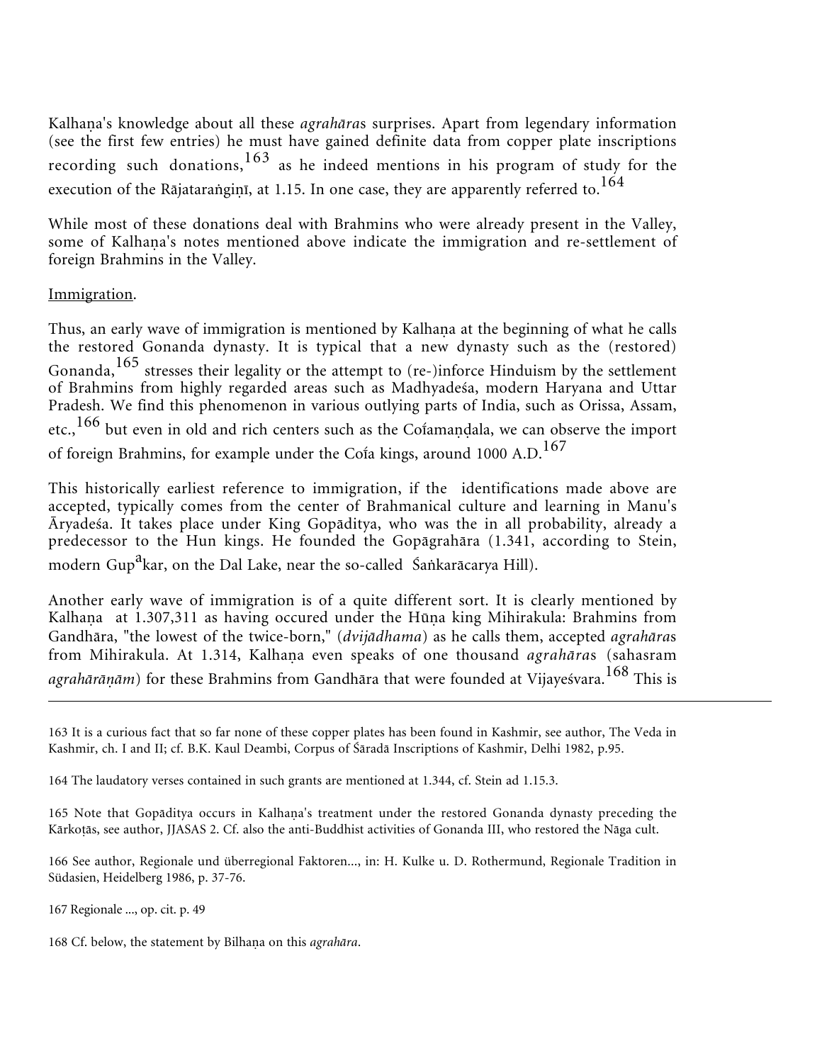Kalhaṇa's knowledge about all these *agrahāra*s surprises. Apart from legendary information (see the first few entries) he must have gained definite data from copper plate inscriptions recording such donations,[163] as he indeed mentions in his program of study for the execution of the Rājataraṅgiṇī, at 1.15. In one case, they are apparently referred to.[164]

While most of these donations deal with Brahmins who were already present in the Valley, some of Kalhaṇa's notes mentioned above indicate the immigration and re-settlement of foreign Brahmins in the Valley.

<u>Immigration</u>.

Thus, an early wave of immigration is mentioned by Kalhaṇa at the beginning of what he calls the restored Gonanda dynasty. It is typical that a new dynasty such as the (restored) Gonanda,[165] stresses their legality or the attempt to (re-)inforce Hinduism by the settlement of Brahmins from highly regarded areas such as Madhyadeśa, modern Haryana and Uttar Pradesh. We find this phenomenon in various outlying parts of India, such as Orissa, Assam, etc.,[166] but even in old and rich centers such as the Coíamaṇḍala, we can observe the import of foreign Brahmins, for example under the Coía kings, around 1000 A.D.[167]

This historically earliest reference to immigration, if the identifications made above are accepted, typically comes from the center of Brahmanical culture and learning in Manu's Āryadeśa. It takes place under King Gopāditya, who was the in all probability, already a predecessor to the Hun kings. He founded the Gopāgrahāra (1.341, according to Stein, modern Gup[a]kar, on the Dal Lake, near the so-called Śaṅkarācarya Hill).

Another early wave of immigration is of a quite different sort. It is clearly mentioned by Kalhaṇa at 1.307,311 as having occured under the Hūṇa king Mihirakula: Brahmins from Gandhāra, "the lowest of the twice-born," (*dvijādhama*) as he calls them, accepted *agrahāra*s from Mihirakula. At 1.314, Kalhaṇa even speaks of one thousand *agrahāra*s (sahasram *agrahārāṇām*) for these Brahmins from Gandhāra that were founded at Vijayeśvara.[168] This is

---

163 It is a curious fact that so far none of these copper plates has been found in Kashmir, see author, The Veda in Kashmir, ch. I and II; cf. B.K. Kaul Deambi, Corpus of Śāradā Inscriptions of Kashmir, Delhi 1982, p.95.

164 The laudatory verses contained in such grants are mentioned at 1.344, cf. Stein ad 1.15.3.

165 Note that Gopāditya occurs in Kalhaṇa's treatment under the restored Gonanda dynasty preceding the Kārkoṭās, see author, JJASAS 2. Cf. also the anti-Buddhist activities of Gonanda III, who restored the Nāga cult.

166 See author, Regionale und überregional Faktoren..., in: H. Kulke u. D. Rothermund, Regionale Tradition in Südasien, Heidelberg 1986, p. 37-76.

167 Regionale ..., op. cit. p. 49

168 Cf. below, the statement by Bilhaṇa on this *agrahāra*.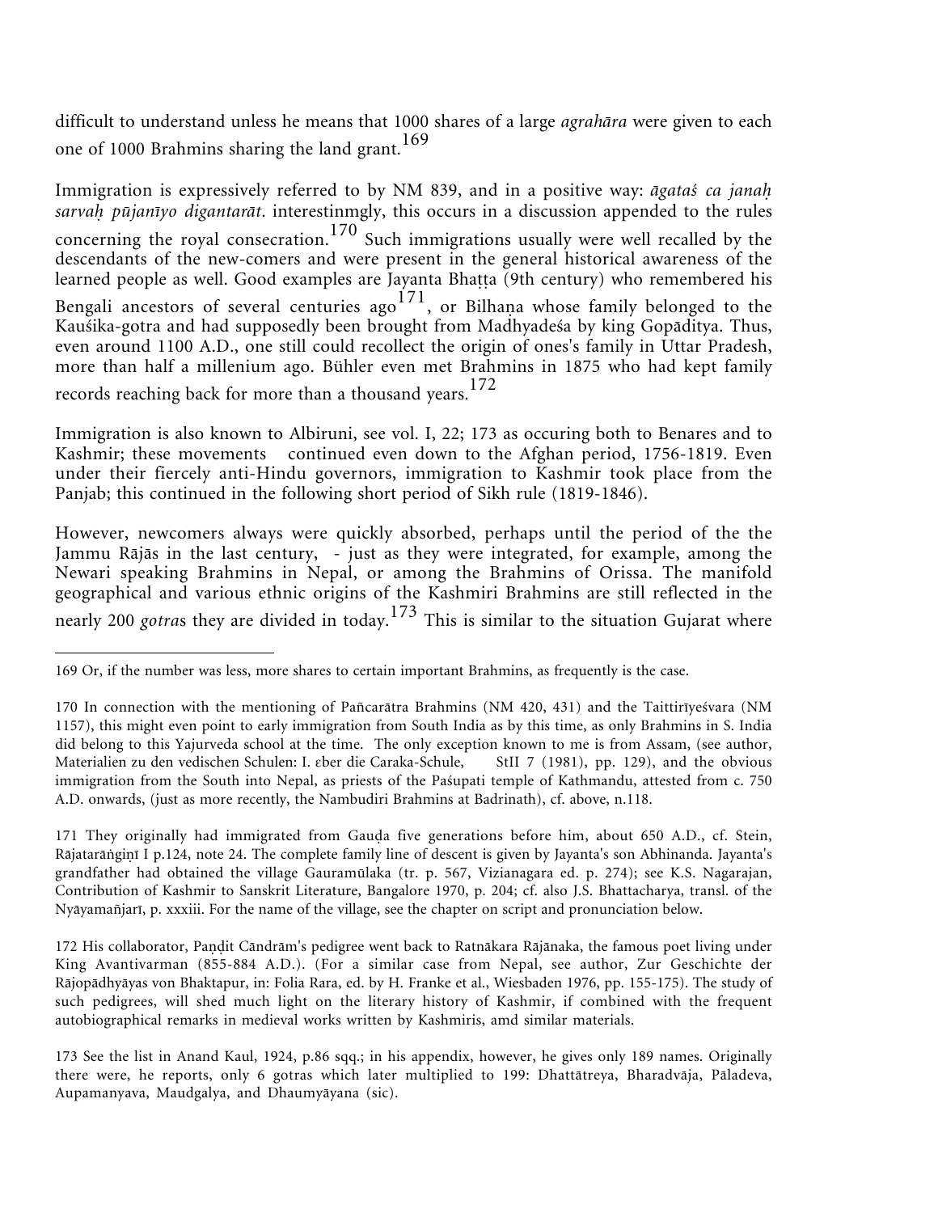difficult to understand unless he means that 1000 shares of a large *agrahāra* were given to each one of 1000 Brahmins sharing the land grant.[169]

Immigration is expressively referred to by NM 839, and in a positive way: *āgataś ca janaḥ sarvaḥ pūjanīyo digantarāt*. interestinmgly, this occurs in a discussion appended to the rules concerning the royal consecration.[170] Such immigrations usually were well recalled by the descendants of the new-comers and were present in the general historical awareness of the learned people as well. Good examples are Jayanta Bhaṭṭa (9th century) who remembered his Bengali ancestors of several centuries ago[171], or Bilhaṇa whose family belonged to the Kauśika-gotra and had supposedly been brought from Madhyadeśa by king Gopāditya. Thus, even around 1100 A.D., one still could recollect the origin of ones's family in Uttar Pradesh, more than half a millenium ago. Bühler even met Brahmins in 1875 who had kept family records reaching back for more than a thousand years.[172]

Immigration is also known to Albiruni, see vol. I, 22; 173 as occuring both to Benares and to Kashmir; these movements continued even down to the Afghan period, 1756-1819. Even under their fiercely anti-Hindu governors, immigration to Kashmir took place from the Panjab; this continued in the following short period of Sikh rule (1819-1846).

However, newcomers always were quickly absorbed, perhaps until the period of the the Jammu Rājās in the last century, - just as they were integrated, for example, among the Newari speaking Brahmins in Nepal, or among the Brahmins of Orissa. The manifold geographical and various ethnic origins of the Kashmiri Brahmins are still reflected in the nearly 200 *gotra*s they are divided in today.[173] This is similar to the situation Gujarat where

---

169 Or, if the number was less, more shares to certain important Brahmins, as frequently is the case.

170 In connection with the mentioning of Pañcarātra Brahmins (NM 420, 431) and the Taittirīyeśvara (NM 1157), this might even point to early immigration from South India as by this time, as only Brahmins in S. India did belong to this Yajurveda school at the time. The only exception known to me is from Assam, (see author, Materialien zu den vedischen Schulen: I. εber die Caraka-Schule, StII 7 (1981), pp. 129), and the obvious immigration from the South into Nepal, as priests of the Paśupati temple of Kathmandu, attested from c. 750 A.D. onwards, (just as more recently, the Nambudiri Brahmins at Badrinath), cf. above, n.118.

171 They originally had immigrated from Gauḍa five generations before him, about 650 A.D., cf. Stein, Rājataräṅgiṇī I p.124, note 24. The complete family line of descent is given by Jayanta's son Abhinanda. Jayanta's grandfather had obtained the village Gauramūlaka (tr. p. 567, Vizianagara ed. p. 274); see K.S. Nagarajan, Contribution of Kashmir to Sanskrit Literature, Bangalore 1970, p. 204; cf. also J.S. Bhattacharya, transl. of the Nyāyamañjarī, p. xxxiii. For the name of the village, see the chapter on script and pronunciation below.

172 His collaborator, Paṇḍit Cāndrām's pedigree went back to Ratnākara Rājānaka, the famous poet living under King Avantivarman (855-884 A.D.). (For a similar case from Nepal, see author, Zur Geschichte der Rājopādhyāyas von Bhaktapur, in: Folia Rara, ed. by H. Franke et al., Wiesbaden 1976, pp. 155-175). The study of such pedigrees, will shed much light on the literary history of Kashmir, if combined with the frequent autobiographical remarks in medieval works written by Kashmiris, amd similar materials.

173 See the list in Anand Kaul, 1924, p.86 sqq.; in his appendix, however, he gives only 189 names. Originally there were, he reports, only 6 gotras which later multiplied to 199: Dhattātreya, Bharadvāja, Pāladeva, Aupamanyava, Maudgalya, and Dhaumyāyana (sic).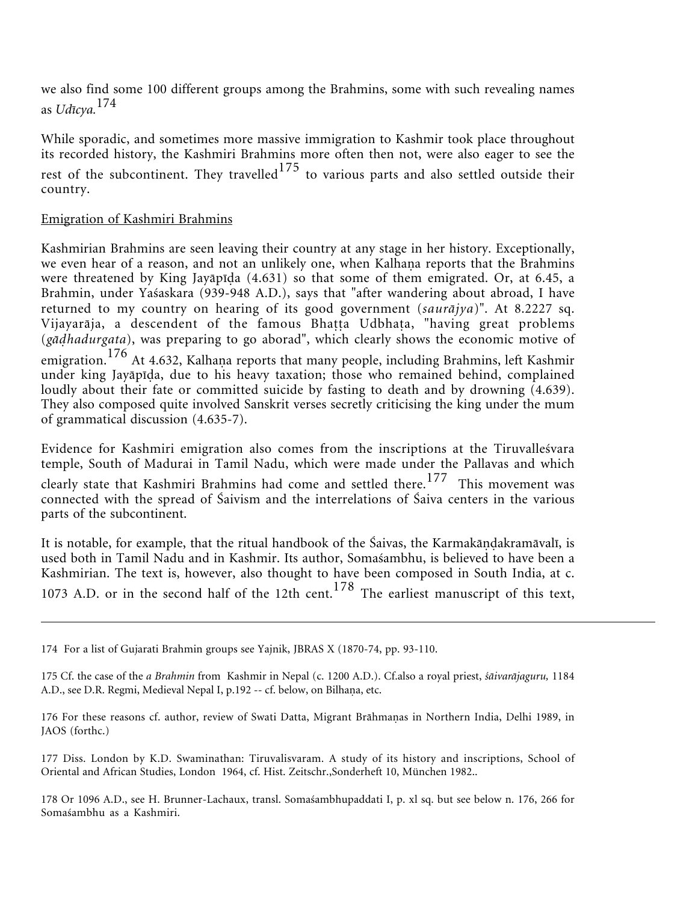we also find some 100 different groups among the Brahmins, some with such revealing names as *Udīcya.*[174]

While sporadic, and sometimes more massive immigration to Kashmir took place throughout its recorded history, the Kashmiri Brahmins more often then not, were also eager to see the rest of the subcontinent. They travelled[175] to various parts and also settled outside their country.

<u>Emigration of Kashmiri Brahmins</u>

Kashmirian Brahmins are seen leaving their country at any stage in her history. Exceptionally, we even hear of a reason, and not an unlikely one, when Kalhaṇa reports that the Brahmins were threatened by King Jayāpīḍa (4.631) so that some of them emigrated. Or, at 6.45, a Brahmin, under Yaśaskara (939-948 A.D.), says that "after wandering about abroad, I have returned to my country on hearing of its good government (*saurājya*)". At 8.2227 sq. Vijayarāja, a descendent of the famous Bhaṭṭa Udbhaṭa, "having great problems (*gāḍhadurgata*), was preparing to go aborad", which clearly shows the economic motive of emigration.[176] At 4.632, Kalhaṇa reports that many people, including Brahmins, left Kashmir under king Jayāpīḍa, due to his heavy taxation; those who remained behind, complained loudly about their fate or committed suicide by fasting to death and by drowning (4.639). They also composed quite involved Sanskrit verses secretly criticising the king under the mum of grammatical discussion (4.635-7).

Evidence for Kashmiri emigration also comes from the inscriptions at the Tiruvalleśvara temple, South of Madurai in Tamil Nadu, which were made under the Pallavas and which clearly state that Kashmiri Brahmins had come and settled there.[177] This movement was connected with the spread of Śaivism and the interrelations of Śaiva centers in the various parts of the subcontinent.

It is notable, for example, that the ritual handbook of the Śaivas, the Karmakāṇḍakramāvalī, is used both in Tamil Nadu and in Kashmir. Its author, Somaśambhu, is believed to have been a Kashmirian. The text is, however, also thought to have been composed in South India, at c. 1073 A.D. or in the second half of the 12th cent.[178] The earliest manuscript of this text,

---

174 For a list of Gujarati Brahmin groups see Yajnik, JBRAS X (1870-74, pp. 93-110.

175 Cf. the case of the *a Brahmin* from Kashmir in Nepal (c. 1200 A.D.). Cf.also a royal priest, *śāivarājaguru,* 1184 A.D., see D.R. Regmi, Medieval Nepal I, p.192 -- cf. below, on Bilhaṇa, etc.

176 For these reasons cf. author, review of Swati Datta, Migrant Brāhmaṇas in Northern India, Delhi 1989, in JAOS (forthc.)

177 Diss. London by K.D. Swaminathan: Tiruvalisvaram. A study of its history and inscriptions, School of Oriental and African Studies, London 1964, cf. Hist. Zeitschr.,Sonderheft 10, München 1982..

178 Or 1096 A.D., see H. Brunner-Lachaux, transl. Somaśambhupaddati I, p. xl sq. but see below n. 176, 266 for Somaśambhu as a Kashmiri.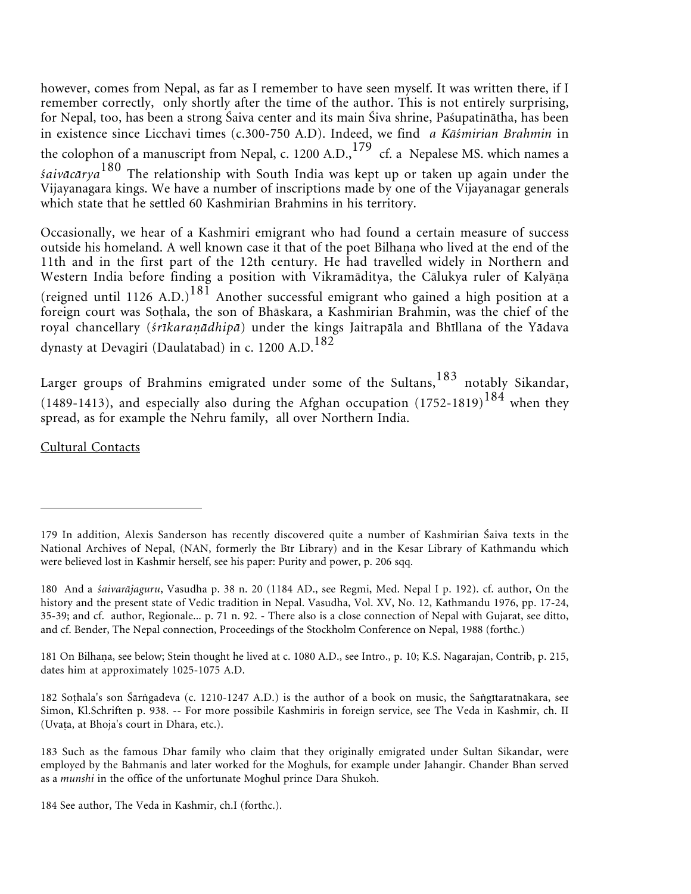however, comes from Nepal, as far as I remember to have seen myself. It was written there, if I remember correctly, only shortly after the time of the author. This is not entirely surprising, for Nepal, too, has been a strong Śaiva center and its main Śiva shrine, Paśupatinātha, has been in existence since Licchavi times (c.300-750 A.D). Indeed, we find *a Kāśmirian Brahmin* in the colophon of a manuscript from Nepal, c. 1200 A.D.,[179] cf. a Nepalese MS. which names a *śaivācārya*[180] The relationship with South India was kept up or taken up again under the Vijayanagara kings. We have a number of inscriptions made by one of the Vijayanagar generals which state that he settled 60 Kashmirian Brahmins in his territory.

Occasionally, we hear of a Kashmiri emigrant who had found a certain measure of success outside his homeland. A well known case it that of the poet Bilhaṇa who lived at the end of the 11th and in the first part of the 12th century. He had travelled widely in Northern and Western India before finding a position with Vikramāditya, the Cālukya ruler of Kalyāṇa (reigned until 1126 A.D.)[181] Another successful emigrant who gained a high position at a foreign court was Soṭhala, the son of Bhāskara, a Kashmirian Brahmin, was the chief of the royal chancellary (*śrīkaraṇādhipā*) under the kings Jaitrapāla and Bhīllana of the Yādava dynasty at Devagiri (Daulatabad) in c. 1200 A.D.[182]

Larger groups of Brahmins emigrated under some of the Sultans,[183] notably Sikandar, (1489-1413), and especially also during the Afghan occupation (1752-1819)[184] when they spread, as for example the Nehru family, all over Northern India.

Cultural Contacts

---

179 In addition, Alexis Sanderson has recently discovered quite a number of Kashmirian Śaiva texts in the National Archives of Nepal, (NAN, formerly the Bīr Library) and in the Kesar Library of Kathmandu which were believed lost in Kashmir herself, see his paper: Purity and power, p. 206 sqq.

180 And a *śaivarājaguru*, Vasudha p. 38 n. 20 (1184 AD., see Regmi, Med. Nepal I p. 192). cf. author, On the history and the present state of Vedic tradition in Nepal. Vasudha, Vol. XV, No. 12, Kathmandu 1976, pp. 17-24, 35-39; and cf. author, Regionale... p. 71 n. 92. - There also is a close connection of Nepal with Gujarat, see ditto, and cf. Bender, The Nepal connection, Proceedings of the Stockholm Conference on Nepal, 1988 (forthc.)

181 On Bilhaṇa, see below; Stein thought he lived at c. 1080 A.D., see Intro., p. 10; K.S. Nagarajan, Contrib, p. 215, dates him at approximately 1025-1075 A.D.

182 Soṭhala's son Śārṅgadeva (c. 1210-1247 A.D.) is the author of a book on music, the Saṅgītaratnākara, see Simon, Kl.Schriften p. 938. -- For more possibile Kashmiris in foreign service, see The Veda in Kashmir, ch. II (Uvaṭa, at Bhoja's court in Dhāra, etc.).

183 Such as the famous Dhar family who claim that they originally emigrated under Sultan Sikandar, were employed by the Bahmanis and later worked for the Moghuls, for example under Jahangir. Chander Bhan served as a *munshi* in the office of the unfortunate Moghul prince Dara Shukoh.

184 See author, The Veda in Kashmir, ch.I (forthc.).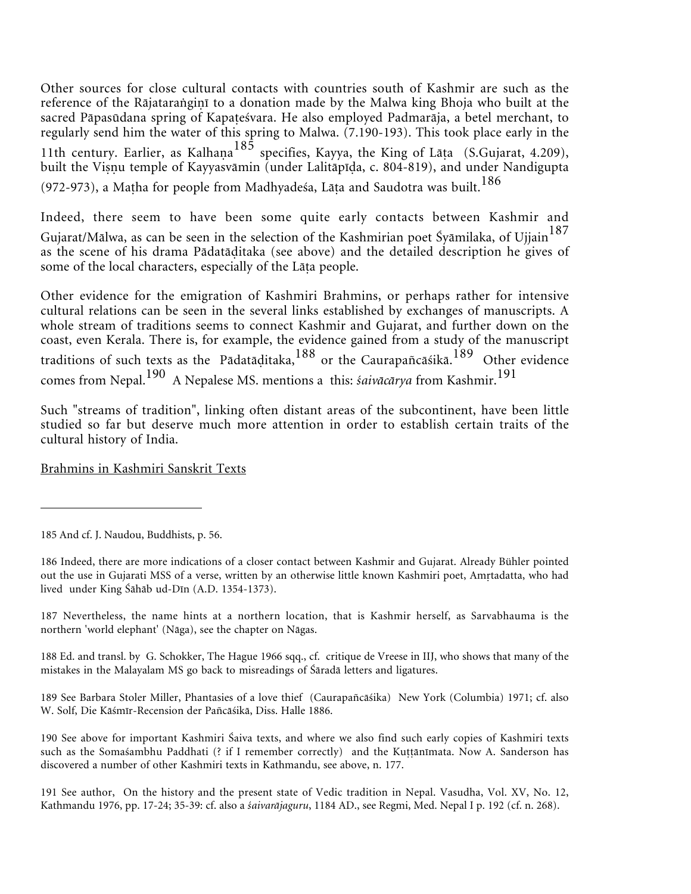Other sources for close cultural contacts with countries south of Kashmir are such as the reference of the Rājataraṅgiṇī to a donation made by the Malwa king Bhoja who built at the sacred Pāpasūdana spring of Kapaṭeśvara. He also employed Padmarāja, a betel merchant, to regularly send him the water of this spring to Malwa. (7.190-193). This took place early in the 11th century. Earlier, as Kalhaṇa[185] specifies, Kayya, the King of Lāṭa (S.Gujarat, 4.209), built the Viṣṇu temple of Kayyasvāmin (under Lalitāpīḍa, c. 804-819), and under Nandigupta (972-973), a Maṭha for people from Madhyadeśa, Lāṭa and Saudotra was built.[186]

Indeed, there seem to have been some quite early contacts between Kashmir and Gujarat/Mālwa, as can be seen in the selection of the Kashmirian poet Śyāmilaka, of Ujjain[187] as the scene of his drama Pādatāḍitaka (see above) and the detailed description he gives of some of the local characters, especially of the Lāṭa people.

Other evidence for the emigration of Kashmiri Brahmins, or perhaps rather for intensive cultural relations can be seen in the several links established by exchanges of manuscripts. A whole stream of traditions seems to connect Kashmir and Gujarat, and further down on the coast, even Kerala. There is, for example, the evidence gained from a study of the manuscript traditions of such texts as the Pādatāḍitaka,[188] or the Caurapañcāśikā.[189] Other evidence comes from Nepal.[190] A Nepalese MS. mentions a this: *śaivācārya* from Kashmir.[191]

Such "streams of tradition", linking often distant areas of the subcontinent, have been little studied so far but deserve much more attention in order to establish certain traits of the cultural history of India.

Brahmins in Kashmiri Sanskrit Texts

---

185 And cf. J. Naudou, Buddhists, p. 56.

186 Indeed, there are more indications of a closer contact between Kashmir and Gujarat. Already Bühler pointed out the use in Gujarati MSS of a verse, written by an otherwise little known Kashmiri poet, Amṛtadatta, who had lived under King Śāhāb ud-Dīn (A.D. 1354-1373).

187 Nevertheless, the name hints at a northern location, that is Kashmir herself, as Sarvabhauma is the northern 'world elephant' (Nāga), see the chapter on Nāgas.

188 Ed. and transl. by G. Schokker, The Hague 1966 sqq., cf. critique de Vreese in IIJ, who shows that many of the mistakes in the Malayalam MS go back to misreadings of Śāradā letters and ligatures.

189 See Barbara Stoler Miller, Phantasies of a love thief (Caurapañcāśika) New York (Columbia) 1971; cf. also W. Solf, Die Kāśmīr-Recension der Pañcāśikā, Diss. Halle 1886.

190 See above for important Kashmiri Śaiva texts, and where we also find such early copies of Kashmiri texts such as the Somaśambhu Paddhati (? if I remember correctly) and the Kuṭṭānīmata. Now A. Sanderson has discovered a number of other Kashmiri texts in Kathmandu, see above, n. 177.

191 See author, On the history and the present state of Vedic tradition in Nepal. Vasudha, Vol. XV, No. 12, Kathmandu 1976, pp. 17-24; 35-39: cf. also a *śaivarājaguru*, 1184 AD., see Regmi, Med. Nepal I p. 192 (cf. n. 268).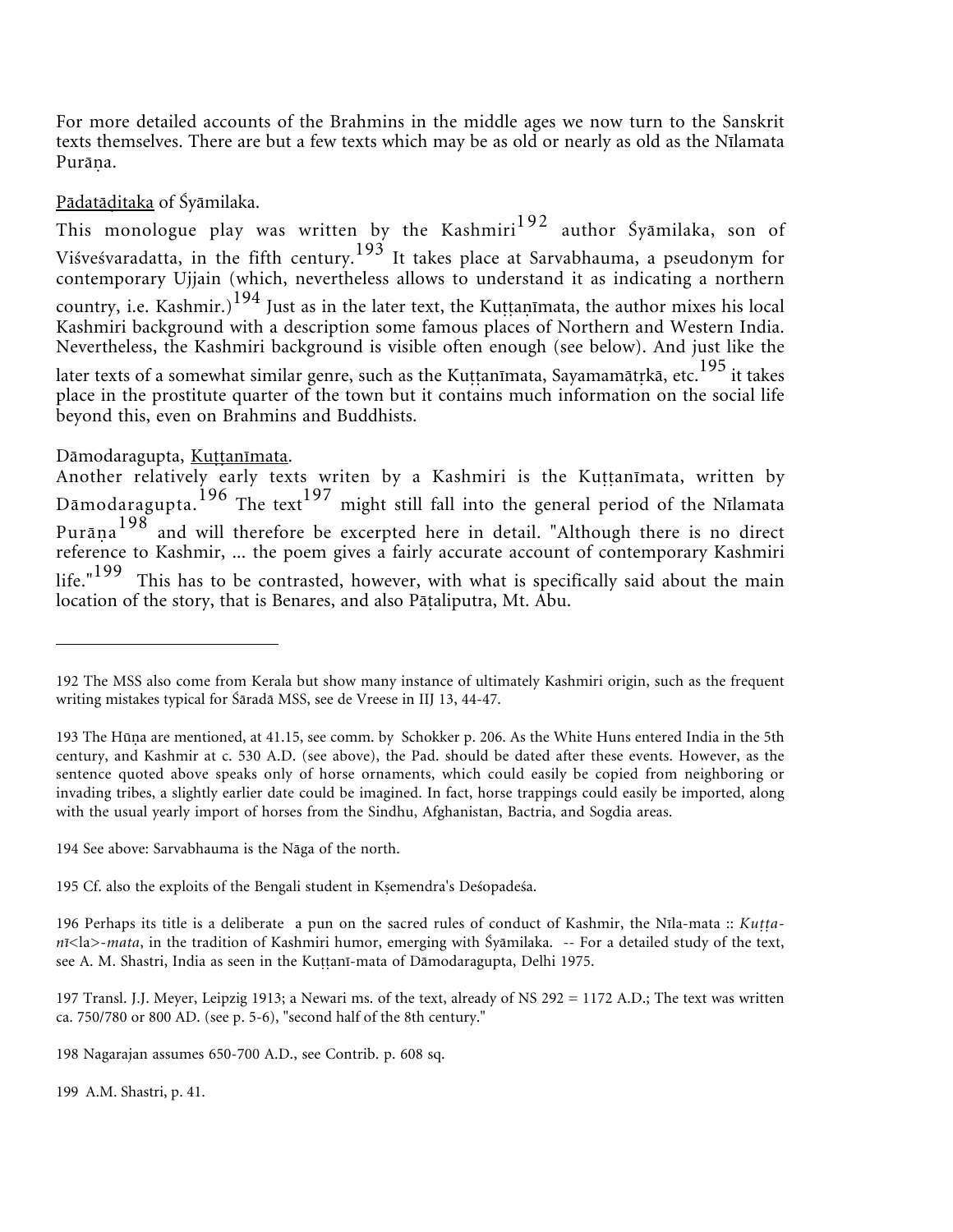For more detailed accounts of the Brahmins in the middle ages we now turn to the Sanskrit texts themselves. There are but a few texts which may be as old or nearly as old as the Nīlamata Purāṇa.

<u>Pādatāḍitaka</u> of Śyāmilaka.

This monologue play was written by the Kashmiri[192] author Śyāmilaka, son of Viśveśvaradatta, in the fifth century.[193] It takes place at Sarvabhauma, a pseudonym for contemporary Ujjain (which, nevertheless allows to understand it as indicating a northern country, i.e. Kashmir.)[194] Just as in the later text, the Kuṭṭaṇīmata, the author mixes his local Kashmiri background with a description some famous places of Northern and Western India. Nevertheless, the Kashmiri background is visible often enough (see below). And just like the later texts of a somewhat similar genre, such as the Kuṭṭanīmata, Sayamamātṛkā, etc.[195] it takes place in the prostitute quarter of the town but it contains much information on the social life beyond this, even on Brahmins and Buddhists.

Dāmodaragupta, <u>Kuṭṭanīmata</u>.

Another relatively early texts writen by a Kashmiri is the Kuṭṭanīmata, written by Dāmodaragupta.[196] The text[197] might still fall into the general period of the Nīlamata Purāṇa[198] and will therefore be excerpted here in detail. "Although there is no direct reference to Kashmir, ... the poem gives a fairly accurate account of contemporary Kashmiri life."[199] This has to be contrasted, however, with what is specifically said about the main location of the story, that is Benares, and also Pāṭaliputra, Mt. Abu.

---

192 The MSS also come from Kerala but show many instance of ultimately Kashmiri origin, such as the frequent writing mistakes typical for Śāradā MSS, see de Vreese in IIJ 13, 44-47.

193 The Hūṇa are mentioned, at 41.15, see comm. by Schokker p. 206. As the White Huns entered India in the 5th century, and Kashmir at c. 530 A.D. (see above), the Pad. should be dated after these events. However, as the sentence quoted above speaks only of horse ornaments, which could easily be copied from neighboring or invading tribes, a slightly earlier date could be imagined. In fact, horse trappings could easily be imported, along with the usual yearly import of horses from the Sindhu, Afghanistan, Bactria, and Sogdia areas.

194 See above: Sarvabhauma is the Nāga of the north.

195 Cf. also the exploits of the Bengali student in Kṣemendra's Deśopadeśa.

196 Perhaps its title is a deliberate a pun on the sacred rules of conduct of Kashmir, the Nīla-mata :: *Kuṭṭa-nī*<la>*-mata*, in the tradition of Kashmiri humor, emerging with Śyāmilaka. -- For a detailed study of the text, see A. M. Shastri, India as seen in the Kuṭṭanī-mata of Dāmodaragupta, Delhi 1975.

197 Transl. J.J. Meyer, Leipzig 1913; a Newari ms. of the text, already of NS 292 = 1172 A.D.; The text was written ca. 750/780 or 800 AD. (see p. 5-6), "second half of the 8th century."

198 Nagarajan assumes 650-700 A.D., see Contrib. p. 608 sq.

199 A.M. Shastri, p. 41.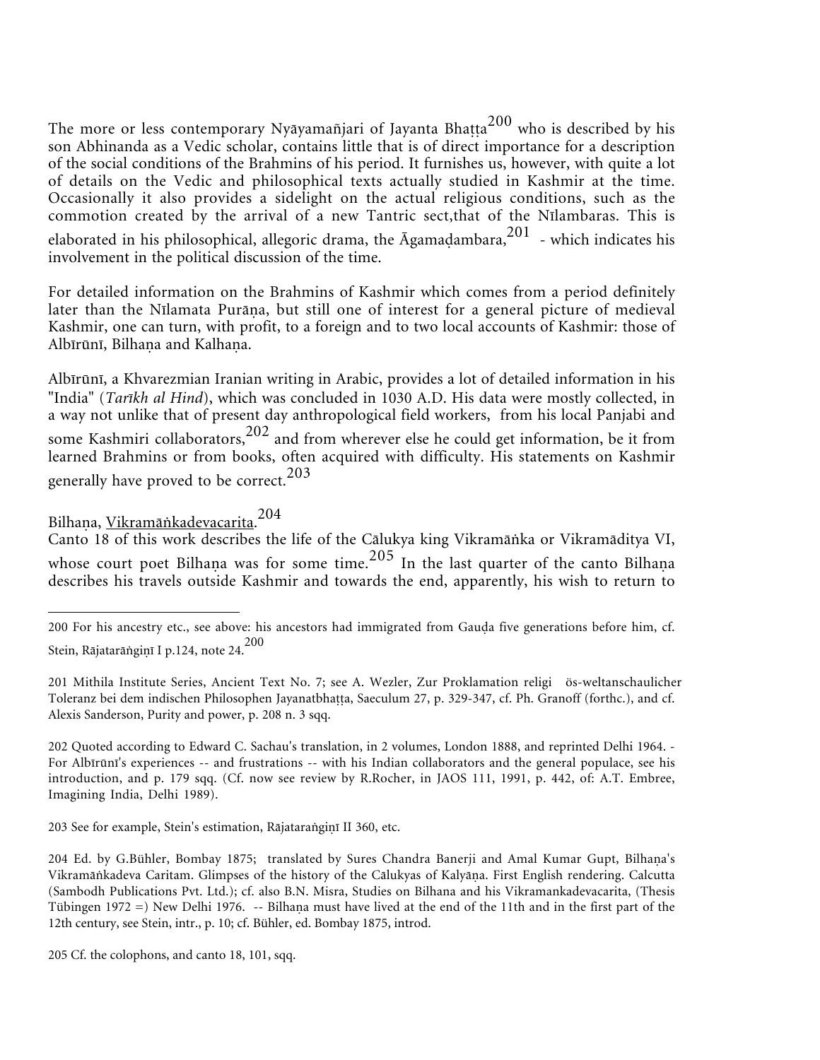The more or less contemporary Nyāyamañjari of Jayanta Bhaṭṭa[200] who is described by his son Abhinanda as a Vedic scholar, contains little that is of direct importance for a description of the social conditions of the Brahmins of his period. It furnishes us, however, with quite a lot of details on the Vedic and philosophical texts actually studied in Kashmir at the time. Occasionally it also provides a sidelight on the actual religious conditions, such as the commotion created by the arrival of a new Tantric sect,that of the Nīlambaras. This is elaborated in his philosophical, allegoric drama, the Āgamaḍambara,[201] - which indicates his involvement in the political discussion of the time.

For detailed information on the Brahmins of Kashmir which comes from a period definitely later than the Nīlamata Purāṇa, but still one of interest for a general picture of medieval Kashmir, one can turn, with profit, to a foreign and to two local accounts of Kashmir: those of Albīrūnī, Bilhaṇa and Kalhaṇa.

Albīrūnī, a Khvarezmian Iranian writing in Arabic, provides a lot of detailed information in his "India" (*Tarīkh al Hind*), which was concluded in 1030 A.D. His data were mostly collected, in a way not unlike that of present day anthropological field workers, from his local Panjabi and some Kashmiri collaborators,[202] and from wherever else he could get information, be it from learned Brahmins or from books, often acquired with difficulty. His statements on Kashmir generally have proved to be correct.[203]

Bilhaṇa, <u>Vikramāṅkadevacarita</u>.[204]
Canto 18 of this work describes the life of the Cālukya king Vikramāṅka or Vikramāditya VI, whose court poet Bilhaṇa was for some time.[205] In the last quarter of the canto Bilhaṇa describes his travels outside Kashmir and towards the end, apparently, his wish to return to

---

200 For his ancestry etc., see above: his ancestors had immigrated from Gauḍa five generations before him, cf. Stein, Rājatarāṅgiṇī I p.124, note 24.[200]

201 Mithila Institute Series, Ancient Text No. 7; see A. Wezler, Zur Proklamation religi ös-weltanschaulicher Toleranz bei dem indischen Philosophen Jayanatbhaṭṭa, Saeculum 27, p. 329-347, cf. Ph. Granoff (forthc.), and cf. Alexis Sanderson, Purity and power, p. 208 n. 3 sqq.

202 Quoted according to Edward C. Sachau's translation, in 2 volumes, London 1888, and reprinted Delhi 1964. - For Albīrūnī's experiences -- and frustrations -- with his Indian collaborators and the general populace, see his introduction, and p. 179 sqq. (Cf. now see review by R.Rocher, in JAOS 111, 1991, p. 442, of: A.T. Embree, Imagining India, Delhi 1989).

203 See for example, Stein's estimation, Rājataraṅgiṇī II 360, etc.

204 Ed. by G.Bühler, Bombay 1875; translated by Sures Chandra Banerji and Amal Kumar Gupt, Bilhaṇa's Vikramāṅkadeva Caritam. Glimpses of the history of the Cālukyas of Kalyāṇa. First English rendering. Calcutta (Sambodh Publications Pvt. Ltd.); cf. also B.N. Misra, Studies on Bilhana and his Vikramankadevacarita, (Thesis Tübingen 1972 =) New Delhi 1976. -- Bilhaṇa must have lived at the end of the 11th and in the first part of the 12th century, see Stein, intr., p. 10; cf. Bühler, ed. Bombay 1875, introd.

205 Cf. the colophons, and canto 18, 101, sqq.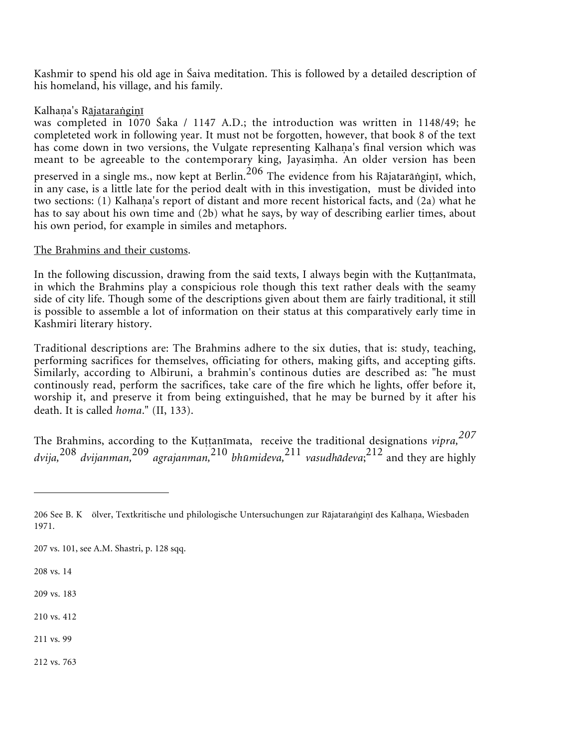Kashmir to spend his old age in Śaiva meditation. This is followed by a detailed description of his homeland, his village, and his family.

Kalhaṇa's Rājataraṅgiṇī

was completed in 1070 Śaka / 1147 A.D.; the introduction was written in 1148/49; he completeted work in following year. It must not be forgotten, however, that book 8 of the text has come down in two versions, the Vulgate representing Kalhaṇa's final version which was meant to be agreeable to the contemporary king, Jayasiṃha. An older version has been preserved in a single ms., now kept at Berlin.[206] The evidence from his Rājatarāṅgiṇī, which, in any case, is a little late for the period dealt with in this investigation, must be divided into two sections: (1) Kalhaṇa's report of distant and more recent historical facts, and (2a) what he has to say about his own time and (2b) what he says, by way of describing earlier times, about his own period, for example in similes and metaphors.

The Brahmins and their customs.

In the following discussion, drawing from the said texts, I always begin with the Kuṭṭanīmata, in which the Brahmins play a conspicious role though this text rather deals with the seamy side of city life. Though some of the descriptions given about them are fairly traditional, it still is possible to assemble a lot of information on their status at this comparatively early time in Kashmiri literary history.

Traditional descriptions are: The Brahmins adhere to the six duties, that is: study, teaching, performing sacrifices for themselves, officiating for others, making gifts, and accepting gifts. Similarly, according to Albiruni, a brahmin's continous duties are described as: "he must continously read, perform the sacrifices, take care of the fire which he lights, offer before it, worship it, and preserve it from being extinguished, that he may be burned by it after his death. It is called *homa*." (II, 133).

The Brahmins, according to the Kuṭṭanīmata, receive the traditional designations *vipra,*[207] *dvija,*[208] *dvijanman,*[209] *agrajanman,*[210] *bhūmideva,*[211] *vasudhādeva*;[212] and they are highly

---

206 See B. Kölver, Textkritische und philologische Untersuchungen zur Rājataraṅgiṇī des Kalhaṇa, Wiesbaden 1971.

207 vs. 101, see A.M. Shastri, p. 128 sqq.

208 vs. 14

209 vs. 183

210 vs. 412

211 vs. 99

212 vs. 763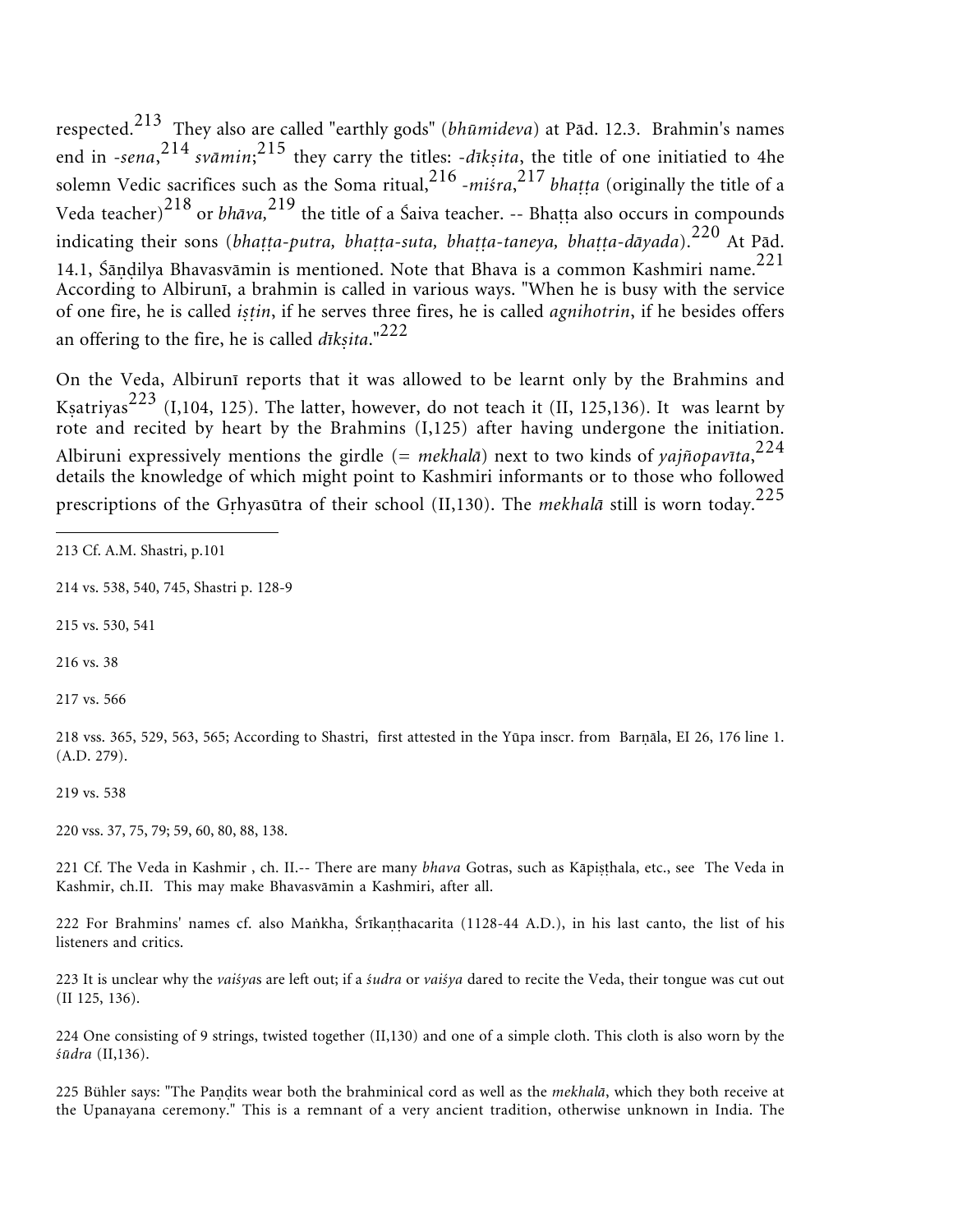respected.[213] They also are called "earthly gods" (*bhūmideva*) at Pād. 12.3. Brahmin's names end in *-sena*,[214] *svāmin*;[215] they carry the titles: *-dīkṣita*, the title of one initiatied to 4he solemn Vedic sacrifices such as the Soma ritual,[216] *-miśra*,[217] *bhaṭṭa* (originally the title of a Veda teacher)[218] or *bhāva,*[219] the title of a Śaiva teacher. -- Bhaṭṭa also occurs in compounds indicating their sons (*bhaṭṭa-putra, bhaṭṭa-suta, bhaṭṭa-taneya, bhaṭṭa-dāyada*).[220] At Pād. 14.1, Śāṇḍilya Bhavasvāmin is mentioned. Note that Bhava is a common Kashmiri name.[221] According to Albirunī, a brahmin is called in various ways. "When he is busy with the service of one fire, he is called *iṣṭin*, if he serves three fires, he is called *agnihotrin*, if he besides offers an offering to the fire, he is called *dīkṣita*."[222]

On the Veda, Albirunī reports that it was allowed to be learnt only by the Brahmins and Kṣatriyas[223] (I,104, 125). The latter, however, do not teach it (II, 125,136). It was learnt by rote and recited by heart by the Brahmins (I,125) after having undergone the initiation. Albiruni expressively mentions the girdle (= *mekhalā*) next to two kinds of *yajñopavīta*,[224] details the knowledge of which might point to Kashmiri informants or to those who followed prescriptions of the Gṛhyasūtra of their school (II,130). The *mekhalā* still is worn today.[225]

---

213 Cf. A.M. Shastri, p.101

214 vs. 538, 540, 745, Shastri p. 128-9

215 vs. 530, 541

216 vs. 38

217 vs. 566

218 vss. 365, 529, 563, 565; According to Shastri, first attested in the Yūpa inscr. from Barṇāla, EI 26, 176 line 1. (A.D. 279).

219 vs. 538

220 vss. 37, 75, 79; 59, 60, 80, 88, 138.

221 Cf. The Veda in Kashmir , ch. II.-- There are many *bhava* Gotras, such as Kāpiṣṭhala, etc., see The Veda in Kashmir, ch.II. This may make Bhavasvāmin a Kashmiri, after all.

222 For Brahmins' names cf. also Maṅkha, Śrīkaṇṭhacarita (1128-44 A.D.), in his last canto, the list of his listeners and critics.

223 It is unclear why the *vaiśya*s are left out; if a *śudra* or *vaiśya* dared to recite the Veda, their tongue was cut out (II 125, 136).

224 One consisting of 9 strings, twisted together (II,130) and one of a simple cloth. This cloth is also worn by the *śūdra* (II,136).

225 Bühler says: "The Paṇḍits wear both the brahminical cord as well as the *mekhalā*, which they both receive at the Upanayana ceremony." This is a remnant of a very ancient tradition, otherwise unknown in India. The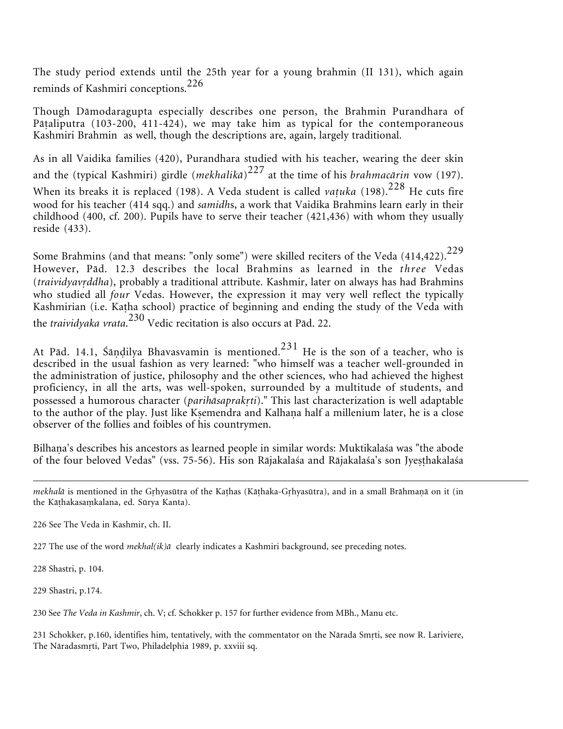The study period extends until the 25th year for a young brahmin (II 131), which again reminds of Kashmiri conceptions.[226]

Though Dāmodaragupta especially describes one person, the Brahmin Purandhara of Pāṭaliputra (103-200, 411-424), we may take him as typical for the contemporaneous Kashmiri Brahmin as well, though the descriptions are, again, largely traditional.

As in all Vaidika families (420), Purandhara studied with his teacher, wearing the deer skin and the (typical Kashmiri) girdle (*mekhalikā*)[227] at the time of his *brahmacārin* vow (197). When its breaks it is replaced (198). A Veda student is called *vaṭuka* (198).[228] He cuts fire wood for his teacher (414 sqq.) and *samidh*s, a work that Vaidika Brahmins learn early in their childhood (400, cf. 200). Pupils have to serve their teacher (421,436) with whom they usually reside (433).

Some Brahmins (and that means: "only some") were skilled reciters of the Veda (414,422).[229] However, Pād. 12.3 describes the local Brahmins as learned in the *three* Vedas (*traividyavṛddha*), probably a traditional attribute. Kashmir, later on always has had Brahmins who studied all *four* Vedas. However, the expression it may very well reflect the typically Kashmirian (i.e. Kaṭha school) practice of beginning and ending the study of the Veda with the *traividyaka vrata*.[230] Vedic recitation is also occurs at Pād. 22.

At Pād. 14.1, Śāṇḍilya Bhavasvamin is mentioned.[231] He is the son of a teacher, who is described in the usual fashion as very learned: "who himself was a teacher well-grounded in the administration of justice, philosophy and the other sciences, who had achieved the highest proficiency, in all the arts, was well-spoken, surrounded by a multitude of students, and possessed a humorous character (*parihāsaprakṛti*)." This last characterization is well adaptable to the author of the play. Just like Kṣemendra and Kalhaṇa half a millenium later, he is a close observer of the follies and foibles of his countrymen.

Bilhaṇa's describes his ancestors as learned people in similar words: Muktikalaśa was "the abode of the four beloved Vedas" (vss. 75-56). His son Rājakalaśa and Rājakalaśa's son Jyeṣṭhakalaśa

---

*mekhalā* is mentioned in the Gṛhyasūtra of the Kaṭhas (Kāṭhaka-Gṛhyasūtra), and in a small Brāhmaṇā on it (in the Kāṭhakasaṃkalana, ed. Sūrya Kanta).

226 See The Veda in Kashmir, ch. II.

227 The use of the word *mekhal(ik)ā* clearly indicates a Kashmiri background, see preceding notes.

228 Shastri, p. 104.

229 Shastri, p.174.

230 See *The Veda in Kashmir*, ch. V; cf. Schokker p. 157 for further evidence from MBh., Manu etc.

231 Schokker, p.160, identifies him, tentatively, with the commentator on the Nārada Smṛti, see now R. Lariviere, The Nāradasmṛti, Part Two, Philadelphia 1989, p. xxviii sq.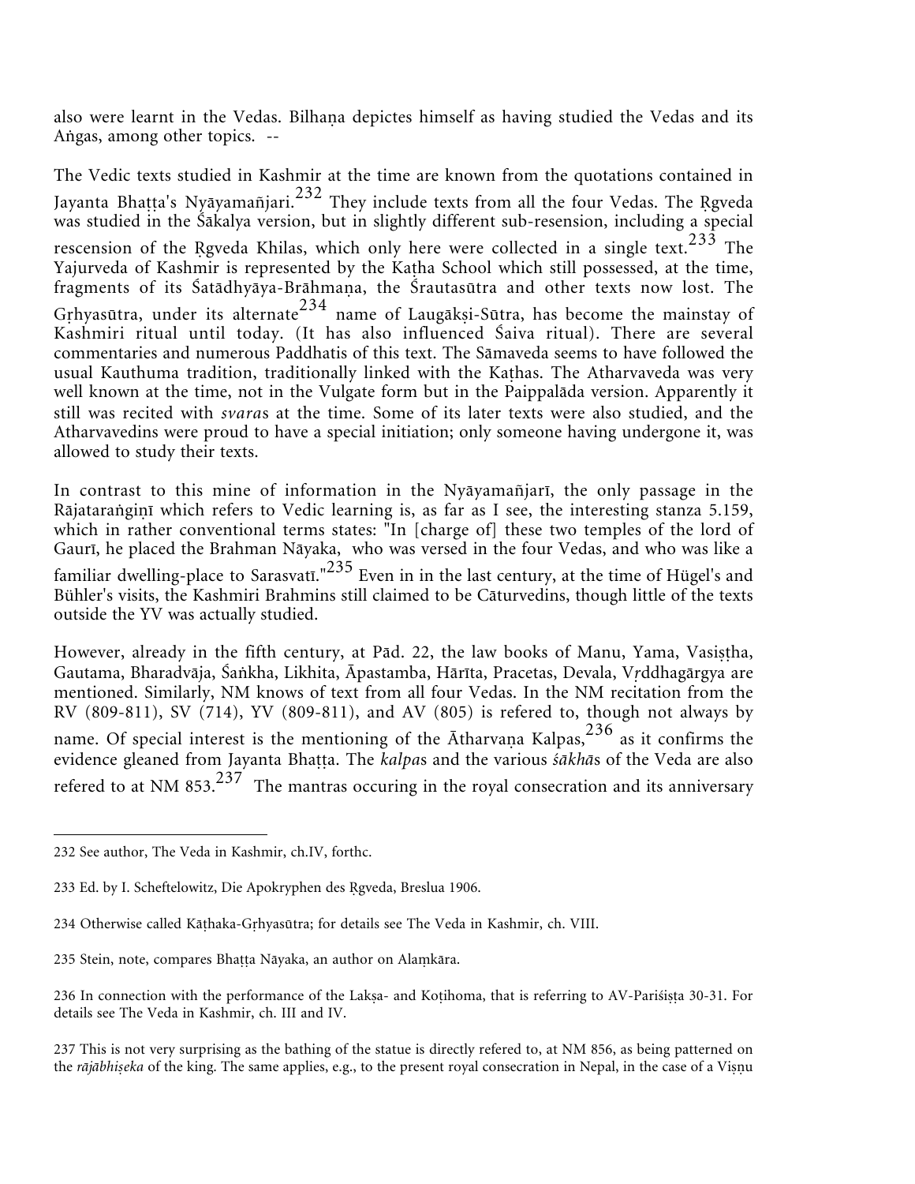also were learnt in the Vedas. Bilhaṇa depictes himself as having studied the Vedas and its Aṅgas, among other topics. --

The Vedic texts studied in Kashmir at the time are known from the quotations contained in Jayanta Bhaṭṭa's Nyāyamañjari.[232] They include texts from all the four Vedas. The Ṛgveda was studied in the Śākalya version, but in slightly different sub-resension, including a special rescension of the Ṛgveda Khilas, which only here were collected in a single text.[233] The Yajurveda of Kashmir is represented by the Kaṭha School which still possessed, at the time, fragments of its Śatādhyāya-Brāhmaṇa, the Śrautasūtra and other texts now lost. The Gṛhyasūtra, under its alternate[234] name of Laugākṣi-Sūtra, has become the mainstay of Kashmiri ritual until today. (It has also influenced Śaiva ritual). There are several commentaries and numerous Paddhatis of this text. The Sāmaveda seems to have followed the usual Kauthuma tradition, traditionally linked with the Kaṭhas. The Atharvaveda was very well known at the time, not in the Vulgate form but in the Paippalāda version. Apparently it still was recited with *svara*s at the time. Some of its later texts were also studied, and the Atharvavedins were proud to have a special initiation; only someone having undergone it, was allowed to study their texts.

In contrast to this mine of information in the Nyāyamañjarī, the only passage in the Rājataraṅgiṇī which refers to Vedic learning is, as far as I see, the interesting stanza 5.159, which in rather conventional terms states: "In [charge of] these two temples of the lord of Gaurī, he placed the Brahman Nāyaka, who was versed in the four Vedas, and who was like a familiar dwelling-place to Sarasvatī."[235] Even in in the last century, at the time of Hügel's and Bühler's visits, the Kashmiri Brahmins still claimed to be Cāturvedins, though little of the texts outside the YV was actually studied.

However, already in the fifth century, at Pād. 22, the law books of Manu, Yama, Vasiṣṭha, Gautama, Bharadvāja, Śaṅkha, Likhita, Āpastamba, Hārīta, Pracetas, Devala, Vṛddhagārgya are mentioned. Similarly, NM knows of text from all four Vedas. In the NM recitation from the RV (809-811), SV (714), YV (809-811), and AV (805) is refered to, though not always by name. Of special interest is the mentioning of the Ātharvaṇa Kalpas,[236] as it confirms the evidence gleaned from Jayanta Bhaṭṭa. The *kalpa*s and the various *śākhā*s of the Veda are also refered to at NM 853.[237] The mantras occuring in the royal consecration and its anniversary

---

232 See author, The Veda in Kashmir, ch.IV, forthc.

233 Ed. by I. Scheftelowitz, Die Apokryphen des Ṛgveda, Breslua 1906.

234 Otherwise called Kāṭhaka-Gṛhyasūtra; for details see The Veda in Kashmir, ch. VIII.

235 Stein, note, compares Bhaṭṭa Nāyaka, an author on Alaṃkāra.

236 In connection with the performance of the Lakṣa- and Koṭihoma, that is referring to AV-Pariśiṣṭa 30-31. For details see The Veda in Kashmir, ch. III and IV.

237 This is not very surprising as the bathing of the statue is directly refered to, at NM 856, as being patterned on the *rājābhiṣeka* of the king. The same applies, e.g., to the present royal consecration in Nepal, in the case of a Viṣṇu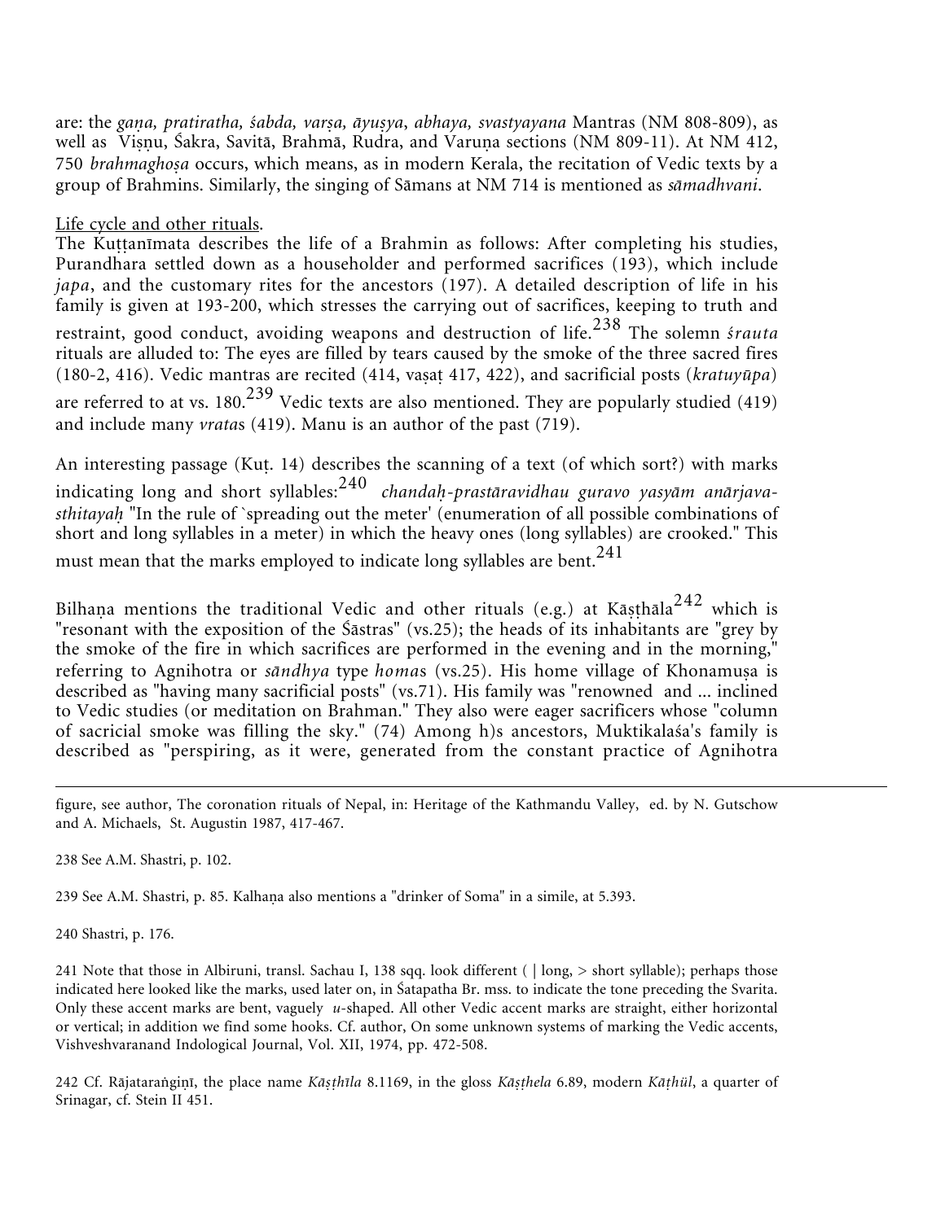are: the *gaṇa, pratiratha, śabda, varṣa, āyuṣya*, *abhaya, svastyayana* Mantras (NM 808-809), as well as Viṣṇu, Śakra, Savitā, Brahmā, Rudra, and Varuṇa sections (NM 809-11). At NM 412, 750 *brahmaghoṣa* occurs, which means, as in modern Kerala, the recitation of Vedic texts by a group of Brahmins. Similarly, the singing of Sāmans at NM 714 is mentioned as *sāmadhvani*.

Life cycle and other rituals.

The Kuṭṭanīmata describes the life of a Brahmin as follows: After completing his studies, Purandhara settled down as a householder and performed sacrifices (193), which include *japa*, and the customary rites for the ancestors (197). A detailed description of life in his family is given at 193-200, which stresses the carrying out of sacrifices, keeping to truth and restraint, good conduct, avoiding weapons and destruction of life.[238] The solemn *śrauta* rituals are alluded to: The eyes are filled by tears caused by the smoke of the three sacred fires (180-2, 416). Vedic mantras are recited (414, vaṣaṭ 417, 422), and sacrificial posts (*kratuyūpa*) are referred to at vs. 180.[239] Vedic texts are also mentioned. They are popularly studied (419) and include many *vrata*s (419). Manu is an author of the past (719).

An interesting passage (Kuṭ. 14) describes the scanning of a text (of which sort?) with marks indicating long and short syllables:[240] *chandaḥ-prastāravidhau guravo yasyām anārjava-sthitayaḥ* "In the rule of `spreading out the meter' (enumeration of all possible combinations of short and long syllables in a meter) in which the heavy ones (long syllables) are crooked." This must mean that the marks employed to indicate long syllables are bent.[241]

Bilhaṇa mentions the traditional Vedic and other rituals (e.g.) at Kāṣṭhāla[242] which is "resonant with the exposition of the Śāstras" (vs.25); the heads of its inhabitants are "grey by the smoke of the fire in which sacrifices are performed in the evening and in the morning," referring to Agnihotra or *sāndhya* type *homa*s (vs.25). His home village of Khonamuṣa is described as "having many sacrificial posts" (vs.71). His family was "renowned and ... inclined to Vedic studies (or meditation on Brahman." They also were eager sacrificers whose "column of sacricial smoke was filling the sky." (74) Among h)s ancestors, Muktikalaśa's family is described as "perspiring, as it were, generated from the constant practice of Agnihotra

---

figure, see author, The coronation rituals of Nepal, in: Heritage of the Kathmandu Valley, ed. by N. Gutschow and A. Michaels, St. Augustin 1987, 417-467.

238 See A.M. Shastri, p. 102.

239 See A.M. Shastri, p. 85. Kalhaṇa also mentions a "drinker of Soma" in a simile, at 5.393.

240 Shastri, p. 176.

241 Note that those in Albiruni, transl. Sachau I, 138 sqq. look different ( | long, > short syllable); perhaps those indicated here looked like the marks, used later on, in Śatapatha Br. mss. to indicate the tone preceding the Svarita. Only these accent marks are bent, vaguely *u*-shaped. All other Vedic accent marks are straight, either horizontal or vertical; in addition we find some hooks. Cf. author, On some unknown systems of marking the Vedic accents, Vishveshvaranand Indological Journal, Vol. XII, 1974, pp. 472-508.

242 Cf. Rājataraṅgiṇī, the place name *Kāṣṭhīla* 8.1169, in the gloss *Kāṣṭhela* 6.89, modern *Kāṭhül*, a quarter of Srinagar, cf. Stein II 451.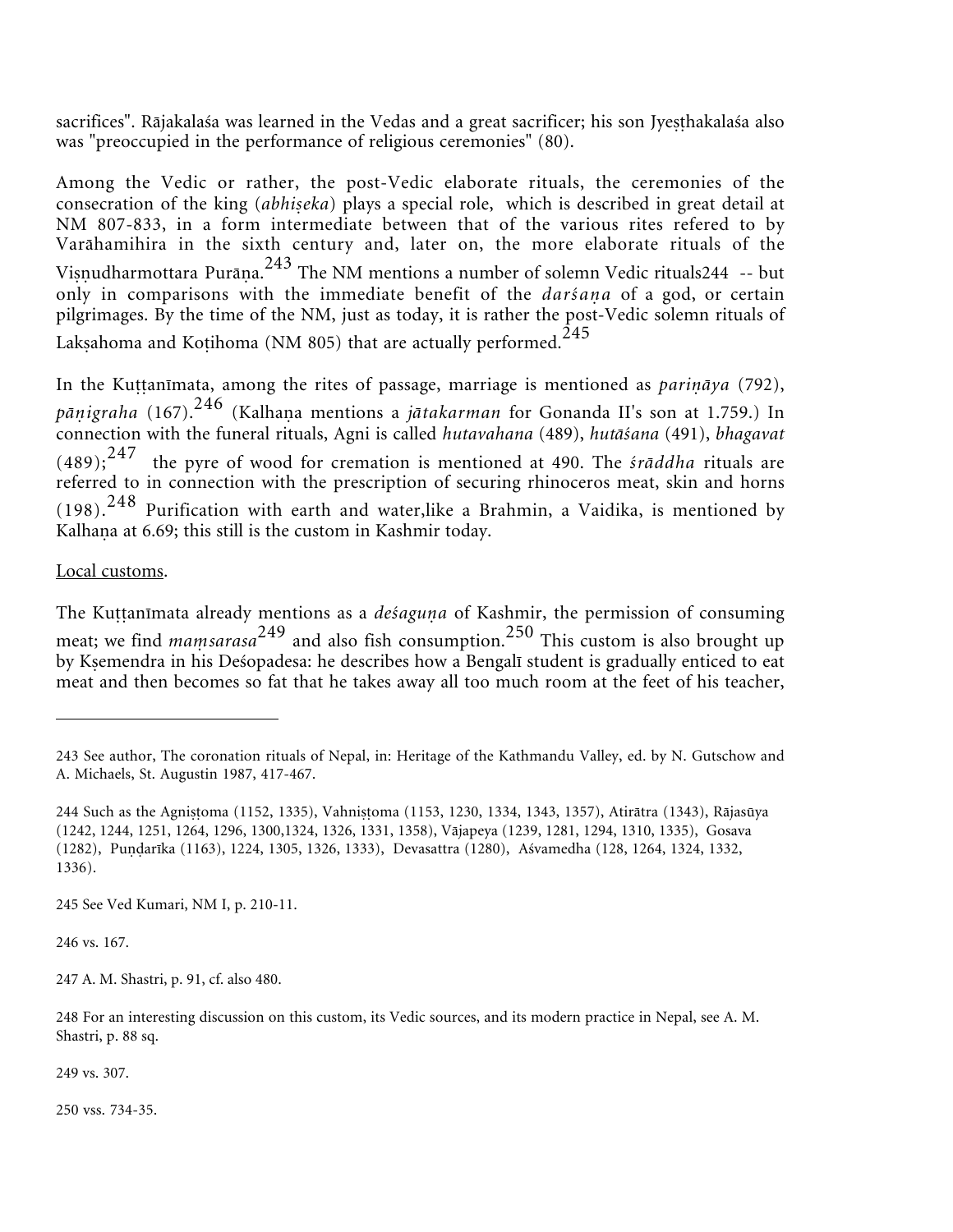sacrifices". Rājakalaśa was learned in the Vedas and a great sacrificer; his son Jyeṣṭhakalaśa also was "preoccupied in the performance of religious ceremonies" (80).

Among the Vedic or rather, the post-Vedic elaborate rituals, the ceremonies of the consecration of the king (*abhiṣeka*) plays a special role, which is described in great detail at NM 807-833, in a form intermediate between that of the various rites refered to by Varāhamihira in the sixth century and, later on, the more elaborate rituals of the Viṣṇudharmottara Purāṇa.[243] The NM mentions a number of solemn Vedic rituals244 -- but only in comparisons with the immediate benefit of the *darśaṇa* of a god, or certain pilgrimages. By the time of the NM, just as today, it is rather the post-Vedic solemn rituals of Lakṣahoma and Koṭihoma (NM 805) that are actually performed.[245]

In the Kuṭṭanīmata, among the rites of passage, marriage is mentioned as *pariṇāya* (792), *pāṇigraha* (167).[246] (Kalhaṇa mentions a *jātakarman* for Gonanda II's son at 1.759.) In connection with the funeral rituals, Agni is called *hutavahana* (489), *hutāśana* (491), *bhagavat* (489);[247] the pyre of wood for cremation is mentioned at 490. The *śrāddha* rituals are referred to in connection with the prescription of securing rhinoceros meat, skin and horns (198).[248] Purification with earth and water,like a Brahmin, a Vaidika, is mentioned by Kalhaṇa at 6.69; this still is the custom in Kashmir today.

<u>Local customs</u>.

The Kuṭṭanīmata already mentions as a *deśaguṇa* of Kashmir, the permission of consuming meat; we find *maṃsarasa*[249] and also fish consumption.[250] This custom is also brought up by Kṣemendra in his Deśopadesa: he describes how a Bengalī student is gradually enticed to eat meat and then becomes so fat that he takes away all too much room at the feet of his teacher,

---

243 See author, The coronation rituals of Nepal, in: Heritage of the Kathmandu Valley, ed. by N. Gutschow and A. Michaels, St. Augustin 1987, 417-467.

244 Such as the Agniṣṭoma (1152, 1335), Vahniṣṭoma (1153, 1230, 1334, 1343, 1357), Atirātra (1343), Rājasūya (1242, 1244, 1251, 1264, 1296, 1300,1324, 1326, 1331, 1358), Vājapeya (1239, 1281, 1294, 1310, 1335), Gosava (1282), Puṇḍarīka (1163), 1224, 1305, 1326, 1333), Devasattra (1280), Aśvamedha (128, 1264, 1324, 1332, 1336).

245 See Ved Kumari, NM I, p. 210-11.

246 vs. 167.

247 A. M. Shastri, p. 91, cf. also 480.

248 For an interesting discussion on this custom, its Vedic sources, and its modern practice in Nepal, see A. M. Shastri, p. 88 sq.

249 vs. 307.

250 vss. 734-35.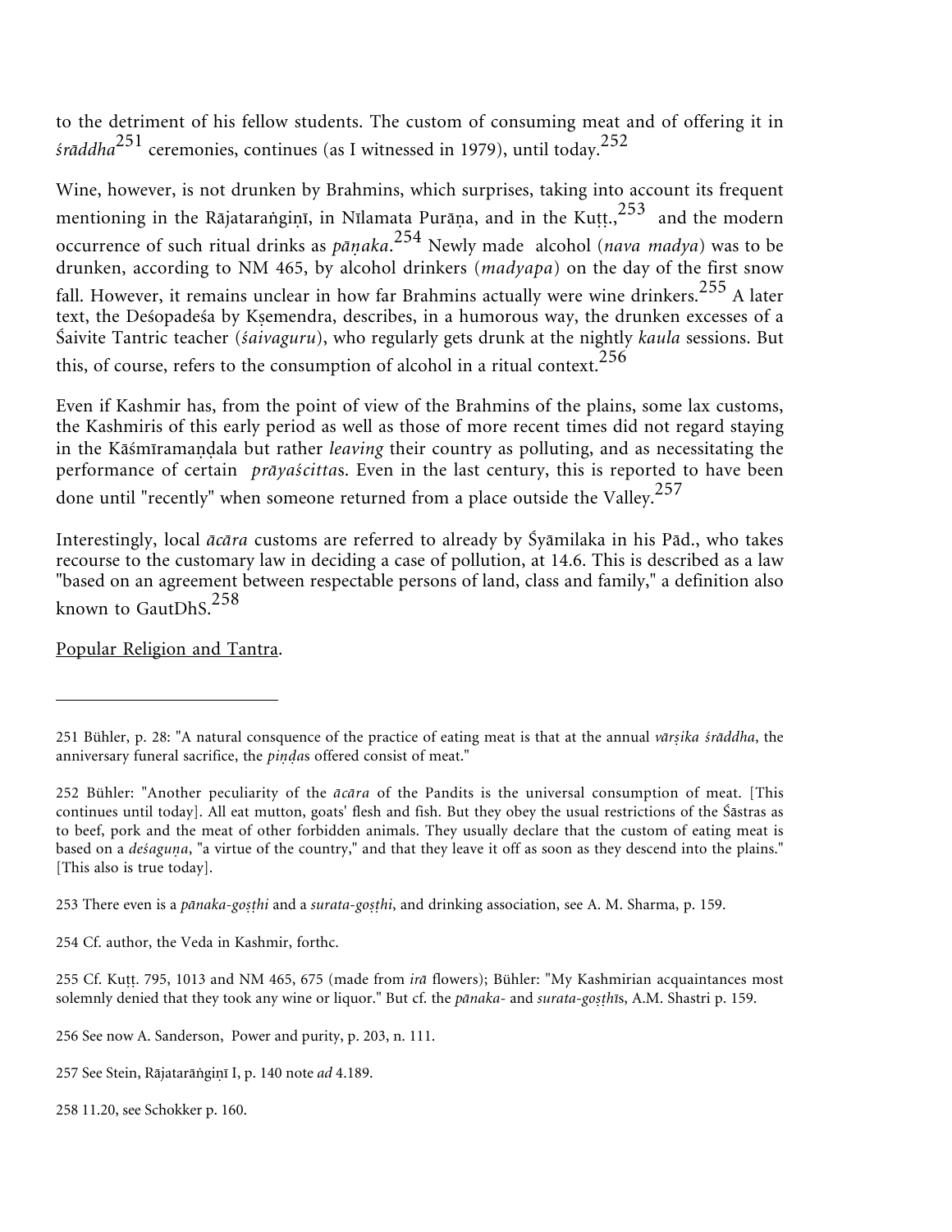to the detriment of his fellow students. The custom of consuming meat and of offering it in *śrāddha*[251] ceremonies, continues (as I witnessed in 1979), until today.[252]

Wine, however, is not drunken by Brahmins, which surprises, taking into account its frequent mentioning in the Rājataraṅgiṇī, in Nīlamata Purāṇa, and in the Kuṭṭ.,[253] and the modern occurrence of such ritual drinks as *pāṇaka*.[254] Newly made alcohol (*nava madya*) was to be drunken, according to NM 465, by alcohol drinkers (*madyapa*) on the day of the first snow fall. However, it remains unclear in how far Brahmins actually were wine drinkers.[255] A later text, the Deśopadeśa by Kṣemendra, describes, in a humorous way, the drunken excesses of a Śaivite Tantric teacher (*śaivaguru*), who regularly gets drunk at the nightly *kaula* sessions. But this, of course, refers to the consumption of alcohol in a ritual context.[256]

Even if Kashmir has, from the point of view of the Brahmins of the plains, some lax customs, the Kashmiris of this early period as well as those of more recent times did not regard staying in the Kāśmīramaṇḍala but rather *leaving* their country as polluting, and as necessitating the performance of certain *prāyaścitta*s. Even in the last century, this is reported to have been done until "recently" when someone returned from a place outside the Valley.[257]

Interestingly, local *ācāra* customs are referred to already by Śyāmilaka in his Pād., who takes recourse to the customary law in deciding a case of pollution, at 14.6. This is described as a law "based on an agreement between respectable persons of land, class and family," a definition also known to GautDhS.[258]

Popular Religion and Tantra.

---

251 Bühler, p. 28: "A natural consquence of the practice of eating meat is that at the annual *vārṣika śrāddha*, the anniversary funeral sacrifice, the *piṇḍa*s offered consist of meat."

252 Bühler: "Another peculiarity of the *ācāra* of the Pandits is the universal consumption of meat. [This continues until today]. All eat mutton, goats' flesh and fish. But they obey the usual restrictions of the Śāstras as to beef, pork and the meat of other forbidden animals. They usually declare that the custom of eating meat is based on a *deśaguṇa*, "a virtue of the country," and that they leave it off as soon as they descend into the plains." [This also is true today].

253 There even is a *pānaka-goṣṭhi* and a *surata-goṣṭhi*, and drinking association, see A. M. Sharma, p. 159.

254 Cf. author, the Veda in Kashmir, forthc.

255 Cf. Kuṭṭ. 795, 1013 and NM 465, 675 (made from *irā* flowers); Bühler: "My Kashmirian acquaintances most solemnly denied that they took any wine or liquor." But cf. the *pānaka*- and *surata-goṣṭhī*s, A.M. Shastri p. 159.

256 See now A. Sanderson, Power and purity, p. 203, n. 111.

257 See Stein, Rājatarāṅgiṇī I, p. 140 note *ad* 4.189.

258 11.20, see Schokker p. 160.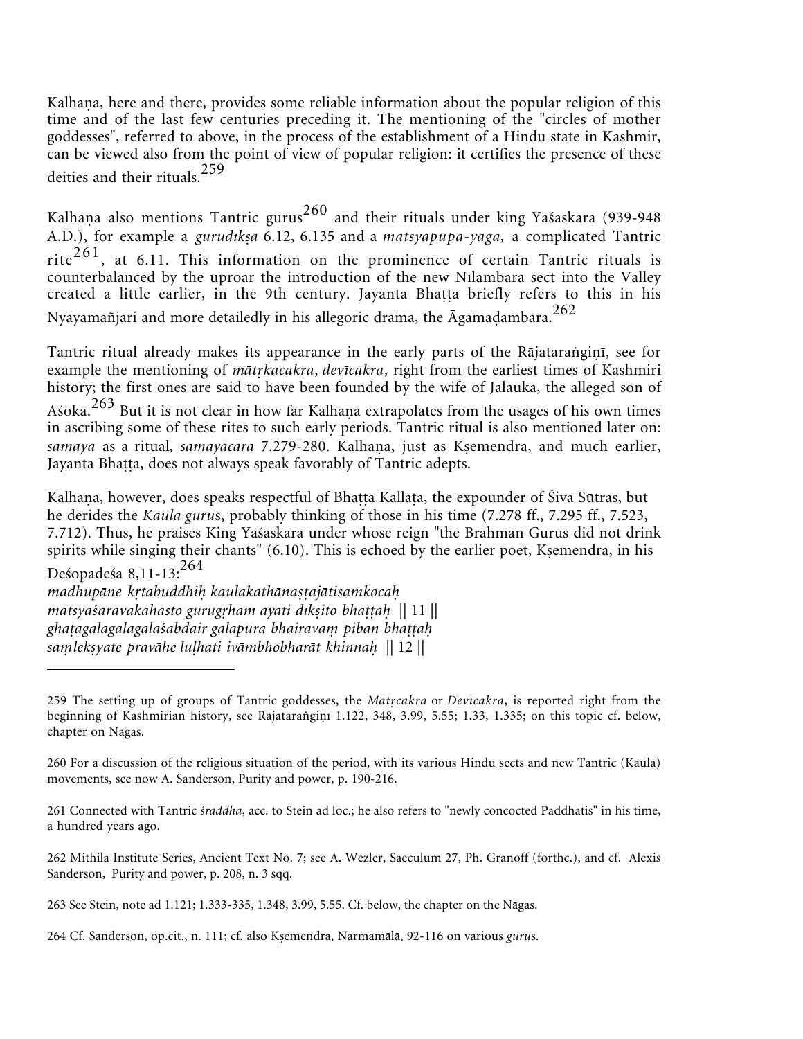Kalhaṇa, here and there, provides some reliable information about the popular religion of this time and of the last few centuries preceding it. The mentioning of the "circles of mother goddesses", referred to above, in the process of the establishment of a Hindu state in Kashmir, can be viewed also from the point of view of popular religion: it certifies the presence of these deities and their rituals.[259]

Kalhaṇa also mentions Tantric gurus[260] and their rituals under king Yaśaskara (939-948 A.D.), for example a *gurudīkṣā* 6.12, 6.135 and a *matsyāpūpa-yāga,* a complicated Tantric rite[261], at 6.11. This information on the prominence of certain Tantric rituals is counterbalanced by the uproar the introduction of the new Nīlambara sect into the Valley created a little earlier, in the 9th century. Jayanta Bhaṭṭa briefly refers to this in his Nyāyamañjari and more detailedly in his allegoric drama, the Āgamaḍambara.[262]

Tantric ritual already makes its appearance in the early parts of the Rājataraṅgiṇī, see for example the mentioning of *mātṛkacakra*, *devīcakra*, right from the earliest times of Kashmiri history; the first ones are said to have been founded by the wife of Jalauka, the alleged son of Aśoka.[263] But it is not clear in how far Kalhaṇa extrapolates from the usages of his own times in ascribing some of these rites to such early periods. Tantric ritual is also mentioned later on: *samaya* as a ritual*, samayācāra* 7.279-280. Kalhaṇa, just as Kṣemendra, and much earlier, Jayanta Bhaṭṭa, does not always speak favorably of Tantric adepts.

Kalhaṇa, however, does speaks respectful of Bhaṭṭa Kallaṭa, the expounder of Śiva Sūtras, but he derides the *Kaula guru*s, probably thinking of those in his time (7.278 ff., 7.295 ff., 7.523, 7.712). Thus, he praises King Yaśaskara under whose reign "the Brahman Gurus did not drink spirits while singing their chants" (6.10). This is echoed by the earlier poet, Kṣemendra, in his Deśopadeśa 8,11-13:[264]

*madhupāne kṛtabuddhiḥ kaulakathānaṣṭajātisamkocaḥ*
*matsyaśaravakahasto gurugṛham āyāti dīkṣito bhaṭṭaḥ* || 11 ||
*ghaṭagalagalagalaśabdair galapūra bhairavaṃ piban bhaṭṭaḥ*
*saṃlekṣyate pravāhe luḷhati ivāmbhobharāt khinnaḥ* || 12 ||

---

259 The setting up of groups of Tantric goddesses, the *Mātṛcakra* or *Devīcakra*, is reported right from the beginning of Kashmirian history, see Rājataraṅgiṇī 1.122, 348, 3.99, 5.55; 1.33, 1.335; on this topic cf. below, chapter on Nāgas.

260 For a discussion of the religious situation of the period, with its various Hindu sects and new Tantric (Kaula) movements, see now A. Sanderson, Purity and power, p. 190-216.

261 Connected with Tantric *śrāddha*, acc. to Stein ad loc.; he also refers to "newly concocted Paddhatis" in his time, a hundred years ago.

262 Mithila Institute Series, Ancient Text No. 7; see A. Wezler, Saeculum 27, Ph. Granoff (forthc.), and cf. Alexis Sanderson, Purity and power, p. 208, n. 3 sqq.

263 See Stein, note ad 1.121; 1.333-335, 1.348, 3.99, 5.55. Cf. below, the chapter on the Nāgas.

264 Cf. Sanderson, op.cit., n. 111; cf. also Kṣemendra, Narmamālā, 92-116 on various *guru*s.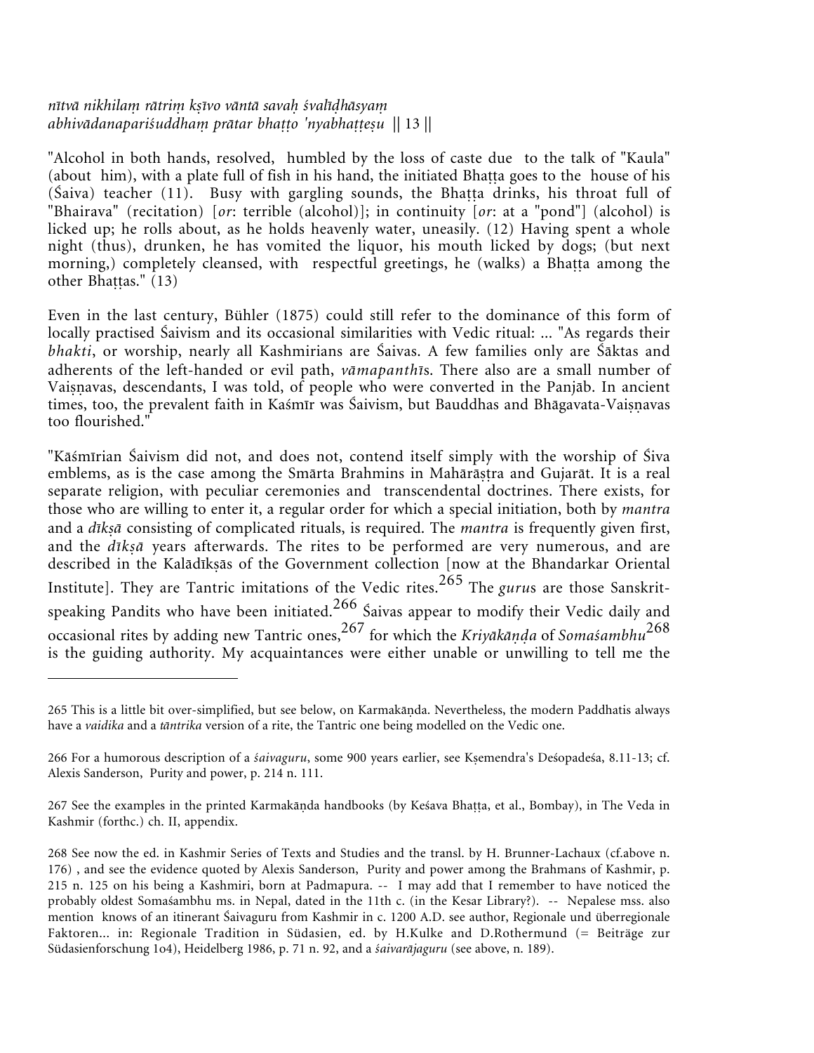*nītvā nikhilaṃ rātriṃ kṣīvo vāntā savaḥ śvalīḍhāsyaṃ*
*abhivādanapariśuddhaṃ prātar bhaṭṭo 'nyabhaṭṭeṣu* || 13 ||

"Alcohol in both hands, resolved, humbled by the loss of caste due to the talk of "Kaula" (about him), with a plate full of fish in his hand, the initiated Bhaṭṭa goes to the house of his (Śaiva) teacher (11). Busy with gargling sounds, the Bhaṭṭa drinks, his throat full of "Bhairava" (recitation) [*or*: terrible (alcohol)]; in continuity [*or*: at a "pond"] (alcohol) is licked up; he rolls about, as he holds heavenly water, uneasily. (12) Having spent a whole night (thus), drunken, he has vomited the liquor, his mouth licked by dogs; (but next morning,) completely cleansed, with respectful greetings, he (walks) a Bhaṭṭa among the other Bhaṭṭas." (13)

Even in the last century, Bühler (1875) could still refer to the dominance of this form of locally practised Śaivism and its occasional similarities with Vedic ritual: ... "As regards their *bhakti*, or worship, nearly all Kashmirians are Śaivas. A few families only are Śāktas and adherents of the left-handed or evil path, *vāmapanthī*s. There also are a small number of Vaiṣṇavas, descendants, I was told, of people who were converted in the Panjāb. In ancient times, too, the prevalent faith in Kaśmīr was Śaivism, but Bauddhas and Bhāgavata-Vaiṣṇavas too flourished."

"Kāśmīrian Śaivism did not, and does not, contend itself simply with the worship of Śiva emblems, as is the case among the Smārta Brahmins in Mahārāṣṭra and Gujarāt. It is a real separate religion, with peculiar ceremonies and transcendental doctrines. There exists, for those who are willing to enter it, a regular order for which a special initiation, both by *mantra* and a *dīkṣā* consisting of complicated rituals, is required. The *mantra* is frequently given first, and the *dīkṣā* years afterwards. The rites to be performed are very numerous, and are described in the Kalādīkṣās of the Government collection [now at the Bhandarkar Oriental Institute]. They are Tantric imitations of the Vedic rites.[265] The *guru*s are those Sanskrit-speaking Pandits who have been initiated.[266] Śaivas appear to modify their Vedic daily and occasional rites by adding new Tantric ones,[267] for which the *Kriyākāṇḍa* of *Somaśambhu*[268] is the guiding authority. My acquaintances were either unable or unwilling to tell me the

---

265 This is a little bit over-simplified, but see below, on Karmakāṇda. Nevertheless, the modern Paddhatis always have a *vaidika* and a *tāntrika* version of a rite, the Tantric one being modelled on the Vedic one.

266 For a humorous description of a *śaivaguru*, some 900 years earlier, see Kṣemendra's Deśopadeśa, 8.11-13; cf. Alexis Sanderson, Purity and power, p. 214 n. 111.

267 See the examples in the printed Karmakāṇda handbooks (by Keśava Bhaṭṭa, et al., Bombay), in The Veda in Kashmir (forthc.) ch. II, appendix.

268 See now the ed. in Kashmir Series of Texts and Studies and the transl. by H. Brunner-Lachaux (cf.above n. 176) , and see the evidence quoted by Alexis Sanderson, Purity and power among the Brahmans of Kashmir, p. 215 n. 125 on his being a Kashmiri, born at Padmapura. -- I may add that I remember to have noticed the probably oldest Somaśambhu ms. in Nepal, dated in the 11th c. (in the Kesar Library?). -- Nepalese mss. also mention knows of an itinerant Śaivaguru from Kashmir in c. 1200 A.D. see author, Regionale und überregionale Faktoren... in: Regionale Tradition in Südasien, ed. by H.Kulke and D.Rothermund (= Beiträge zur Südasienforschung 1o4), Heidelberg 1986, p. 71 n. 92, and a *śaivarājaguru* (see above, n. 189).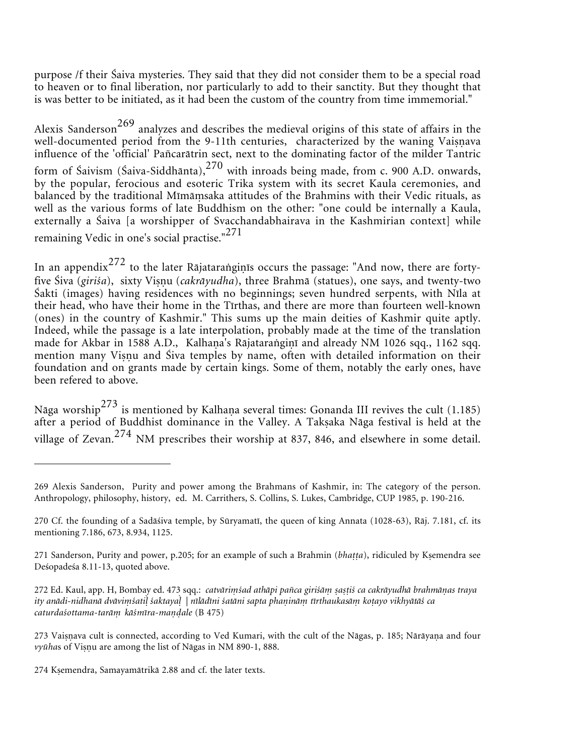purpose /f their Śaiva mysteries. They said that they did not consider them to be a special road to heaven or to final liberation, nor particularly to add to their sanctity. But they thought that is was better to be initiated, as it had been the custom of the country from time immemorial."

Alexis Sanderson[269] analyzes and describes the medieval origins of this state of affairs in the well-documented period from the 9-11th centuries, characterized by the waning Vaiṣṇava influence of the 'official' Pañcarātrin sect, next to the dominating factor of the milder Tantric form of Śaivism (Śaiva-Siddhānta),[270] with inroads being made, from c. 900 A.D. onwards, by the popular, ferocious and esoteric Trika system with its secret Kaula ceremonies, and balanced by the traditional Mīmāṃsaka attitudes of the Brahmins with their Vedic rituals, as well as the various forms of late Buddhism on the other: "one could be internally a Kaula, externally a Śaiva [a worshipper of Svacchandabhairava in the Kashmirian context] while remaining Vedic in one's social practise."[271]

In an appendix[272] to the later Rājataraṅgiṇīs occurs the passage: "And now, there are forty-five Śiva (*giriśa*), sixty Viṣṇu (*cakrāyudha*), three Brahmā (statues), one says, and twenty-two Śakti (images) having residences with no beginnings; seven hundred serpents, with Nīla at their head, who have their home in the Tīrthas, and there are more than fourteen well-known (ones) in the country of Kashmir." This sums up the main deities of Kashmir quite aptly. Indeed, while the passage is a late interpolation, probably made at the time of the translation made for Akbar in 1588 A.D., Kalhaṇa's Rājataraṅgiṇī and already NM 1026 sqq., 1162 sqq. mention many Viṣṇu and Śiva temples by name, often with detailed information on their foundation and on grants made by certain kings. Some of them, notably the early ones, have been refered to above.

Nāga worship[273] is mentioned by Kalhaṇa several times: Gonanda III revives the cult (1.185) after a period of Buddhist dominance in the Valley. A Takṣaka Nāga festival is held at the village of Zevan.[274] NM prescribes their worship at 837, 846, and elsewhere in some detail.

---

269 Alexis Sanderson, Purity and power among the Brahmans of Kashmir, in: The category of the person. Anthropology, philosophy, history, ed. M. Carrithers, S. Collins, S. Lukes, Cambridge, CUP 1985, p. 190-216.

270 Cf. the founding of a Sadāśiva temple, by Sūryamatī, the queen of king Annata (1028-63), Rāj. 7.181, cf. its mentioning 7.186, 673, 8.934, 1125.

271 Sanderson, Purity and power, p.205; for an example of such a Brahmin (*bhaṭṭa*), ridiculed by Kṣemendra see Deśopadeśa 8.11-13, quoted above.

272 Ed. Kaul, app. H, Bombay ed. 473 sqq.: *catvāriṃśad athāpi pañca giriśāṃ ṣaṣṭiś ca cakrāyudhā brahmāṇas traya ity anādi-nidhanā dvāviṃśatiḷ śaktayaḷ | nīlādīni śatāni sapta phaṇināṃ tīrthaukasāṃ koṭayo vikhyātāś ca caturdaśottama-tarāṃ kāśmīra-maṇḍale* (B 475)

273 Vaiṣṇava cult is connected, according to Ved Kumari, with the cult of the Nāgas, p. 185; Nārāyaṇa and four *vyūha*s of Viṣṇu are among the list of Nāgas in NM 890-1, 888.

274 Kṣemendra, Samayamātrikā 2.88 and cf. the later texts.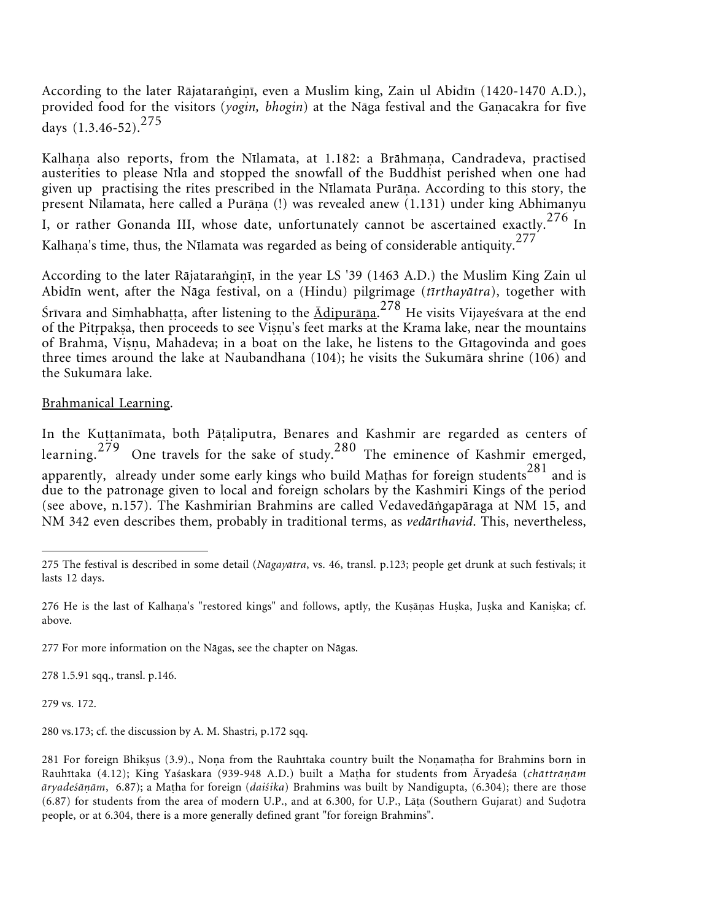According to the later Rājataraṅgiṇī, even a Muslim king, Zain ul Abidīn (1420-1470 A.D.), provided food for the visitors (*yogin, bhogin*) at the Nāga festival and the Gaṇacakra for five days (1.3.46-52).[275]

Kalhaṇa also reports, from the Nīlamata, at 1.182: a Brāhmaṇa, Candradeva, practised austerities to please Nīla and stopped the snowfall of the Buddhist perished when one had given up practising the rites prescribed in the Nīlamata Purāṇa. According to this story, the present Nīlamata, here called a Purāṇa (!) was revealed anew (1.131) under king Abhimanyu I, or rather Gonanda III, whose date, unfortunately cannot be ascertained exactly.[276] In Kalhaṇa's time, thus, the Nīlamata was regarded as being of considerable antiquity.[277]

According to the later Rājataraṅgiṇī, in the year LS '39 (1463 A.D.) the Muslim King Zain ul Abidīn went, after the Nāga festival, on a (Hindu) pilgrimage (*tīrthayātra*), together with Śrīvara and Siṃhabhaṭṭa, after listening to the Ādipurāṇa.[278] He visits Vijayeśvara at the end of the Pitṛpakṣa, then proceeds to see Viṣṇu's feet marks at the Krama lake, near the mountains of Brahmā, Viṣṇu, Mahādeva; in a boat on the lake, he listens to the Gītagovinda and goes three times around the lake at Naubandhana (104); he visits the Sukumāra shrine (106) and the Sukumāra lake.

Brahmanical Learning.

In the Kuṭṭanīmata, both Pāṭaliputra, Benares and Kashmir are regarded as centers of learning.[279] One travels for the sake of study.[280] The eminence of Kashmir emerged, apparently, already under some early kings who build Maṭhas for foreign students[281] and is due to the patronage given to local and foreign scholars by the Kashmiri Kings of the period (see above, n.157). The Kashmirian Brahmins are called Vedavedāṅgapāraga at NM 15, and NM 342 even describes them, probably in traditional terms, as *vedārthavid*. This, nevertheless,

---

275 The festival is described in some detail (*Nāgayātra*, vs. 46, transl. p.123; people get drunk at such festivals; it lasts 12 days.

276 He is the last of Kalhaṇa's "restored kings" and follows, aptly, the Kuṣāṇas Huṣka, Juṣka and Kaniṣka; cf. above.

277 For more information on the Nāgas, see the chapter on Nāgas.

278 1.5.91 sqq., transl. p.146.

279 vs. 172.

280 vs.173; cf. the discussion by A. M. Shastri, p.172 sqq.

281 For foreign Bhikṣus (3.9)., Noṇa from the Rauhītaka country built the Noṇamaṭha for Brahmins born in Rauhītaka (4.12); King Yaśaskara (939-948 A.D.) built a Maṭha for students from Āryadeśa (*chāttrāṇām āryadeśāṇām*, 6.87); a Maṭha for foreign (*daiśika*) Brahmins was built by Nandigupta, (6.304); there are those (6.87) for students from the area of modern U.P., and at 6.300, for U.P., Lāṭa (Southern Gujarat) and Suḍotra people, or at 6.304, there is a more generally defined grant "for foreign Brahmins".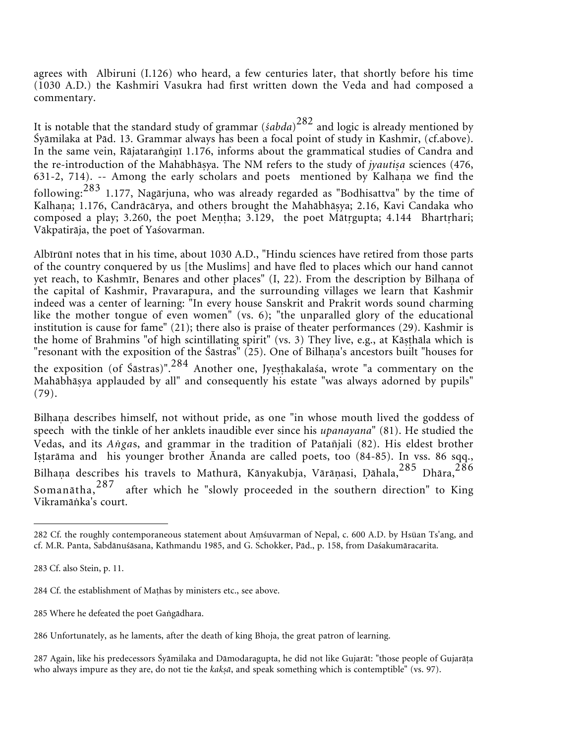agrees with Albiruni (I.126) who heard, a few centuries later, that shortly before his time (1030 A.D.) the Kashmiri Vasukra had first written down the Veda and had composed a commentary.

It is notable that the standard study of grammar (*śabda*)[282] and logic is already mentioned by Śyāmilaka at Pād. 13. Grammar always has been a focal point of study in Kashmir, (cf.above). In the same vein, Rājataraṅgiṇī 1.176, informs about the grammatical studies of Candra and the re-introduction of the Mahābhāṣya. The NM refers to the study of *jyautiṣa* sciences (476, 631-2, 714). -- Among the early scholars and poets mentioned by Kalhaṇa we find the following:[283] 1.177, Nagārjuna, who was already regarded as "Bodhisattva" by the time of Kalhaṇa; 1.176, Candrācārya, and others brought the Mahābhāṣya; 2.16, Kavi Candaka who composed a play; 3.260, the poet Meṇṭha; 3.129, the poet Mātṛgupta; 4.144 Bhartṛhari; Vākpatirāja, the poet of Yaśovarman.

Albīrūnī notes that in his time, about 1030 A.D., "Hindu sciences have retired from those parts of the country conquered by us [the Muslims] and have fled to places which our hand cannot yet reach, to Kashmīr, Benares and other places" (I, 22). From the description by Bilhaṇa of the capital of Kashmir, Pravarapura, and the surrounding villages we learn that Kashmir indeed was a center of learning: "In every house Sanskrit and Prakrit words sound charming like the mother tongue of even women" (vs. 6); "the unparalled glory of the educational institution is cause for fame" (21); there also is praise of theater performances (29). Kashmir is the home of Brahmins "of high scintillating spirit" (vs. 3) They live, e.g., at Kāṣṭhāla which is "resonant with the exposition of the Śāstras" (25). One of Bilhaṇa's ancestors built "houses for the exposition (of Śāstras)".[284] Another one, Jyeṣṭhakalaśa, wrote "a commentary on the Mahābhāṣya applauded by all" and consequently his estate "was always adorned by pupils" (79).

Bilhaṇa describes himself, not without pride, as one "in whose mouth lived the goddess of speech with the tinkle of her anklets inaudible ever since his *upanayana*" (81). He studied the Vedas, and its *Aṅga*s, and grammar in the tradition of Patañjali (82). His eldest brother Iṣṭarāma and his younger brother Ānanda are called poets, too (84-85). In vss. 86 sqq., Bilhaṇa describes his travels to Mathurā, Kānyakubja, Vārāṇasi, Ḍāhala,[285] Dhāra,[286] Somanātha,[287] after which he "slowly proceeded in the southern direction" to King Vikramāṅka's court.

---

282 Cf. the roughly contemporaneous statement about Aṃśuvarman of Nepal, c. 600 A.D. by Hsüan Ts'ang, and cf. M.R. Panta, Sabdānuśāsana, Kathmandu 1985, and G. Schokker, Pād., p. 158, from Daśakumāracarita.

283 Cf. also Stein, p. 11.

284 Cf. the establishment of Maṭhas by ministers etc., see above.

285 Where he defeated the poet Gaṅgādhara.

286 Unfortunately, as he laments, after the death of king Bhoja, the great patron of learning.

287 Again, like his predecessors Śyāmilaka and Dāmodaragupta, he did not like Gujarāt: "those people of Gujarāṭa who always impure as they are, do not tie the *kakṣā*, and speak something which is contemptible" (vs. 97).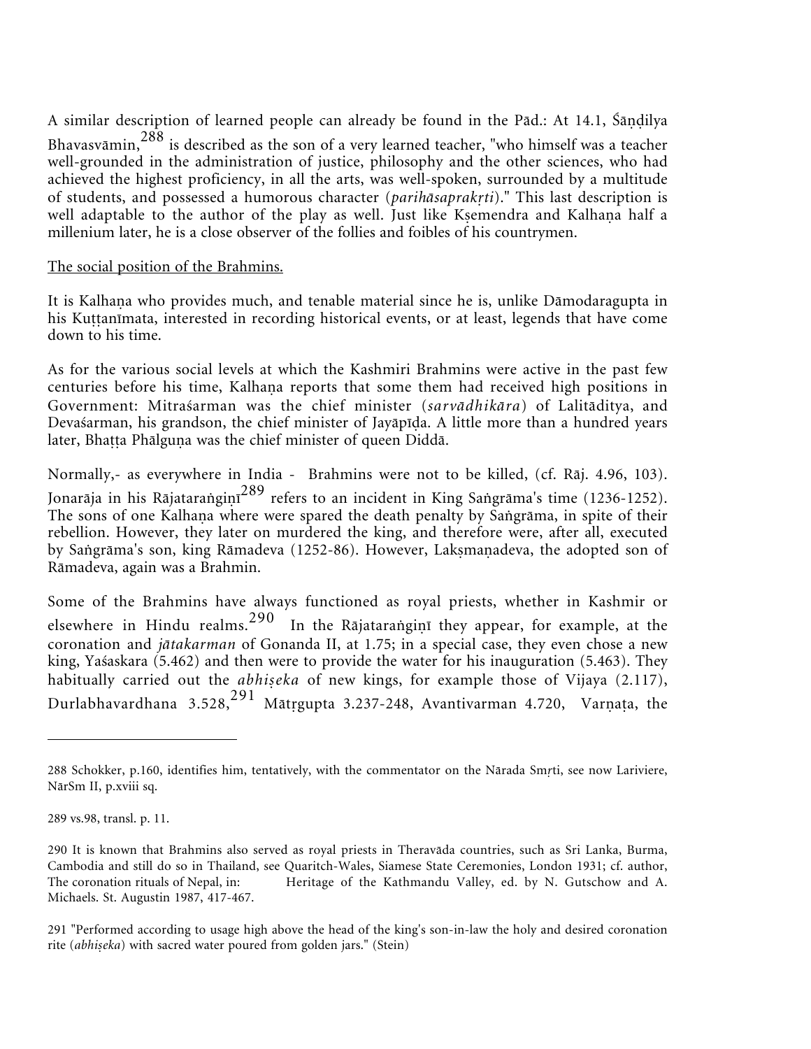A similar description of learned people can already be found in the Pād.: At 14.1, Śāṇḍilya Bhavasvāmin,[288] is described as the son of a very learned teacher, "who himself was a teacher well-grounded in the administration of justice, philosophy and the other sciences, who had achieved the highest proficiency, in all the arts, was well-spoken, surrounded by a multitude of students, and possessed a humorous character (*parihāsaprakṛti*)." This last description is well adaptable to the author of the play as well. Just like Kṣemendra and Kalhaṇa half a millenium later, he is a close observer of the follies and foibles of his countrymen.

<u>The social position of the Brahmins.</u>

It is Kalhaṇa who provides much, and tenable material since he is, unlike Dāmodaragupta in his Kuṭṭanīmata, interested in recording historical events, or at least, legends that have come down to his time.

As for the various social levels at which the Kashmiri Brahmins were active in the past few centuries before his time, Kalhaṇa reports that some them had received high positions in Government: Mitraśarman was the chief minister (*sarvādhikāra*) of Lalitāditya, and Devaśarman, his grandson, the chief minister of Jayāpīḍa. A little more than a hundred years later, Bhaṭṭa Phālguṇa was the chief minister of queen Diddā.

Normally,- as everywhere in India - Brahmins were not to be killed, (cf. Rāj. 4.96, 103). Jonarāja in his Rājataraṅgiṇī[289] refers to an incident in King Saṅgrāma's time (1236-1252). The sons of one Kalhaṇa where were spared the death penalty by Saṅgrāma, in spite of their rebellion. However, they later on murdered the king, and therefore were, after all, executed by Saṅgrāma's son, king Rāmadeva (1252-86). However, Lakṣmaṇadeva, the adopted son of Rāmadeva, again was a Brahmin.

Some of the Brahmins have always functioned as royal priests, whether in Kashmir or elsewhere in Hindu realms.[290] In the Rājataraṅgiṇī they appear, for example, at the coronation and *jātakarman* of Gonanda II, at 1.75; in a special case, they even chose a new king, Yaśaskara (5.462) and then were to provide the water for his inauguration (5.463). They habitually carried out the *abhiṣeka* of new kings, for example those of Vijaya (2.117), Durlabhavardhana 3.528,[291] Mātṛgupta 3.237-248, Avantivarman 4.720, Varṇaṭa, the

---

288 Schokker, p.160, identifies him, tentatively, with the commentator on the Nārada Smṛti, see now Lariviere, NārSm II, p.xviii sq.

289 vs.98, transl. p. 11.

290 It is known that Brahmins also served as royal priests in Theravāda countries, such as Sri Lanka, Burma, Cambodia and still do so in Thailand, see Quaritch-Wales, Siamese State Ceremonies, London 1931; cf. author, The coronation rituals of Nepal, in: Heritage of the Kathmandu Valley, ed. by N. Gutschow and A. Michaels. St. Augustin 1987, 417-467.

291 "Performed according to usage high above the head of the king's son-in-law the holy and desired coronation rite (*abhiṣeka*) with sacred water poured from golden jars." (Stein)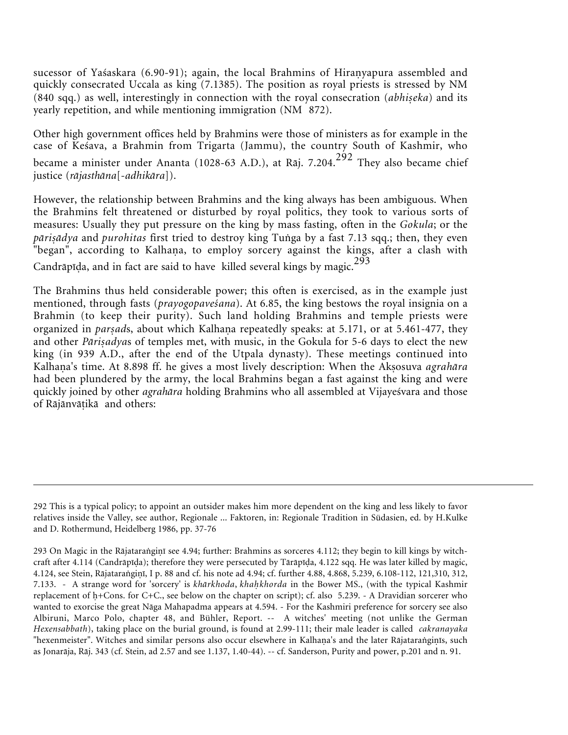sucessor of Yaśaskara (6.90-91); again, the local Brahmins of Hiraṇyapura assembled and quickly consecrated Uccala as king (7.1385). The position as royal priests is stressed by NM (840 sqq.) as well, interestingly in connection with the royal consecration (*abhiṣeka*) and its yearly repetition, and while mentioning immigration (NM 872).

Other high government offices held by Brahmins were those of ministers as for example in the case of Keśava, a Brahmin from Trigarta (Jammu), the country South of Kashmir, who became a minister under Ananta (1028-63 A.D.), at Rāj. 7.204.[292] They also became chief justice (*rājasthāna*[-*adhikāra*]).

However, the relationship between Brahmins and the king always has been ambiguous. When the Brahmins felt threatened or disturbed by royal politics, they took to various sorts of measures: Usually they put pressure on the king by mass fasting, often in the *Gokula*; or the *pāriṣādya* and *purohitas* first tried to destroy king Tuṅga by a fast 7.13 sqq.; then, they even "began", according to Kalhaṇa, to employ sorcery against the kings, after a clash with Candrāpīḍa, and in fact are said to have killed several kings by magic.[293]

The Brahmins thus held considerable power; this often is exercised, as in the example just mentioned, through fasts (*prayogopaveśana*). At 6.85, the king bestows the royal insignia on a Brahmin (to keep their purity). Such land holding Brahmins and temple priests were organized in *parṣad*s, about which Kalhaṇa repeatedly speaks: at 5.171, or at 5.461-477, they and other *Pāriṣadya*s of temples met, with music, in the Gokula for 5-6 days to elect the new king (in 939 A.D., after the end of the Utpala dynasty). These meetings continued into Kalhaṇa's time. At 8.898 ff. he gives a most lively description: When the Akṣosuva *agrahāra* had been plundered by the army, the local Brahmins began a fast against the king and were quickly joined by other *agrahāra* holding Brahmins who all assembled at Vijayeśvara and those of Rājānvāṭikā and others:

---

292 This is a typical policy; to appoint an outsider makes him more dependent on the king and less likely to favor relatives inside the Valley, see author, Regionale ... Faktoren, in: Regionale Tradition in Südasien, ed. by H.Kulke and D. Rothermund, Heidelberg 1986, pp. 37-76

293 On Magic in the Rājataraṅgiṇī see 4.94; further: Brahmins as sorceres 4.112; they begin to kill kings by witch-craft after 4.114 (Candrāpīḍa); therefore they were persecuted by Tārāpīḍa, 4.122 sqq. He was later killed by magic, 4.124, see Stein, Rājataraṅgiṇī, I p. 88 and cf. his note ad 4.94; cf. further 4.88, 4.868, 5.239, 6.108-112, 121,310, 312, 7.133. - A strange word for 'sorcery' is *khārkhoda*, *khaḥkhorda* in the Bower MS., (with the typical Kashmir replacement of ḥ+Cons. for C+C., see below on the chapter on script); cf. also 5.239. - A Dravidian sorcerer who wanted to exorcise the great Nāga Mahapadma appears at 4.594. - For the Kashmiri preference for sorcery see also Albiruni, Marco Polo, chapter 48, and Bühler, Report. -- A witches' meeting (not unlike the German *Hexensabbath*), taking place on the burial ground, is found at 2.99-111; their male leader is called *cakranayaka* "hexenmeister". Witches and similar persons also occur elsewhere in Kalhaṇa's and the later Rājataraṅgiṇīs, such as Jonarāja, Rāj. 343 (cf. Stein, ad 2.57 and see 1.137, 1.40-44). -- cf. Sanderson, Purity and power, p.201 and n. 91.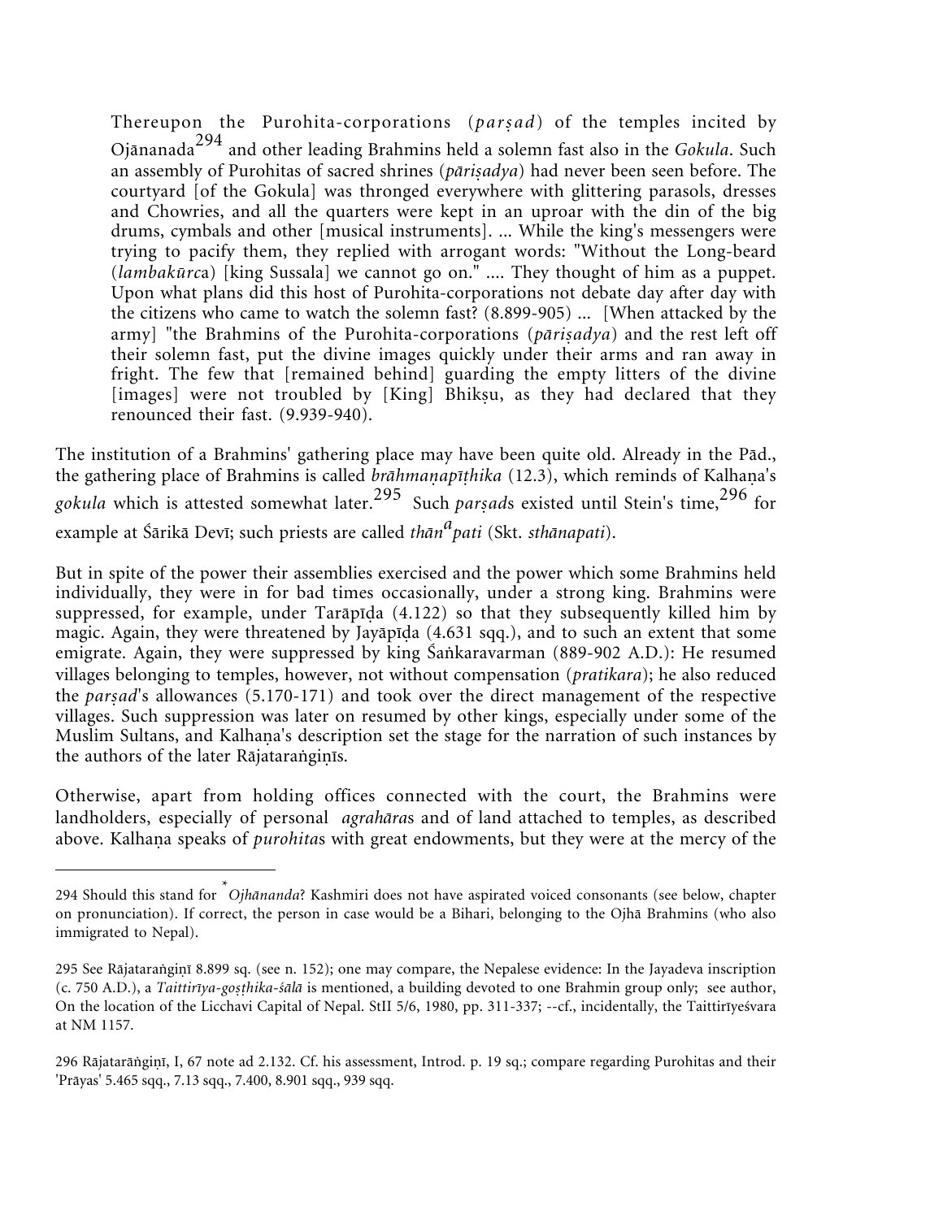> Thereupon the Purohita-corporations (*parṣad*) of the temples incited by Ojānanada[294] and other leading Brahmins held a solemn fast also in the *Gokula*. Such an assembly of Purohitas of sacred shrines (*pāriṣadya*) had never been seen before. The courtyard [of the Gokula] was thronged everywhere with glittering parasols, dresses and Chowries, and all the quarters were kept in an uproar with the din of the big drums, cymbals and other [musical instruments]. ... While the king's messengers were trying to pacify them, they replied with arrogant words: "Without the Long-beard (*lambakūrc*a) [king Sussala] we cannot go on." .... They thought of him as a puppet. Upon what plans did this host of Purohita-corporations not debate day after day with the citizens who came to watch the solemn fast? (8.899-905) ... [When attacked by the army] "the Brahmins of the Purohita-corporations (*pāriṣadya*) and the rest left off their solemn fast, put the divine images quickly under their arms and ran away in fright. The few that [remained behind] guarding the empty litters of the divine [images] were not troubled by [King] Bhikṣu, as they had declared that they renounced their fast. (9.939-940).

The institution of a Brahmins' gathering place may have been quite old. Already in the Pād., the gathering place of Brahmins is called *brāhmaṇapīṭhika* (12.3), which reminds of Kalhaṇa's *gokula* which is attested somewhat later.[295] Such *parṣad*s existed until Stein's time,[296] for example at Śārikā Devī; such priests are called *thān$^{a}$pati* (Skt. *sthānapati*).

But in spite of the power their assemblies exercised and the power which some Brahmins held individually, they were in for bad times occasionally, under a strong king. Brahmins were suppressed, for example, under Tarāpīḍa (4.122) so that they subsequently killed him by magic. Again, they were threatened by Jayāpīḍa (4.631 sqq.), and to such an extent that some emigrate. Again, they were suppressed by king Śaṅkaravarman (889-902 A.D.): He resumed villages belonging to temples, however, not without compensation (*pratikara*); he also reduced the *parṣad*'s allowances (5.170-171) and took over the direct management of the respective villages. Such suppression was later on resumed by other kings, especially under some of the Muslim Sultans, and Kalhaṇa's description set the stage for the narration of such instances by the authors of the later Rājataraṅgiṇīs.

Otherwise, apart from holding offices connected with the court, the Brahmins were landholders, especially of personal *agrahāra*s and of land attached to temples, as described above. Kalhaṇa speaks of *purohita*s with great endowments, but they were at the mercy of the

---

294 Should this stand for *\*Ojhānanda*? Kashmiri does not have aspirated voiced consonants (see below, chapter on pronunciation). If correct, the person in case would be a Bihari, belonging to the Ojhā Brahmins (who also immigrated to Nepal).

295 See Rājataraṅgiṇī 8.899 sq. (see n. 152); one may compare, the Nepalese evidence: In the Jayadeva inscription (c. 750 A.D.), a *Taittirīya-goṣṭhika-śālā* is mentioned, a building devoted to one Brahmin group only; see author, On the location of the Licchavi Capital of Nepal. StII 5/6, 1980, pp. 311-337; --cf., incidentally, the Taittirīyeśvara at NM 1157.

296 Rājatarāṅgiṇī, I, 67 note ad 2.132. Cf. his assessment, Introd. p. 19 sq.; compare regarding Purohitas and their 'Prāyas' 5.465 sqq., 7.13 sqq., 7.400, 8.901 sqq., 939 sqq.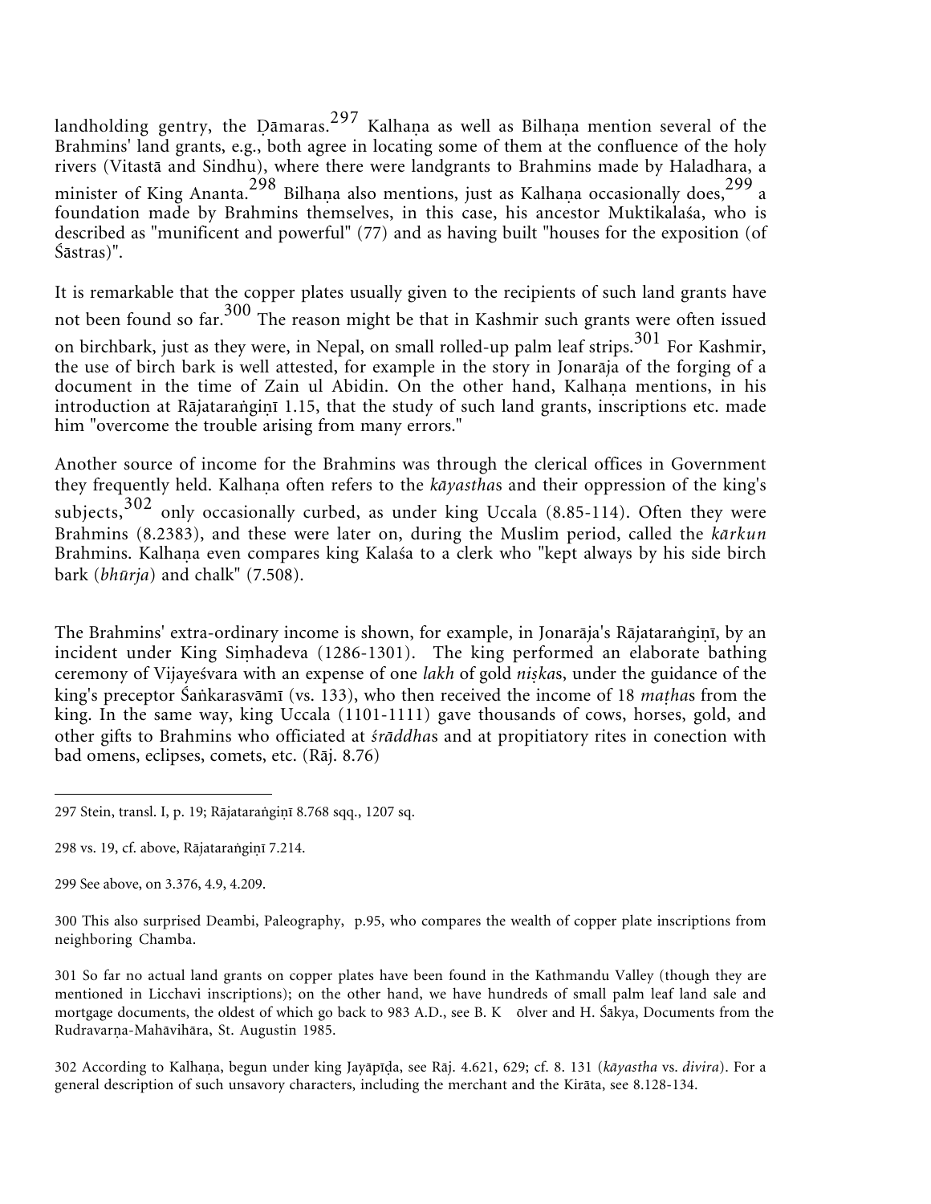landholding gentry, the Ḍāmaras.[297] Kalhaṇa as well as Bilhaṇa mention several of the Brahmins' land grants, e.g., both agree in locating some of them at the confluence of the holy rivers (Vitastā and Sindhu), where there were landgrants to Brahmins made by Haladhara, a minister of King Ananta.[298] Bilhaṇa also mentions, just as Kalhaṇa occasionally does,[299] a foundation made by Brahmins themselves, in this case, his ancestor Muktikalaśa, who is described as "munificent and powerful" (77) and as having built "houses for the exposition (of Śāstras)".

It is remarkable that the copper plates usually given to the recipients of such land grants have not been found so far.[300] The reason might be that in Kashmir such grants were often issued on birchbark, just as they were, in Nepal, on small rolled-up palm leaf strips.[301] For Kashmir, the use of birch bark is well attested, for example in the story in Jonarāja of the forging of a document in the time of Zain ul Abidin. On the other hand, Kalhaṇa mentions, in his introduction at Rājataraṅgiṇī 1.15, that the study of such land grants, inscriptions etc. made him "overcome the trouble arising from many errors."

Another source of income for the Brahmins was through the clerical offices in Government they frequently held. Kalhaṇa often refers to the *kāyastha*s and their oppression of the king's subjects,[302] only occasionally curbed, as under king Uccala (8.85-114). Often they were Brahmins (8.2383), and these were later on, during the Muslim period, called the *kārkun* Brahmins. Kalhaṇa even compares king Kalaśa to a clerk who "kept always by his side birch bark (*bhūrja*) and chalk" (7.508).

The Brahmins' extra-ordinary income is shown, for example, in Jonarāja's Rājataraṅgiṇī, by an incident under King Siṃhadeva (1286-1301). The king performed an elaborate bathing ceremony of Vijayeśvara with an expense of one *lakh* of gold *niṣka*s, under the guidance of the king's preceptor Śaṅkarasvāmī (vs. 133), who then received the income of 18 *maṭha*s from the king. In the same way, king Uccala (1101-1111) gave thousands of cows, horses, gold, and other gifts to Brahmins who officiated at *śrāddha*s and at propitiatory rites in conection with bad omens, eclipses, comets, etc. (Rāj. 8.76)

---

297 Stein, transl. I, p. 19; Rājataraṅgiṇī 8.768 sqq., 1207 sq.

298 vs. 19, cf. above, Rājataraṅgiṇī 7.214.

299 See above, on 3.376, 4.9, 4.209.

300 This also surprised Deambi, Paleography, p.95, who compares the wealth of copper plate inscriptions from neighboring Chamba.

301 So far no actual land grants on copper plates have been found in the Kathmandu Valley (though they are mentioned in Licchavi inscriptions); on the other hand, we have hundreds of small palm leaf land sale and mortgage documents, the oldest of which go back to 983 A.D., see B. K ölver and H. Śākya, Documents from the Rudravarṇa-Mahāvihāra, St. Augustin 1985.

302 According to Kalhaṇa, begun under king Jayāpīḍa, see Rāj. 4.621, 629; cf. 8. 131 (*kāyastha* vs. *divira*). For a general description of such unsavory characters, including the merchant and the Kirāta, see 8.128-134.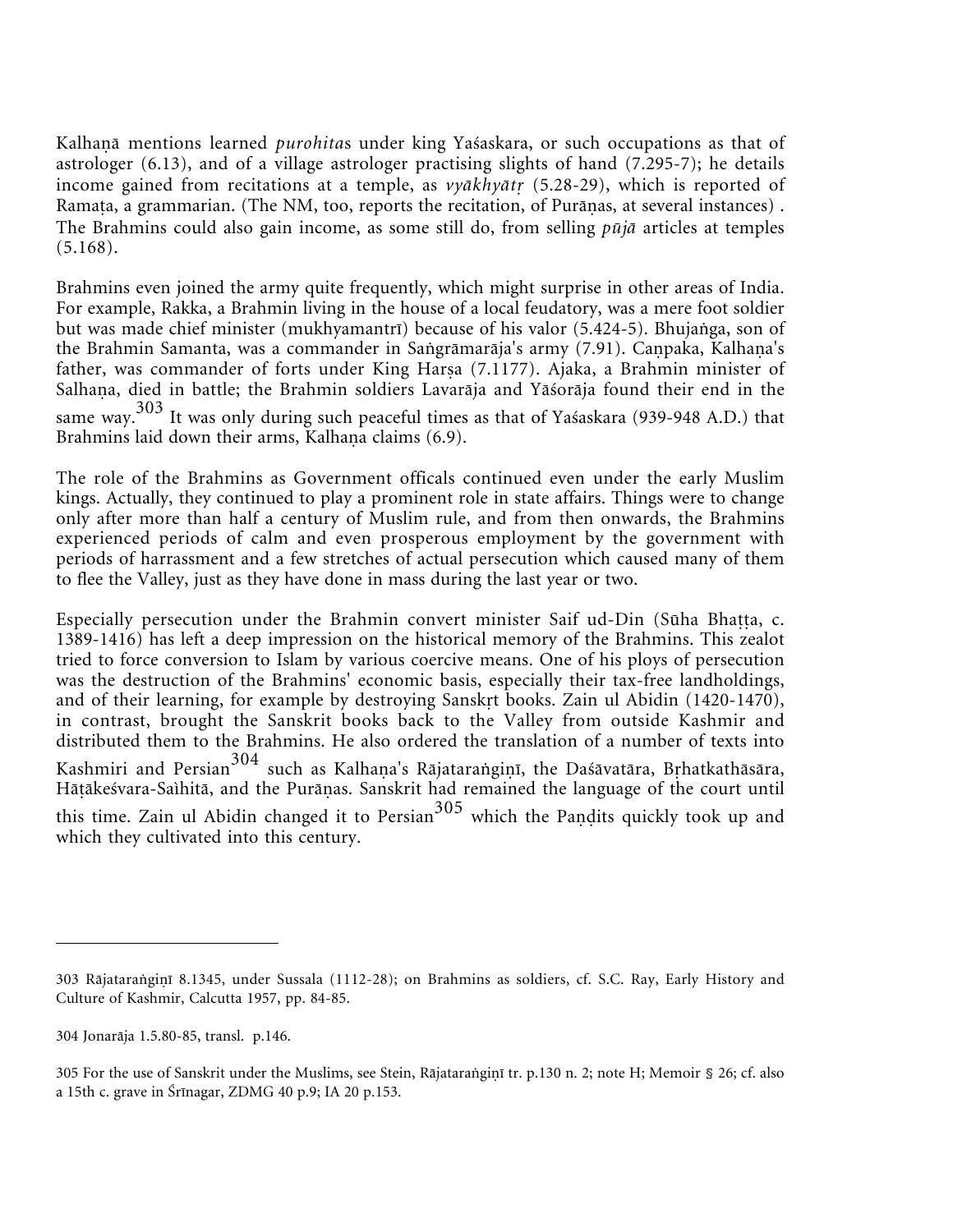Kalhaṇā mentions learned *purohita*s under king Yaśaskara, or such occupations as that of astrologer (6.13), and of a village astrologer practising slights of hand (7.295-7); he details income gained from recitations at a temple, as *vyākhyātṛ* (5.28-29), which is reported of Ramaṭa, a grammarian. (The NM, too, reports the recitation, of Purāṇas, at several instances) . The Brahmins could also gain income, as some still do, from selling *pūjā* articles at temples (5.168).

Brahmins even joined the army quite frequently, which might surprise in other areas of India. For example, Rakka, a Brahmin living in the house of a local feudatory, was a mere foot soldier but was made chief minister (mukhyamantrī) because of his valor (5.424-5). Bhujaṅga, son of the Brahmin Samanta, was a commander in Saṅgrāmarāja's army (7.91). Caṇpaka, Kalhaṇa's father, was commander of forts under King Harṣa (7.1177). Ajaka, a Brahmin minister of Salhaṇa, died in battle; the Brahmin soldiers Lavarāja and Yāśorāja found their end in the same way.[303] It was only during such peaceful times as that of Yaśaskara (939-948 A.D.) that Brahmins laid down their arms, Kalhaṇa claims (6.9).

The role of the Brahmins as Government officals continued even under the early Muslim kings. Actually, they continued to play a prominent role in state affairs. Things were to change only after more than half a century of Muslim rule, and from then onwards, the Brahmins experienced periods of calm and even prosperous employment by the government with periods of harrassment and a few stretches of actual persecution which caused many of them to flee the Valley, just as they have done in mass during the last year or two.

Especially persecution under the Brahmin convert minister Saif ud-Din (Sūha Bhaṭṭa, c. 1389-1416) has left a deep impression on the historical memory of the Brahmins. This zealot tried to force conversion to Islam by various coercive means. One of his ploys of persecution was the destruction of the Brahmins' economic basis, especially their tax-free landholdings, and of their learning, for example by destroying Sanskṛt books. Zain ul Abidin (1420-1470), in contrast, brought the Sanskrit books back to the Valley from outside Kashmir and distributed them to the Brahmins. He also ordered the translation of a number of texts into Kashmiri and Persian[304] such as Kalhaṇa's Rājataraṅgiṇī, the Daśāvatāra, Bṛhatkathāsāra, Hāṭakeśvara-Saìhitā, and the Purāṇas. Sanskrit had remained the language of the court until this time. Zain ul Abidin changed it to Persian[305] which the Paṇḍits quickly took up and which they cultivated into this century.

---

303 Rājataraṅgiṇī 8.1345, under Sussala (1112-28); on Brahmins as soldiers, cf. S.C. Ray, Early History and Culture of Kashmir, Calcutta 1957, pp. 84-85.

304 Jonarāja 1.5.80-85, transl. p.146.

305 For the use of Sanskrit under the Muslims, see Stein, Rājataraṅgiṇī tr. p.130 n. 2; note H; Memoir § 26; cf. also a 15th c. grave in Śrīnagar, ZDMG 40 p.9; IA 20 p.153.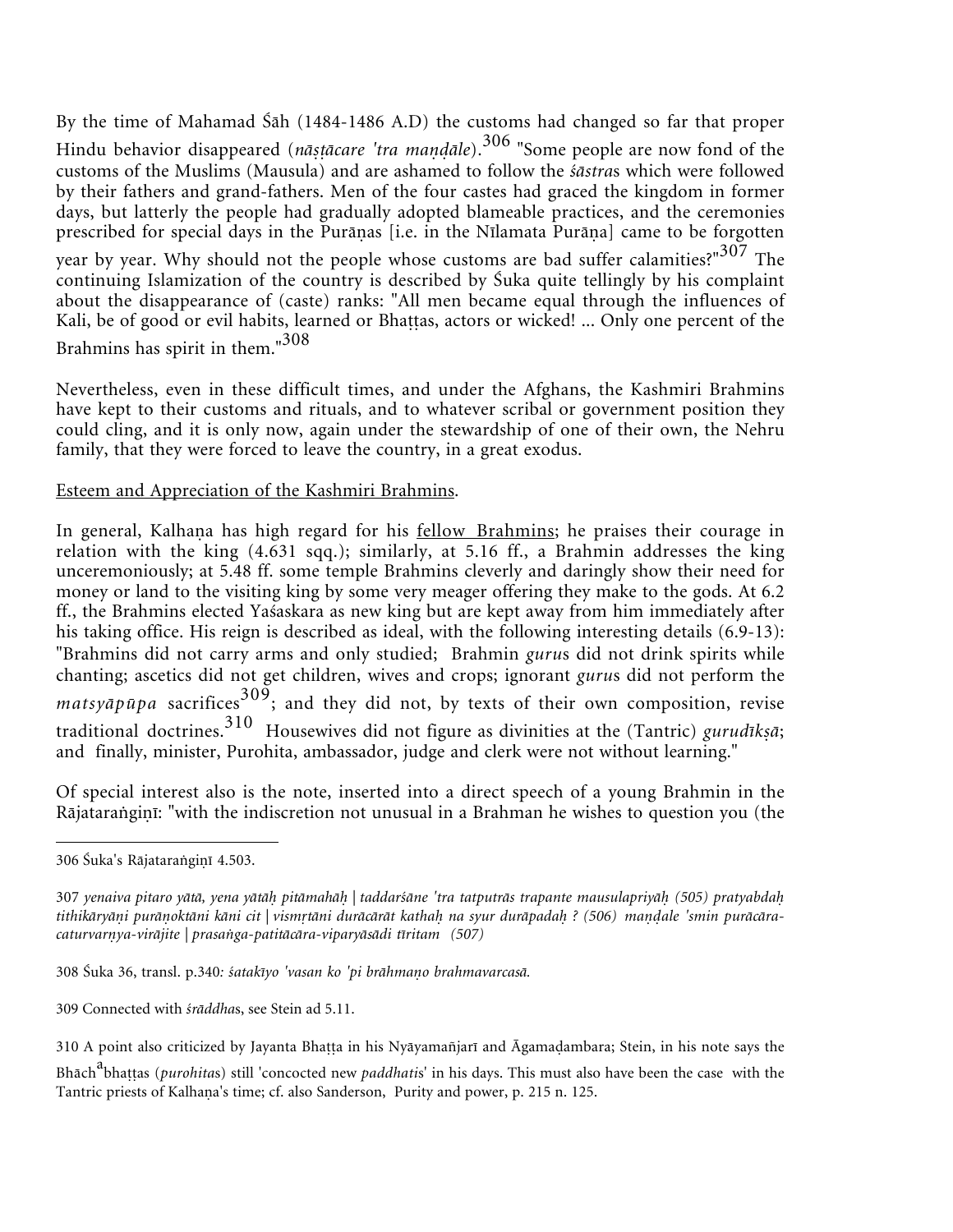By the time of Mahamad Śāh (1484-1486 A.D) the customs had changed so far that proper Hindu behavior disappeared (*nāṣṭācare 'tra maṇḍāle*).[306] "Some people are now fond of the customs of the Muslims (Mausula) and are ashamed to follow the *śāstra*s which were followed by their fathers and grand-fathers. Men of the four castes had graced the kingdom in former days, but latterly the people had gradually adopted blameable practices, and the ceremonies prescribed for special days in the Purāṇas [i.e. in the Nīlamata Purāṇa] came to be forgotten year by year. Why should not the people whose customs are bad suffer calamities?"[307] The continuing Islamization of the country is described by Śuka quite tellingly by his complaint about the disappearance of (caste) ranks: "All men became equal through the influences of Kali, be of good or evil habits, learned or Bhaṭṭas, actors or wicked! ... Only one percent of the Brahmins has spirit in them."[308]

Nevertheless, even in these difficult times, and under the Afghans, the Kashmiri Brahmins have kept to their customs and rituals, and to whatever scribal or government position they could cling, and it is only now, again under the stewardship of one of their own, the Nehru family, that they were forced to leave the country, in a great exodus.

<u>Esteem and Appreciation of the Kashmiri Brahmins</u>.

In general, Kalhaṇa has high regard for his <u>fellow Brahmins</u>; he praises their courage in relation with the king (4.631 sqq.); similarly, at 5.16 ff., a Brahmin addresses the king unceremoniously; at 5.48 ff. some temple Brahmins cleverly and daringly show their need for money or land to the visiting king by some very meager offering they make to the gods. At 6.2 ff., the Brahmins elected Yaśaskara as new king but are kept away from him immediately after his taking office. His reign is described as ideal, with the following interesting details (6.9-13): "Brahmins did not carry arms and only studied; Brahmin *guru*s did not drink spirits while chanting; ascetics did not get children, wives and crops; ignorant *guru*s did not perform the *matsyāpūpa* sacrifices[309]; and they did not, by texts of their own composition, revise traditional doctrines.[310] Housewives did not figure as divinities at the (Tantric) *gurudīkṣā*; and finally, minister, Purohita, ambassador, judge and clerk were not without learning."

Of special interest also is the note, inserted into a direct speech of a young Brahmin in the Rājataraṅgiṇī: "with the indiscretion not unusual in a Brahman he wishes to question you (the

---

306 Śuka's Rājataraṅgiṇī 4.503.

307 *yenaiva pitaro yātā, yena yātāḥ pitāmahāḥ | taddarśāne 'tra tatputrās trapante mausulapriyāḥ (505) pratyabdaḥ tithikāryāṇi purāṇoktāni kāni cit | vismṛtāni durācārāt kathaḥ na syur durāpadaḥ ? (506) maṇḍale 'smin purācāra-caturvarṇya-virājite | prasaṅga-patitācāra-viparyāsādi tīritam (507)*

308 Śuka 36, transl. p.340*: śatakīyo 'vasan ko 'pi brāhmaṇo brahmavarcasā.*

309 Connected with *śrāddha*s, see Stein ad 5.11.

310 A point also criticized by Jayanta Bhaṭṭa in his Nyāyamañjarī and Āgamaḍambara; Stein, in his note says the Bhāch[a]bhaṭṭas (*purohita*s) still 'concocted new *paddhati*s' in his days. This must also have been the case with the Tantric priests of Kalhaṇa's time; cf. also Sanderson, Purity and power, p. 215 n. 125.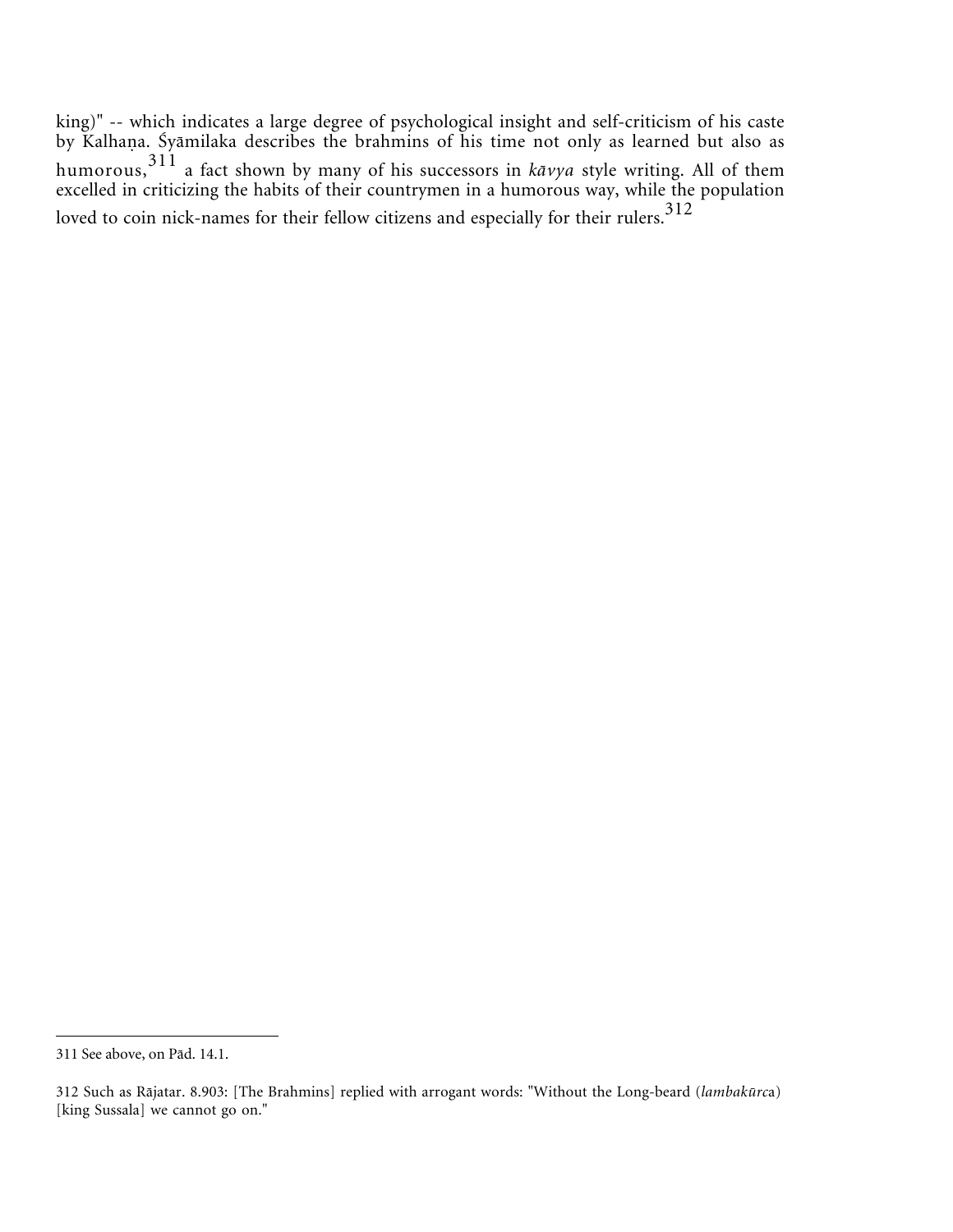king)" -- which indicates a large degree of psychological insight and self-criticism of his caste by Kalhaṇa. Śyāmilaka describes the brahmins of his time not only as learned but also as humorous,[311] a fact shown by many of his successors in *kāvya* style writing. All of them excelled in criticizing the habits of their countrymen in a humorous way, while the population loved to coin nick-names for their fellow citizens and especially for their rulers.[312]

---

311 See above, on Pād. 14.1.

312 Such as Rājatar. 8.903: [The Brahmins] replied with arrogant words: "Without the Long-beard (*lambakūrc*a) [king Sussala] we cannot go on."